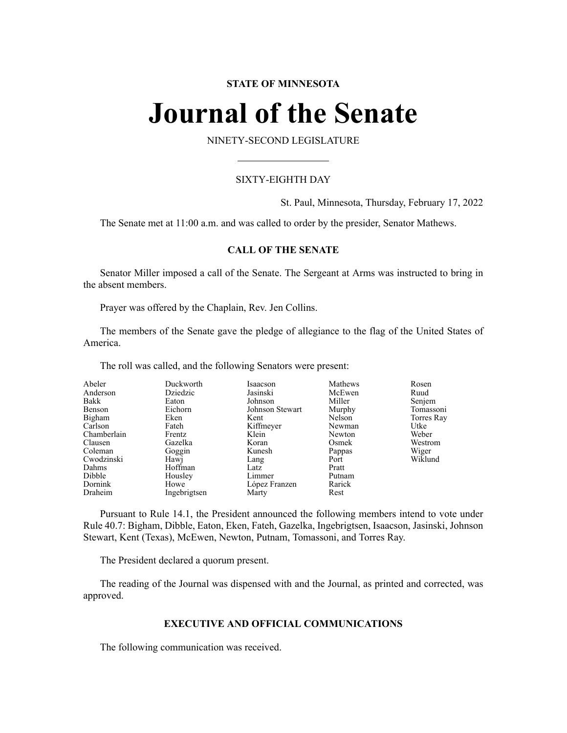**STATE OF MINNESOTA**

# Journal of the Senate

NINETY-SECOND LEGISLATURE

SIXTY-EIGHTH DAY

St. Paul, Minnesota, Thursday, February 17, 2022

The Senate met at 11:00 a.m. and was called to order by the presider, Senator Mathews.

## CALL OF THE SENATE

Senator Miller imposed a call of the Senate. The Sergeant at Arms was instructed to bring in the absent members.

Prayer was offered by the Chaplain, Rev. Jen Collins.

The members of the Senate gave the pledge of allegiance to the flag of the United States of America.

The roll was called, and the following Senators were present:

| | | | | |
|---|---|---|---|---|
| Abeler | Duckworth | Isaacson | Mathews | Rosen |
| Anderson | Dziedzic | Jasinski | McEwen | Ruud |
| Bakk | Eaton | Johnson | Miller | Senjem |
| Benson | Eichorn | Johnson Stewart | Murphy | Tomassoni |
| Bigham | Eken | Kent | Nelson | Torres Ray |
| Carlson | Fateh | Kiffmeyer | Newman | Utke |
| Chamberlain | Frentz | Klein | Newton | Weber |
| Clausen | Gazelka | Koran | Osmek | Westrom |
| Coleman | Goggin | Kunesh | Pappas | Wiger |
| Cwodzinski | Hawj | Lang | Port | Wiklund |
| Dahms | Hoffman | Latz | Pratt | |
| Dibble | Housley | Limmer | Putnam | |
| Dornink | Howe | López Franzen | Rarick | |
| Draheim | Ingebrigtsen | Marty | Rest | |

Pursuant to Rule 14.1, the President announced the following members intend to vote under Rule 40.7: Bigham, Dibble, Eaton, Eken, Fateh, Gazelka, Ingebrigtsen, Isaacson, Jasinski, Johnson Stewart, Kent (Texas), McEwen, Newton, Putnam, Tomassoni, and Torres Ray.

The President declared a quorum present.

The reading of the Journal was dispensed with and the Journal, as printed and corrected, was approved.

## EXECUTIVE AND OFFICIAL COMMUNICATIONS

The following communication was received.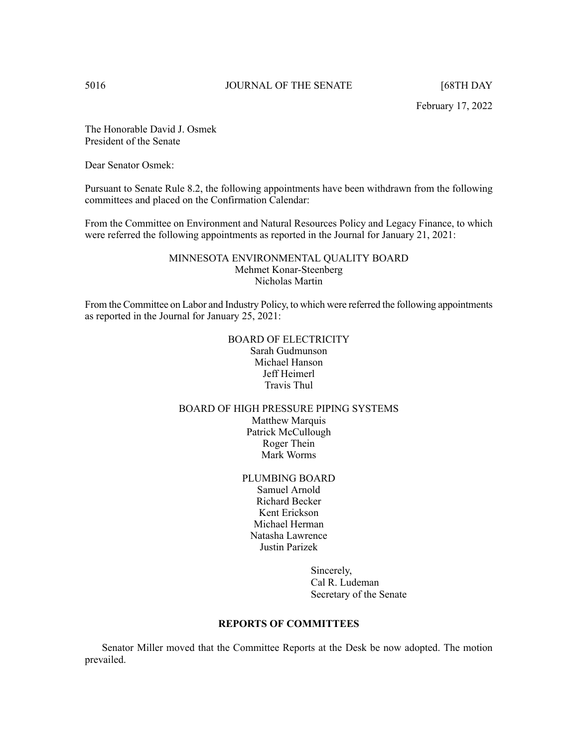February 17, 2022

The Honorable David J. Osmek
President of the Senate

Dear Senator Osmek:

Pursuant to Senate Rule 8.2, the following appointments have been withdrawn from the following committees and placed on the Confirmation Calendar:

From the Committee on Environment and Natural Resources Policy and Legacy Finance, to which were referred the following appointments as reported in the Journal for January 21, 2021:

MINNESOTA ENVIRONMENTAL QUALITY BOARD
Mehmet Konar-Steenberg
Nicholas Martin

From the Committee on Labor and Industry Policy, to which were referred the following appointments as reported in the Journal for January 25, 2021:

BOARD OF ELECTRICITY
Sarah Gudmunson
Michael Hanson
Jeff Heimerl
Travis Thul

BOARD OF HIGH PRESSURE PIPING SYSTEMS
Matthew Marquis
Patrick McCullough
Roger Thein
Mark Worms

PLUMBING BOARD
Samuel Arnold
Richard Becker
Kent Erickson
Michael Herman
Natasha Lawrence
Justin Parizek

Sincerely,
Cal R. Ludeman
Secretary of the Senate

## REPORTS OF COMMITTEES

Senator Miller moved that the Committee Reports at the Desk be now adopted. The motion prevailed.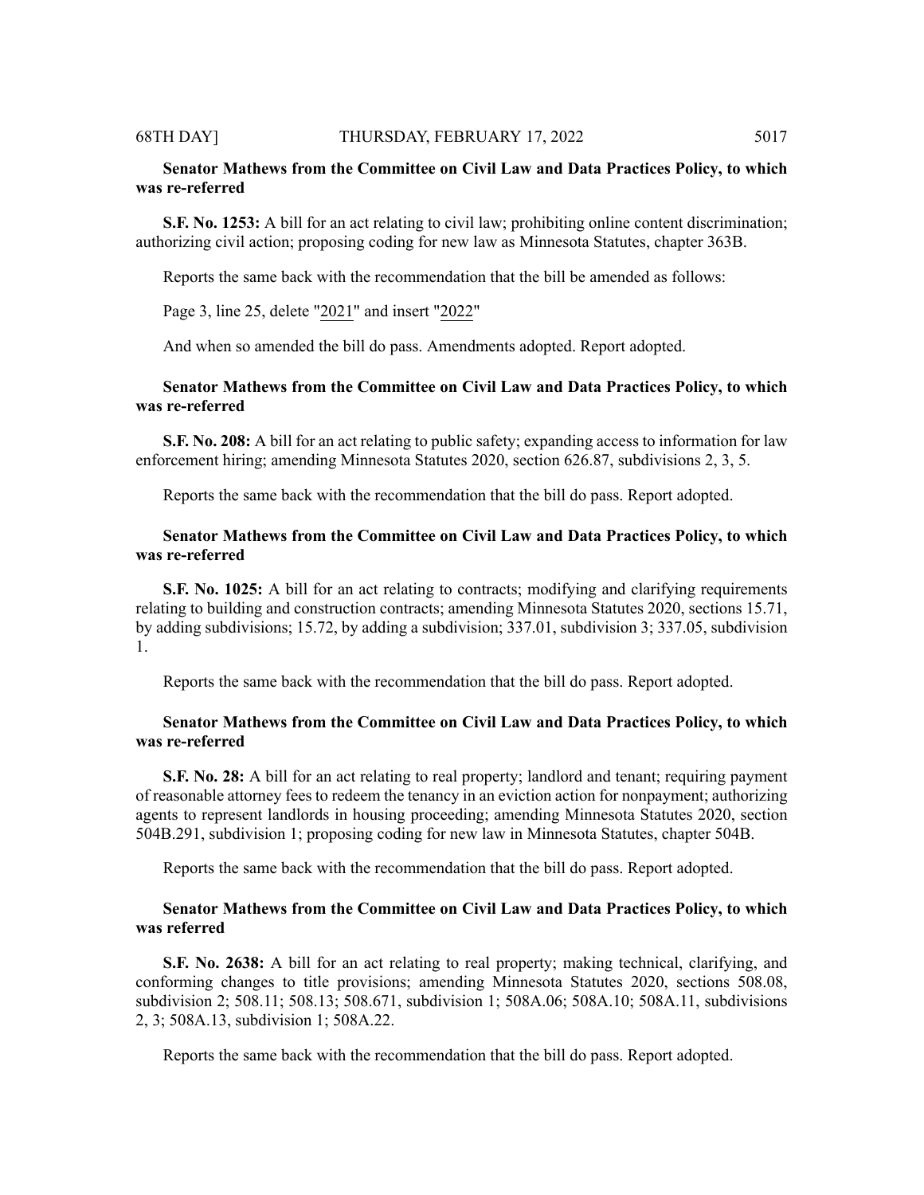**Senator Mathews from the Committee on Civil Law and Data Practices Policy, to which was re-referred**

**S.F. No. 1253:** A bill for an act relating to civil law; prohibiting online content discrimination; authorizing civil action; proposing coding for new law as Minnesota Statutes, chapter 363B.

Reports the same back with the recommendation that the bill be amended as follows:

Page 3, line 25, delete "2021" and insert "2022"

And when so amended the bill do pass. Amendments adopted. Report adopted.

**Senator Mathews from the Committee on Civil Law and Data Practices Policy, to which was re-referred**

**S.F. No. 208:** A bill for an act relating to public safety; expanding access to information for law enforcement hiring; amending Minnesota Statutes 2020, section 626.87, subdivisions 2, 3, 5.

Reports the same back with the recommendation that the bill do pass. Report adopted.

**Senator Mathews from the Committee on Civil Law and Data Practices Policy, to which was re-referred**

**S.F. No. 1025:** A bill for an act relating to contracts; modifying and clarifying requirements relating to building and construction contracts; amending Minnesota Statutes 2020, sections 15.71, by adding subdivisions; 15.72, by adding a subdivision; 337.01, subdivision 3; 337.05, subdivision 1.

Reports the same back with the recommendation that the bill do pass. Report adopted.

**Senator Mathews from the Committee on Civil Law and Data Practices Policy, to which was re-referred**

**S.F. No. 28:** A bill for an act relating to real property; landlord and tenant; requiring payment of reasonable attorney fees to redeem the tenancy in an eviction action for nonpayment; authorizing agents to represent landlords in housing proceeding; amending Minnesota Statutes 2020, section 504B.291, subdivision 1; proposing coding for new law in Minnesota Statutes, chapter 504B.

Reports the same back with the recommendation that the bill do pass. Report adopted.

**Senator Mathews from the Committee on Civil Law and Data Practices Policy, to which was referred**

**S.F. No. 2638:** A bill for an act relating to real property; making technical, clarifying, and conforming changes to title provisions; amending Minnesota Statutes 2020, sections 508.08, subdivision 2; 508.11; 508.13; 508.671, subdivision 1; 508A.06; 508A.10; 508A.11, subdivisions 2, 3; 508A.13, subdivision 1; 508A.22.

Reports the same back with the recommendation that the bill do pass. Report adopted.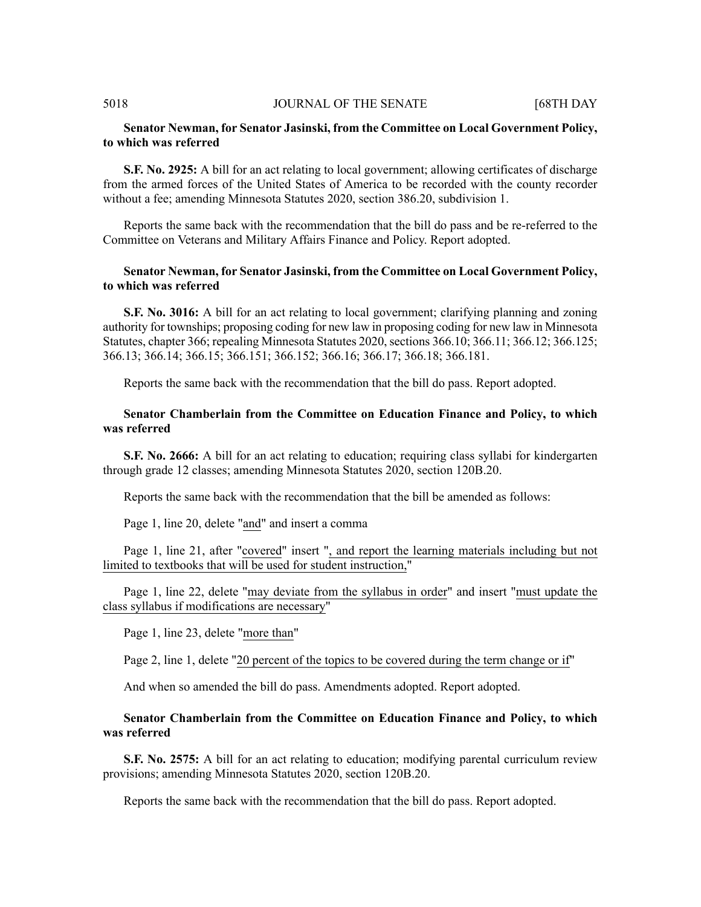**Senator Newman, for Senator Jasinski, from the Committee on Local Government Policy, to which was referred**

**S.F. No. 2925:** A bill for an act relating to local government; allowing certificates of discharge from the armed forces of the United States of America to be recorded with the county recorder without a fee; amending Minnesota Statutes 2020, section 386.20, subdivision 1.

Reports the same back with the recommendation that the bill do pass and be re-referred to the Committee on Veterans and Military Affairs Finance and Policy. Report adopted.

**Senator Newman, for Senator Jasinski, from the Committee on Local Government Policy, to which was referred**

**S.F. No. 3016:** A bill for an act relating to local government; clarifying planning and zoning authority for townships; proposing coding for new law in proposing coding for new law in Minnesota Statutes, chapter 366; repealing Minnesota Statutes 2020, sections 366.10; 366.11; 366.12; 366.125; 366.13; 366.14; 366.15; 366.151; 366.152; 366.16; 366.17; 366.18; 366.181.

Reports the same back with the recommendation that the bill do pass. Report adopted.

**Senator Chamberlain from the Committee on Education Finance and Policy, to which was referred**

**S.F. No. 2666:** A bill for an act relating to education; requiring class syllabi for kindergarten through grade 12 classes; amending Minnesota Statutes 2020, section 120B.20.

Reports the same back with the recommendation that the bill be amended as follows:

Page 1, line 20, delete "and" and insert a comma

Page 1, line 21, after "covered" insert ", and report the learning materials including but not limited to textbooks that will be used for student instruction,"

Page 1, line 22, delete "may deviate from the syllabus in order" and insert "must update the class syllabus if modifications are necessary"

Page 1, line 23, delete "more than"

Page 2, line 1, delete "20 percent of the topics to be covered during the term change or if"

And when so amended the bill do pass. Amendments adopted. Report adopted.

**Senator Chamberlain from the Committee on Education Finance and Policy, to which was referred**

**S.F. No. 2575:** A bill for an act relating to education; modifying parental curriculum review provisions; amending Minnesota Statutes 2020, section 120B.20.

Reports the same back with the recommendation that the bill do pass. Report adopted.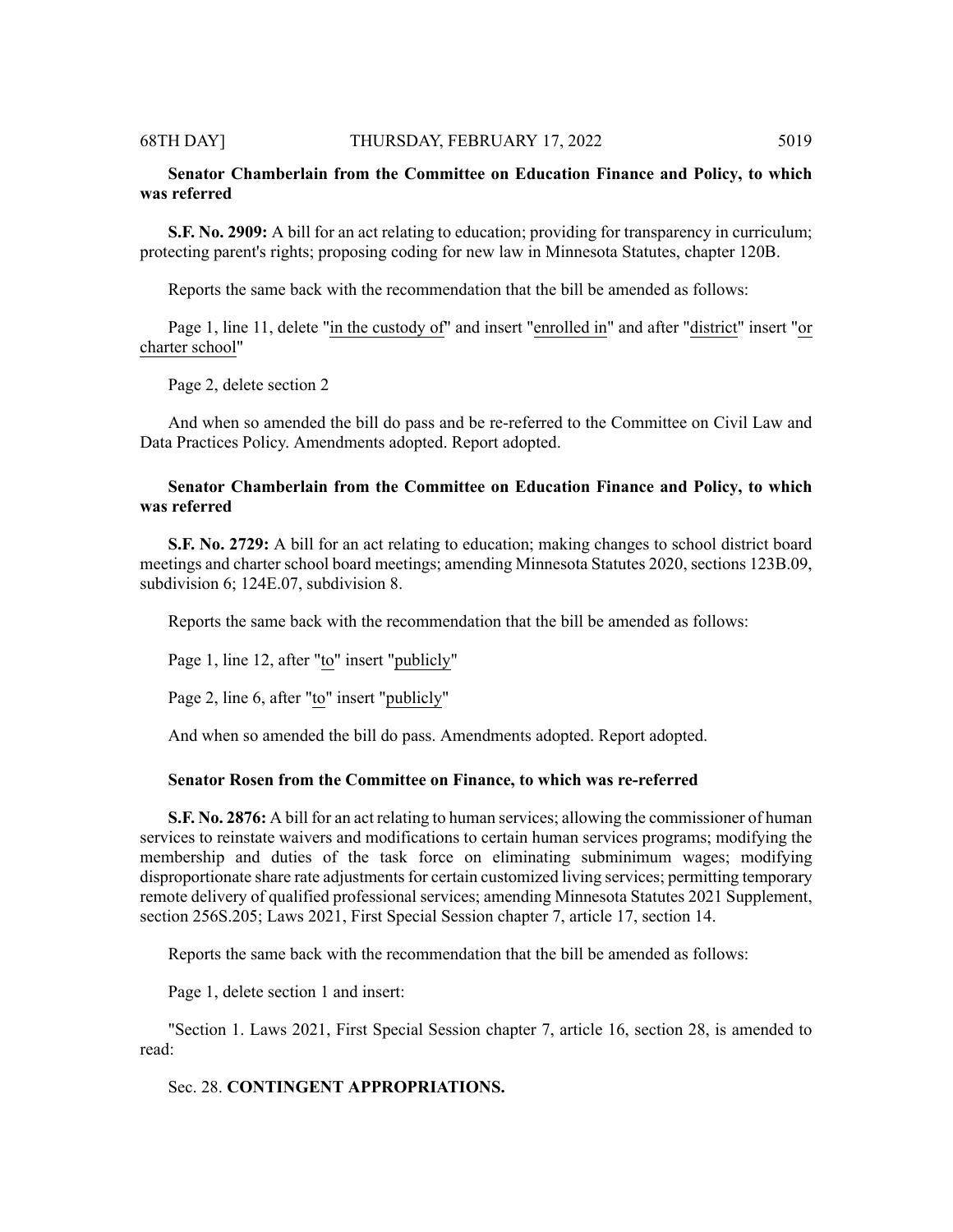**Senator Chamberlain from the Committee on Education Finance and Policy, to which was referred**

**S.F. No. 2909:** A bill for an act relating to education; providing for transparency in curriculum; protecting parent's rights; proposing coding for new law in Minnesota Statutes, chapter 120B.

Reports the same back with the recommendation that the bill be amended as follows:

Page 1, line 11, delete "in the custody of" and insert "enrolled in" and after "district" insert "or charter school"

Page 2, delete section 2

And when so amended the bill do pass and be re-referred to the Committee on Civil Law and Data Practices Policy. Amendments adopted. Report adopted.

**Senator Chamberlain from the Committee on Education Finance and Policy, to which was referred**

**S.F. No. 2729:** A bill for an act relating to education; making changes to school district board meetings and charter school board meetings; amending Minnesota Statutes 2020, sections 123B.09, subdivision 6; 124E.07, subdivision 8.

Reports the same back with the recommendation that the bill be amended as follows:

Page 1, line 12, after "to" insert "publicly"

Page 2, line 6, after "to" insert "publicly"

And when so amended the bill do pass. Amendments adopted. Report adopted.

**Senator Rosen from the Committee on Finance, to which was re-referred**

**S.F. No. 2876:** A bill for an act relating to human services; allowing the commissioner of human services to reinstate waivers and modifications to certain human services programs; modifying the membership and duties of the task force on eliminating subminimum wages; modifying disproportionate share rate adjustments for certain customized living services; permitting temporary remote delivery of qualified professional services; amending Minnesota Statutes 2021 Supplement, section 256S.205; Laws 2021, First Special Session chapter 7, article 17, section 14.

Reports the same back with the recommendation that the bill be amended as follows:

Page 1, delete section 1 and insert:

"Section 1. Laws 2021, First Special Session chapter 7, article 16, section 28, is amended to read:

Sec. 28. **CONTINGENT APPROPRIATIONS.**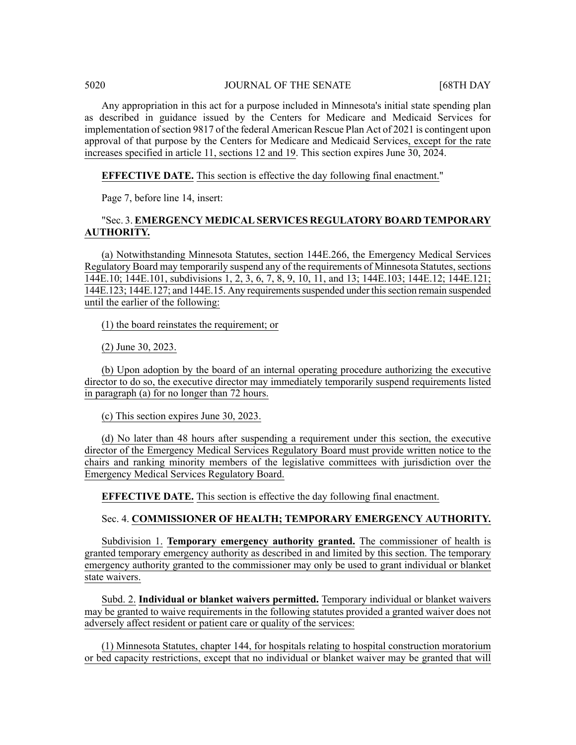Any appropriation in this act for a purpose included in Minnesota's initial state spending plan as described in guidance issued by the Centers for Medicare and Medicaid Services for implementation of section 9817 of the federal American Rescue Plan Act of 2021 is contingent upon approval of that purpose by the Centers for Medicare and Medicaid Services, except for the rate increases specified in article 11, sections 12 and 19. This section expires June 30, 2024.

**EFFECTIVE DATE.** This section is effective the day following final enactment."

Page 7, before line 14, insert:

"Sec. 3. **EMERGENCY MEDICAL SERVICES REGULATORY BOARD TEMPORARY AUTHORITY.**

(a) Notwithstanding Minnesota Statutes, section 144E.266, the Emergency Medical Services Regulatory Board may temporarily suspend any of the requirements of Minnesota Statutes, sections 144E.10; 144E.101, subdivisions 1, 2, 3, 6, 7, 8, 9, 10, 11, and 13; 144E.103; 144E.12; 144E.121; 144E.123; 144E.127; and 144E.15. Any requirements suspended under this section remain suspended until the earlier of the following:

(1) the board reinstates the requirement; or

(2) June 30, 2023.

(b) Upon adoption by the board of an internal operating procedure authorizing the executive director to do so, the executive director may immediately temporarily suspend requirements listed in paragraph (a) for no longer than 72 hours.

(c) This section expires June 30, 2023.

(d) No later than 48 hours after suspending a requirement under this section, the executive director of the Emergency Medical Services Regulatory Board must provide written notice to the chairs and ranking minority members of the legislative committees with jurisdiction over the Emergency Medical Services Regulatory Board.

**EFFECTIVE DATE.** This section is effective the day following final enactment.

Sec. 4. **COMMISSIONER OF HEALTH; TEMPORARY EMERGENCY AUTHORITY.**

Subdivision 1. **Temporary emergency authority granted.** The commissioner of health is granted temporary emergency authority as described in and limited by this section. The temporary emergency authority granted to the commissioner may only be used to grant individual or blanket state waivers.

Subd. 2. **Individual or blanket waivers permitted.** Temporary individual or blanket waivers may be granted to waive requirements in the following statutes provided a granted waiver does not adversely affect resident or patient care or quality of the services:

(1) Minnesota Statutes, chapter 144, for hospitals relating to hospital construction moratorium or bed capacity restrictions, except that no individual or blanket waiver may be granted that will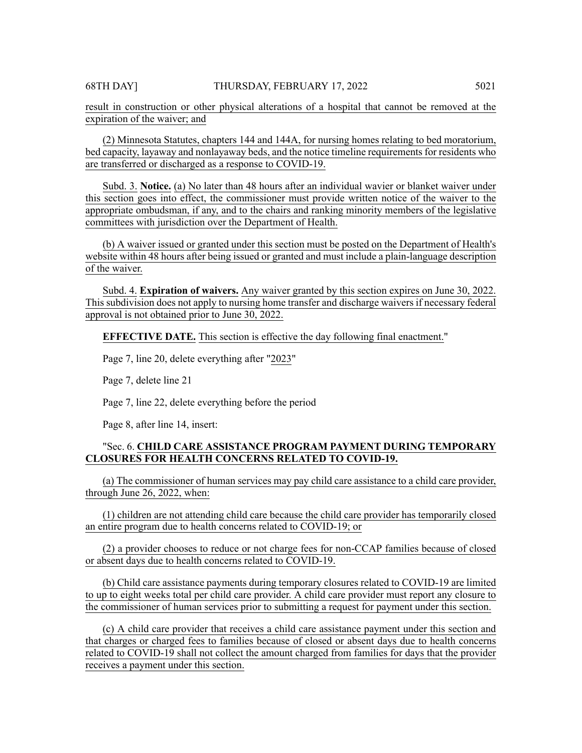result in construction or other physical alterations of a hospital that cannot be removed at the expiration of the waiver; and

(2) Minnesota Statutes, chapters 144 and 144A, for nursing homes relating to bed moratorium, bed capacity, layaway and nonlayaway beds, and the notice timeline requirements for residents who are transferred or discharged as a response to COVID-19.

Subd. 3. **Notice.** (a) No later than 48 hours after an individual wavier or blanket waiver under this section goes into effect, the commissioner must provide written notice of the waiver to the appropriate ombudsman, if any, and to the chairs and ranking minority members of the legislative committees with jurisdiction over the Department of Health.

(b) A waiver issued or granted under this section must be posted on the Department of Health's website within 48 hours after being issued or granted and must include a plain-language description of the waiver.

Subd. 4. **Expiration of waivers.** Any waiver granted by this section expires on June 30, 2022. This subdivision does not apply to nursing home transfer and discharge waivers if necessary federal approval is not obtained prior to June 30, 2022.

**EFFECTIVE DATE.** This section is effective the day following final enactment."

Page 7, line 20, delete everything after "2023"

Page 7, delete line 21

Page 7, line 22, delete everything before the period

Page 8, after line 14, insert:

"Sec. 6. **CHILD CARE ASSISTANCE PROGRAM PAYMENT DURING TEMPORARY CLOSURES FOR HEALTH CONCERNS RELATED TO COVID-19.**

(a) The commissioner of human services may pay child care assistance to a child care provider, through June 26, 2022, when:

(1) children are not attending child care because the child care provider has temporarily closed an entire program due to health concerns related to COVID-19; or

(2) a provider chooses to reduce or not charge fees for non-CCAP families because of closed or absent days due to health concerns related to COVID-19.

(b) Child care assistance payments during temporary closures related to COVID-19 are limited to up to eight weeks total per child care provider. A child care provider must report any closure to the commissioner of human services prior to submitting a request for payment under this section.

(c) A child care provider that receives a child care assistance payment under this section and that charges or charged fees to families because of closed or absent days due to health concerns related to COVID-19 shall not collect the amount charged from families for days that the provider receives a payment under this section.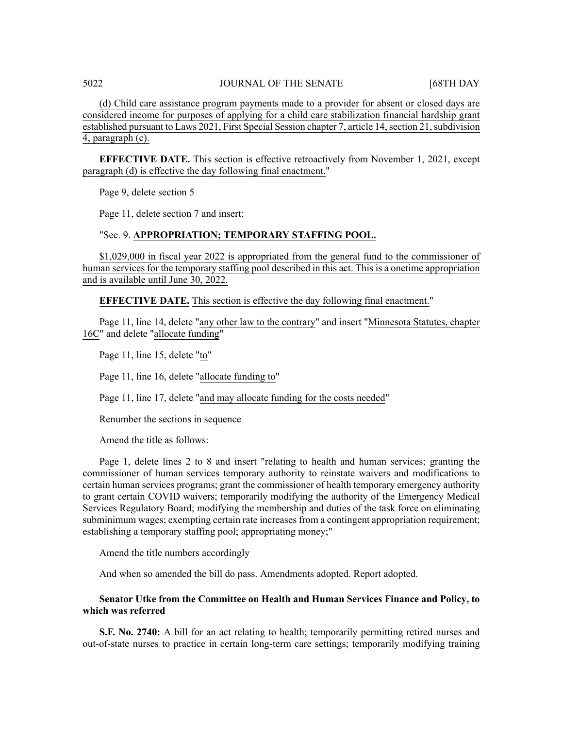(d) Child care assistance program payments made to a provider for absent or closed days are considered income for purposes of applying for a child care stabilization financial hardship grant established pursuant to Laws 2021, First Special Session chapter 7, article 14, section 21, subdivision 4, paragraph (c).

**EFFECTIVE DATE.** This section is effective retroactively from November 1, 2021, except paragraph (d) is effective the day following final enactment."

Page 9, delete section 5

Page 11, delete section 7 and insert:

"Sec. 9. **APPROPRIATION; TEMPORARY STAFFING POOL.**

$1,029,000 in fiscal year 2022 is appropriated from the general fund to the commissioner of human services for the temporary staffing pool described in this act. This is a onetime appropriation and is available until June 30, 2022.

**EFFECTIVE DATE.** This section is effective the day following final enactment."

Page 11, line 14, delete "any other law to the contrary" and insert "Minnesota Statutes, chapter 16C" and delete "allocate funding"

Page 11, line 15, delete "to"

Page 11, line 16, delete "allocate funding to"

Page 11, line 17, delete "and may allocate funding for the costs needed"

Renumber the sections in sequence

Amend the title as follows:

Page 1, delete lines 2 to 8 and insert "relating to health and human services; granting the commissioner of human services temporary authority to reinstate waivers and modifications to certain human services programs; grant the commissioner of health temporary emergency authority to grant certain COVID waivers; temporarily modifying the authority of the Emergency Medical Services Regulatory Board; modifying the membership and duties of the task force on eliminating subminimum wages; exempting certain rate increases from a contingent appropriation requirement; establishing a temporary staffing pool; appropriating money;"

Amend the title numbers accordingly

And when so amended the bill do pass. Amendments adopted. Report adopted.

**Senator Utke from the Committee on Health and Human Services Finance and Policy, to which was referred**

**S.F. No. 2740:** A bill for an act relating to health; temporarily permitting retired nurses and out-of-state nurses to practice in certain long-term care settings; temporarily modifying training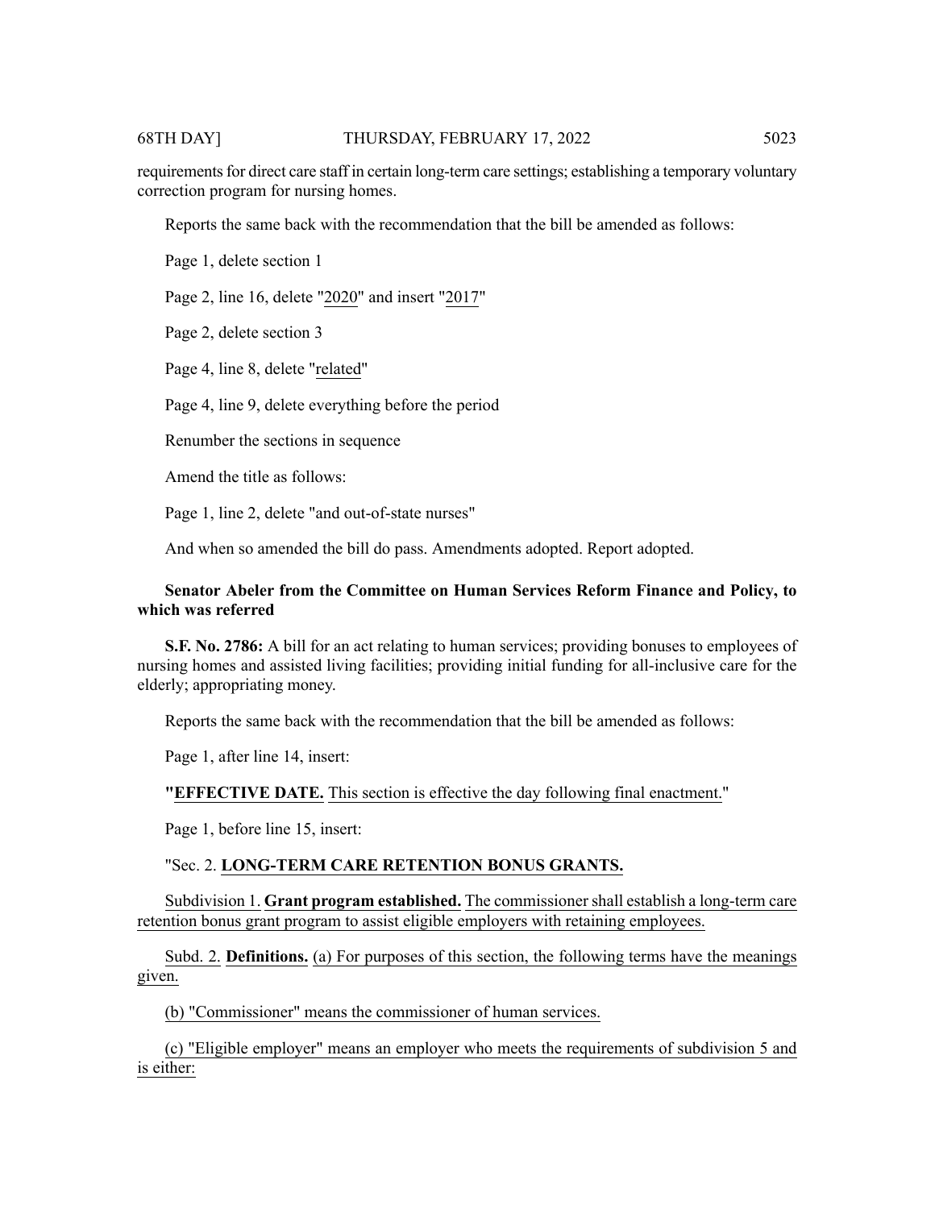requirements for direct care staff in certain long-term care settings; establishing a temporary voluntary correction program for nursing homes.

Reports the same back with the recommendation that the bill be amended as follows:

Page 1, delete section 1

Page 2, line 16, delete "2020" and insert "2017"

Page 2, delete section 3

Page 4, line 8, delete "related"

Page 4, line 9, delete everything before the period

Renumber the sections in sequence

Amend the title as follows:

Page 1, line 2, delete "and out-of-state nurses"

And when so amended the bill do pass. Amendments adopted. Report adopted.

**Senator Abeler from the Committee on Human Services Reform Finance and Policy, to which was referred**

**S.F. No. 2786:** A bill for an act relating to human services; providing bonuses to employees of nursing homes and assisted living facilities; providing initial funding for all-inclusive care for the elderly; appropriating money.

Reports the same back with the recommendation that the bill be amended as follows:

Page 1, after line 14, insert:

"**EFFECTIVE DATE.** This section is effective the day following final enactment."

Page 1, before line 15, insert:

"Sec. 2. **LONG-TERM CARE RETENTION BONUS GRANTS.**

Subdivision 1. **Grant program established.** The commissioner shall establish a long-term care retention bonus grant program to assist eligible employers with retaining employees.

Subd. 2. **Definitions.** (a) For purposes of this section, the following terms have the meanings given.

(b) "Commissioner" means the commissioner of human services.

(c) "Eligible employer" means an employer who meets the requirements of subdivision 5 and is either: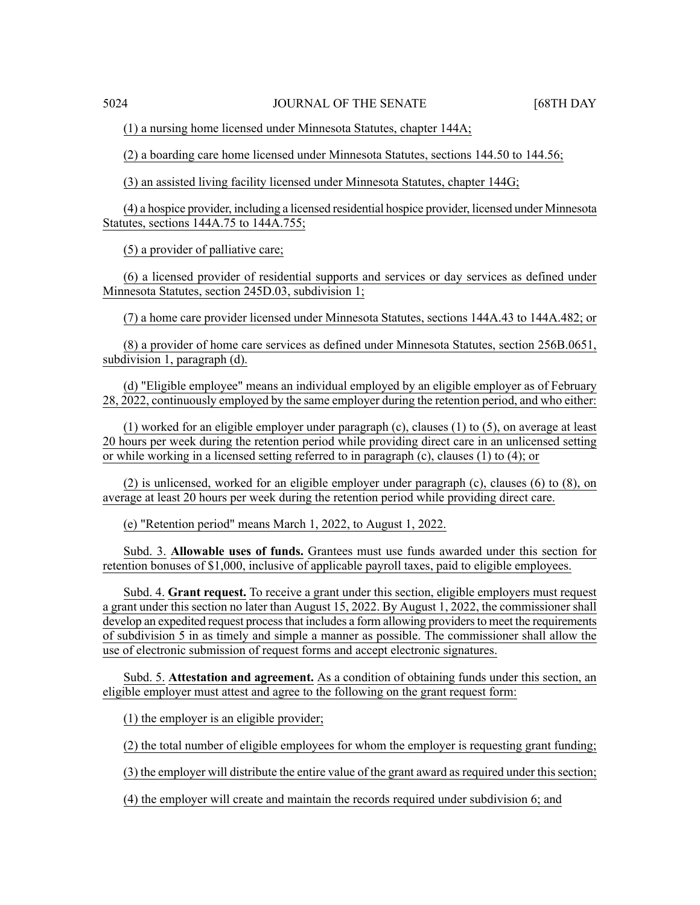(1) a nursing home licensed under Minnesota Statutes, chapter 144A;

(2) a boarding care home licensed under Minnesota Statutes, sections 144.50 to 144.56;

(3) an assisted living facility licensed under Minnesota Statutes, chapter 144G;

(4) a hospice provider, including a licensed residential hospice provider, licensed under Minnesota Statutes, sections 144A.75 to 144A.755;

(5) a provider of palliative care;

(6) a licensed provider of residential supports and services or day services as defined under Minnesota Statutes, section 245D.03, subdivision 1;

(7) a home care provider licensed under Minnesota Statutes, sections 144A.43 to 144A.482; or

(8) a provider of home care services as defined under Minnesota Statutes, section 256B.0651, subdivision 1, paragraph (d).

(d) "Eligible employee" means an individual employed by an eligible employer as of February 28, 2022, continuously employed by the same employer during the retention period, and who either:

(1) worked for an eligible employer under paragraph (c), clauses (1) to (5), on average at least 20 hours per week during the retention period while providing direct care in an unlicensed setting or while working in a licensed setting referred to in paragraph (c), clauses (1) to (4); or

(2) is unlicensed, worked for an eligible employer under paragraph (c), clauses (6) to (8), on average at least 20 hours per week during the retention period while providing direct care.

(e) "Retention period" means March 1, 2022, to August 1, 2022.

Subd. 3. **Allowable uses of funds.** Grantees must use funds awarded under this section for retention bonuses of $1,000, inclusive of applicable payroll taxes, paid to eligible employees.

Subd. 4. **Grant request.** To receive a grant under this section, eligible employers must request a grant under this section no later than August 15, 2022. By August 1, 2022, the commissioner shall develop an expedited request process that includes a form allowing providers to meet the requirements of subdivision 5 in as timely and simple a manner as possible. The commissioner shall allow the use of electronic submission of request forms and accept electronic signatures.

Subd. 5. **Attestation and agreement.** As a condition of obtaining funds under this section, an eligible employer must attest and agree to the following on the grant request form:

(1) the employer is an eligible provider;

(2) the total number of eligible employees for whom the employer is requesting grant funding;

(3) the employer will distribute the entire value of the grant award as required under this section;

(4) the employer will create and maintain the records required under subdivision 6; and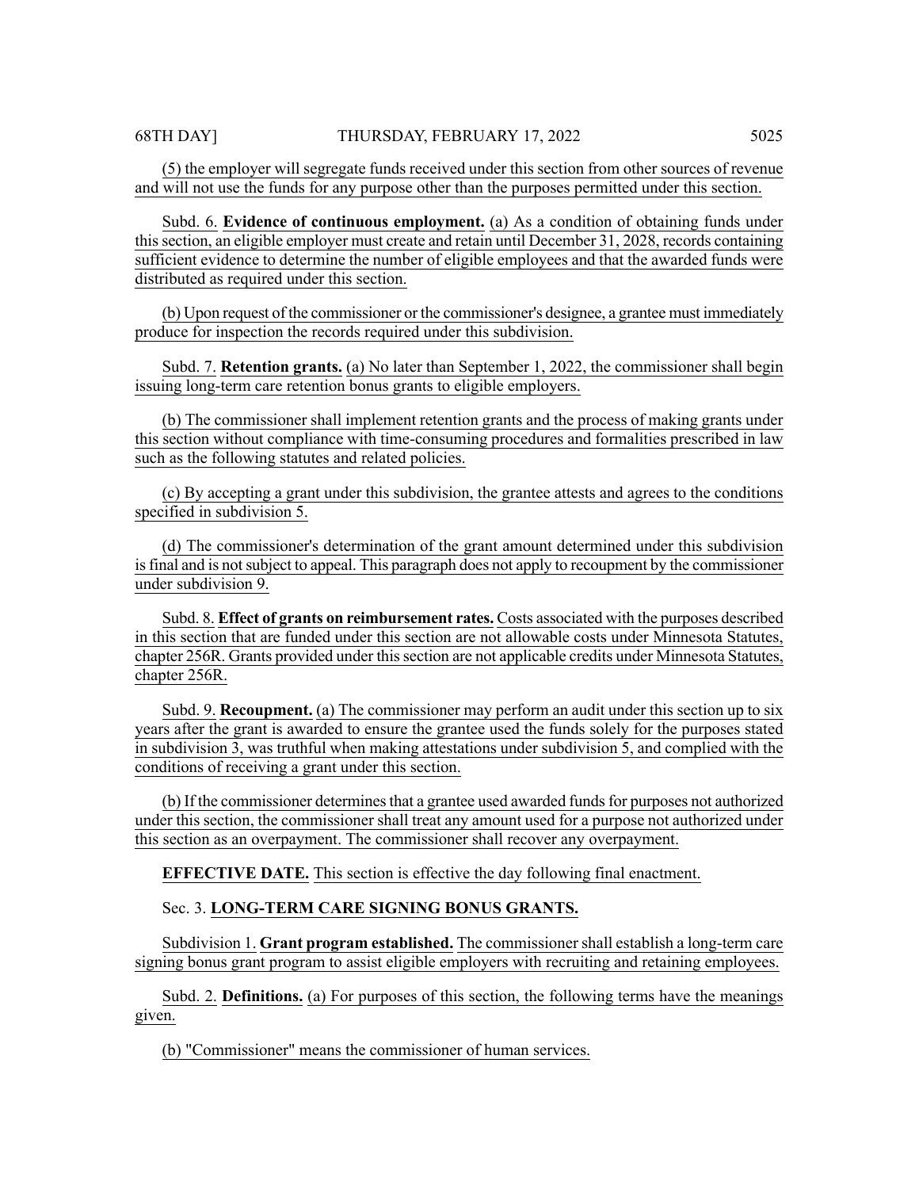(5) the employer will segregate funds received under this section from other sources of revenue and will not use the funds for any purpose other than the purposes permitted under this section.

Subd. 6. **Evidence of continuous employment.** (a) As a condition of obtaining funds under this section, an eligible employer must create and retain until December 31, 2028, records containing sufficient evidence to determine the number of eligible employees and that the awarded funds were distributed as required under this section.

(b) Upon request of the commissioner or the commissioner's designee, a grantee must immediately produce for inspection the records required under this subdivision.

Subd. 7. **Retention grants.** (a) No later than September 1, 2022, the commissioner shall begin issuing long-term care retention bonus grants to eligible employers.

(b) The commissioner shall implement retention grants and the process of making grants under this section without compliance with time-consuming procedures and formalities prescribed in law such as the following statutes and related policies.

(c) By accepting a grant under this subdivision, the grantee attests and agrees to the conditions specified in subdivision 5.

(d) The commissioner's determination of the grant amount determined under this subdivision is final and is not subject to appeal. This paragraph does not apply to recoupment by the commissioner under subdivision 9.

Subd. 8. **Effect of grants on reimbursement rates.** Costs associated with the purposes described in this section that are funded under this section are not allowable costs under Minnesota Statutes, chapter 256R. Grants provided under this section are not applicable credits under Minnesota Statutes, chapter 256R.

Subd. 9. **Recoupment.** (a) The commissioner may perform an audit under this section up to six years after the grant is awarded to ensure the grantee used the funds solely for the purposes stated in subdivision 3, was truthful when making attestations under subdivision 5, and complied with the conditions of receiving a grant under this section.

(b) If the commissioner determines that a grantee used awarded funds for purposes not authorized under this section, the commissioner shall treat any amount used for a purpose not authorized under this section as an overpayment. The commissioner shall recover any overpayment.

**EFFECTIVE DATE.** This section is effective the day following final enactment.

Sec. 3. **LONG-TERM CARE SIGNING BONUS GRANTS.**

Subdivision 1. **Grant program established.** The commissioner shall establish a long-term care signing bonus grant program to assist eligible employers with recruiting and retaining employees.

Subd. 2. **Definitions.** (a) For purposes of this section, the following terms have the meanings given.

(b) "Commissioner" means the commissioner of human services.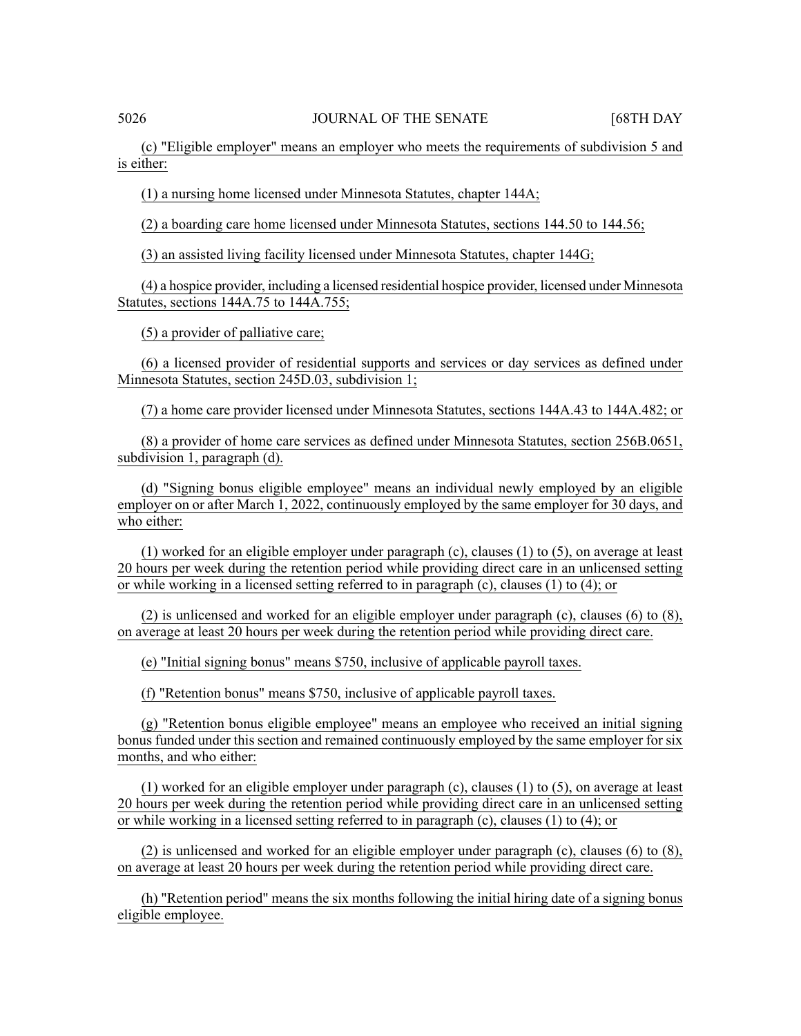(c) "Eligible employer" means an employer who meets the requirements of subdivision 5 and is either:

(1) a nursing home licensed under Minnesota Statutes, chapter 144A;

(2) a boarding care home licensed under Minnesota Statutes, sections 144.50 to 144.56;

(3) an assisted living facility licensed under Minnesota Statutes, chapter 144G;

(4) a hospice provider, including a licensed residential hospice provider, licensed under Minnesota Statutes, sections 144A.75 to 144A.755;

(5) a provider of palliative care;

(6) a licensed provider of residential supports and services or day services as defined under Minnesota Statutes, section 245D.03, subdivision 1;

(7) a home care provider licensed under Minnesota Statutes, sections 144A.43 to 144A.482; or

(8) a provider of home care services as defined under Minnesota Statutes, section 256B.0651, subdivision 1, paragraph (d).

(d) "Signing bonus eligible employee" means an individual newly employed by an eligible employer on or after March 1, 2022, continuously employed by the same employer for 30 days, and who either:

(1) worked for an eligible employer under paragraph (c), clauses (1) to (5), on average at least 20 hours per week during the retention period while providing direct care in an unlicensed setting or while working in a licensed setting referred to in paragraph (c), clauses (1) to (4); or

(2) is unlicensed and worked for an eligible employer under paragraph (c), clauses (6) to (8), on average at least 20 hours per week during the retention period while providing direct care.

(e) "Initial signing bonus" means $750, inclusive of applicable payroll taxes.

(f) "Retention bonus" means $750, inclusive of applicable payroll taxes.

(g) "Retention bonus eligible employee" means an employee who received an initial signing bonus funded under this section and remained continuously employed by the same employer for six months, and who either:

(1) worked for an eligible employer under paragraph (c), clauses (1) to (5), on average at least 20 hours per week during the retention period while providing direct care in an unlicensed setting or while working in a licensed setting referred to in paragraph (c), clauses (1) to (4); or

(2) is unlicensed and worked for an eligible employer under paragraph (c), clauses (6) to (8), on average at least 20 hours per week during the retention period while providing direct care.

(h) "Retention period" means the six months following the initial hiring date of a signing bonus eligible employee.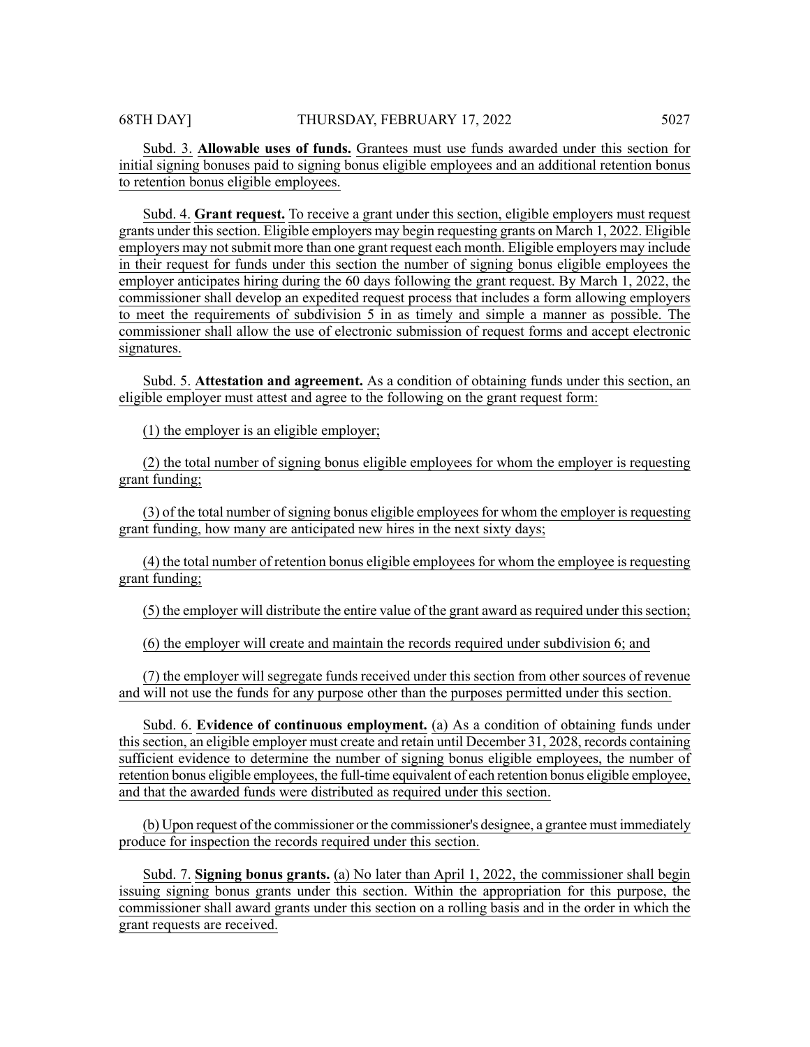Subd. 3. **Allowable uses of funds.** Grantees must use funds awarded under this section for initial signing bonuses paid to signing bonus eligible employees and an additional retention bonus to retention bonus eligible employees.

Subd. 4. **Grant request.** To receive a grant under this section, eligible employers must request grants under this section. Eligible employers may begin requesting grants on March 1, 2022. Eligible employers may not submit more than one grant request each month. Eligible employers may include in their request for funds under this section the number of signing bonus eligible employees the employer anticipates hiring during the 60 days following the grant request. By March 1, 2022, the commissioner shall develop an expedited request process that includes a form allowing employers to meet the requirements of subdivision 5 in as timely and simple a manner as possible. The commissioner shall allow the use of electronic submission of request forms and accept electronic signatures.

Subd. 5. **Attestation and agreement.** As a condition of obtaining funds under this section, an eligible employer must attest and agree to the following on the grant request form:

(1) the employer is an eligible employer;

(2) the total number of signing bonus eligible employees for whom the employer is requesting grant funding;

(3) of the total number of signing bonus eligible employees for whom the employer is requesting grant funding, how many are anticipated new hires in the next sixty days;

(4) the total number of retention bonus eligible employees for whom the employee is requesting grant funding;

(5) the employer will distribute the entire value of the grant award as required under this section;

(6) the employer will create and maintain the records required under subdivision 6; and

(7) the employer will segregate funds received under this section from other sources of revenue and will not use the funds for any purpose other than the purposes permitted under this section.

Subd. 6. **Evidence of continuous employment.** (a) As a condition of obtaining funds under this section, an eligible employer must create and retain until December 31, 2028, records containing sufficient evidence to determine the number of signing bonus eligible employees, the number of retention bonus eligible employees, the full-time equivalent of each retention bonus eligible employee, and that the awarded funds were distributed as required under this section.

(b) Upon request of the commissioner or the commissioner's designee, a grantee must immediately produce for inspection the records required under this section.

Subd. 7. **Signing bonus grants.** (a) No later than April 1, 2022, the commissioner shall begin issuing signing bonus grants under this section. Within the appropriation for this purpose, the commissioner shall award grants under this section on a rolling basis and in the order in which the grant requests are received.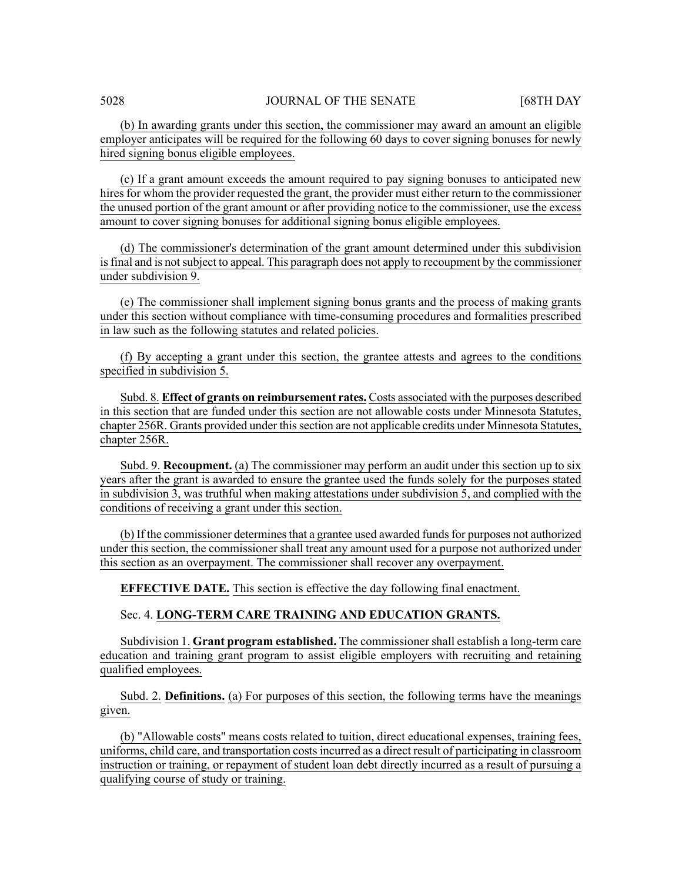(b) In awarding grants under this section, the commissioner may award an amount an eligible employer anticipates will be required for the following 60 days to cover signing bonuses for newly hired signing bonus eligible employees.

(c) If a grant amount exceeds the amount required to pay signing bonuses to anticipated new hires for whom the provider requested the grant, the provider must either return to the commissioner the unused portion of the grant amount or after providing notice to the commissioner, use the excess amount to cover signing bonuses for additional signing bonus eligible employees.

(d) The commissioner's determination of the grant amount determined under this subdivision is final and is not subject to appeal. This paragraph does not apply to recoupment by the commissioner under subdivision 9.

(e) The commissioner shall implement signing bonus grants and the process of making grants under this section without compliance with time-consuming procedures and formalities prescribed in law such as the following statutes and related policies.

(f) By accepting a grant under this section, the grantee attests and agrees to the conditions specified in subdivision 5.

Subd. 8. **Effect of grants on reimbursement rates.** Costs associated with the purposes described in this section that are funded under this section are not allowable costs under Minnesota Statutes, chapter 256R. Grants provided under this section are not applicable credits under Minnesota Statutes, chapter 256R.

Subd. 9. **Recoupment.** (a) The commissioner may perform an audit under this section up to six years after the grant is awarded to ensure the grantee used the funds solely for the purposes stated in subdivision 3, was truthful when making attestations under subdivision 5, and complied with the conditions of receiving a grant under this section.

(b) If the commissioner determines that a grantee used awarded funds for purposes not authorized under this section, the commissioner shall treat any amount used for a purpose not authorized under this section as an overpayment. The commissioner shall recover any overpayment.

**EFFECTIVE DATE.** This section is effective the day following final enactment.

Sec. 4. **LONG-TERM CARE TRAINING AND EDUCATION GRANTS.**

Subdivision 1. **Grant program established.** The commissioner shall establish a long-term care education and training grant program to assist eligible employers with recruiting and retaining qualified employees.

Subd. 2. **Definitions.** (a) For purposes of this section, the following terms have the meanings given.

(b) "Allowable costs" means costs related to tuition, direct educational expenses, training fees, uniforms, child care, and transportation costs incurred as a direct result of participating in classroom instruction or training, or repayment of student loan debt directly incurred as a result of pursuing a qualifying course of study or training.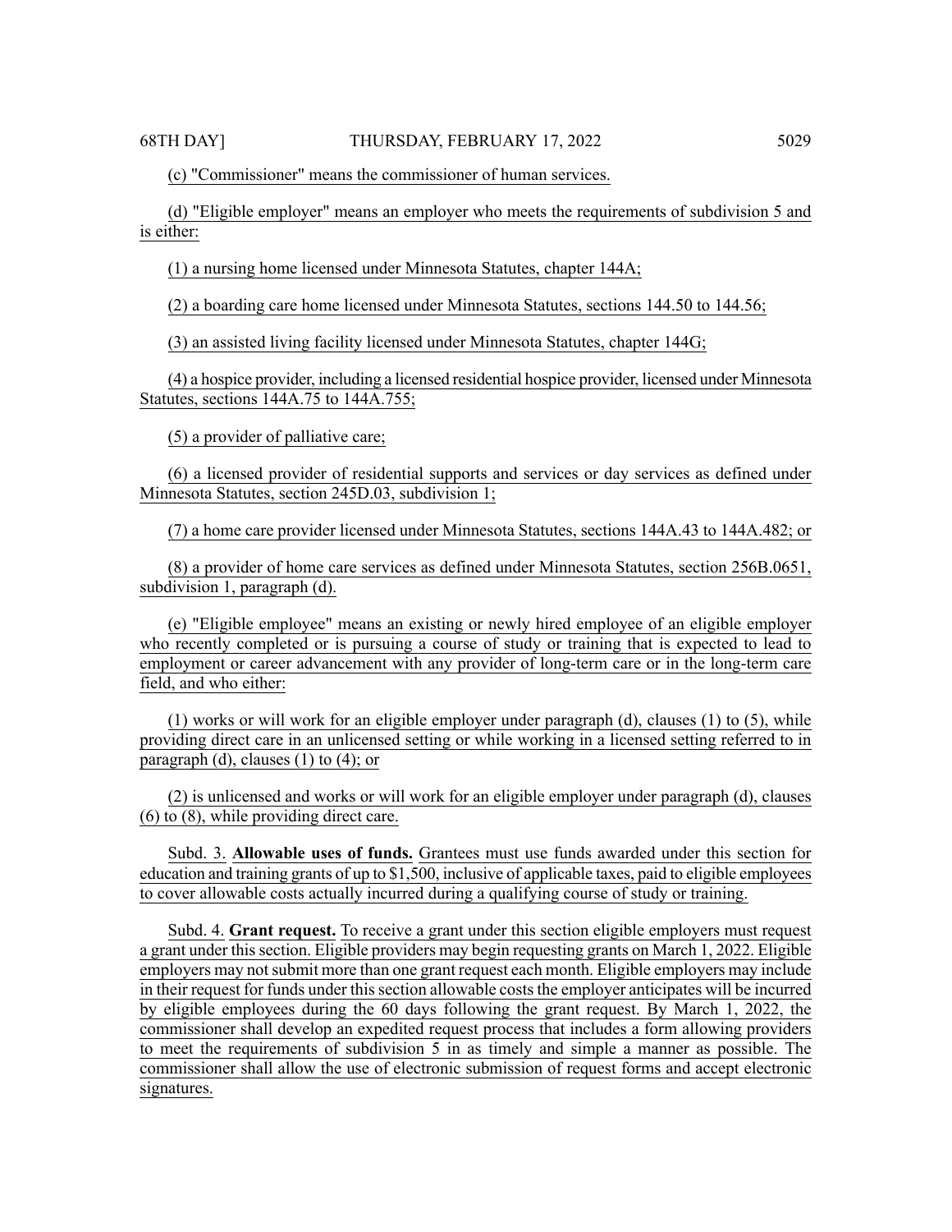(c) "Commissioner" means the commissioner of human services.

(d) "Eligible employer" means an employer who meets the requirements of subdivision 5 and is either:

(1) a nursing home licensed under Minnesota Statutes, chapter 144A;

(2) a boarding care home licensed under Minnesota Statutes, sections 144.50 to 144.56;

(3) an assisted living facility licensed under Minnesota Statutes, chapter 144G;

(4) a hospice provider, including a licensed residential hospice provider, licensed under Minnesota Statutes, sections 144A.75 to 144A.755;

(5) a provider of palliative care;

(6) a licensed provider of residential supports and services or day services as defined under Minnesota Statutes, section 245D.03, subdivision 1;

(7) a home care provider licensed under Minnesota Statutes, sections 144A.43 to 144A.482; or

(8) a provider of home care services as defined under Minnesota Statutes, section 256B.0651, subdivision 1, paragraph (d).

(e) "Eligible employee" means an existing or newly hired employee of an eligible employer who recently completed or is pursuing a course of study or training that is expected to lead to employment or career advancement with any provider of long-term care or in the long-term care field, and who either:

(1) works or will work for an eligible employer under paragraph (d), clauses (1) to (5), while providing direct care in an unlicensed setting or while working in a licensed setting referred to in paragraph (d), clauses (1) to (4); or

(2) is unlicensed and works or will work for an eligible employer under paragraph (d), clauses (6) to (8), while providing direct care.

Subd. 3. **Allowable uses of funds.** Grantees must use funds awarded under this section for education and training grants of up to $1,500, inclusive of applicable taxes, paid to eligible employees to cover allowable costs actually incurred during a qualifying course of study or training.

Subd. 4. **Grant request.** To receive a grant under this section eligible employers must request a grant under this section. Eligible providers may begin requesting grants on March 1, 2022. Eligible employers may not submit more than one grant request each month. Eligible employers may include in their request for funds under this section allowable costs the employer anticipates will be incurred by eligible employees during the 60 days following the grant request. By March 1, 2022, the commissioner shall develop an expedited request process that includes a form allowing providers to meet the requirements of subdivision 5 in as timely and simple a manner as possible. The commissioner shall allow the use of electronic submission of request forms and accept electronic signatures.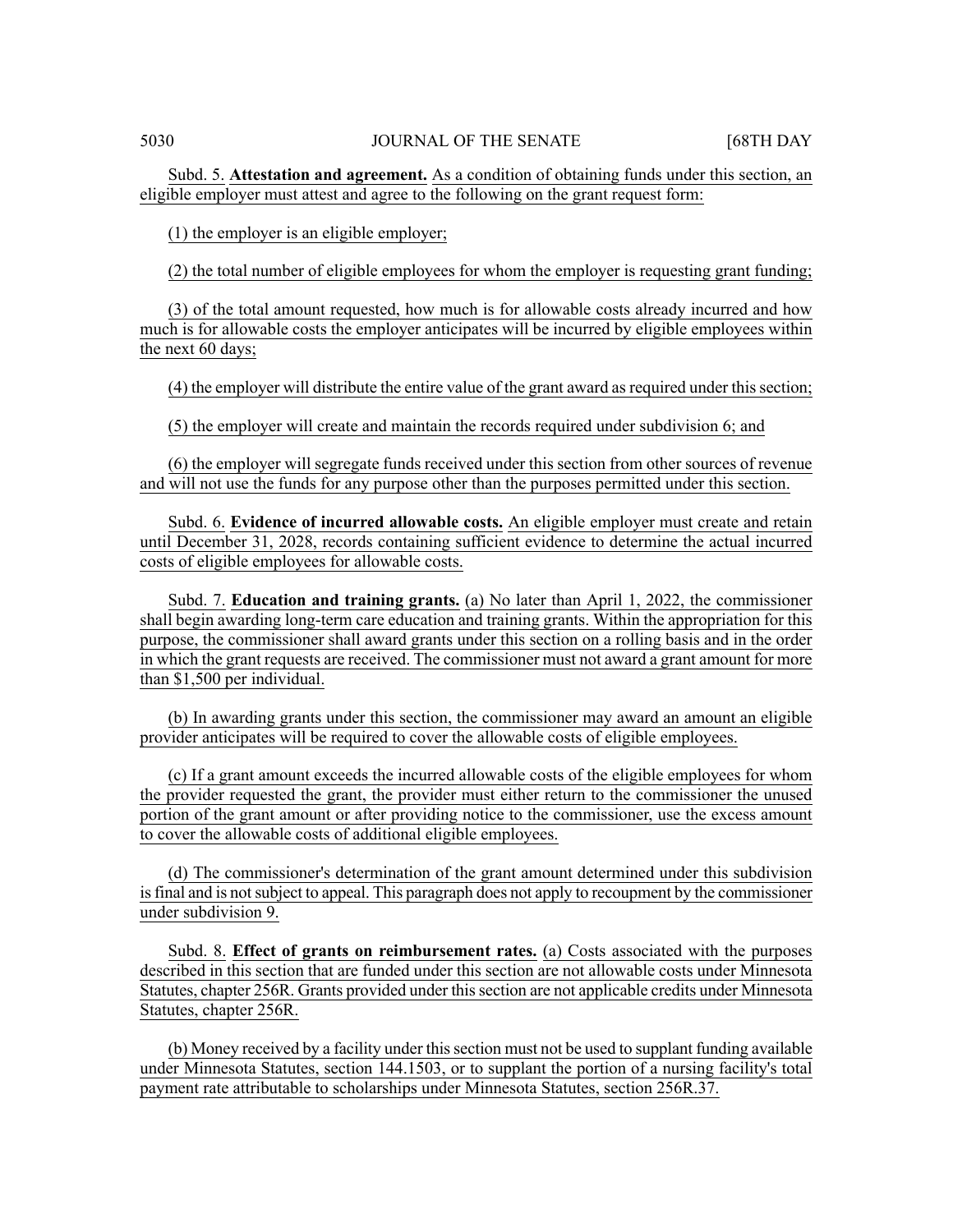Subd. 5. **Attestation and agreement.** As a condition of obtaining funds under this section, an eligible employer must attest and agree to the following on the grant request form:

(1) the employer is an eligible employer;

(2) the total number of eligible employees for whom the employer is requesting grant funding;

(3) of the total amount requested, how much is for allowable costs already incurred and how much is for allowable costs the employer anticipates will be incurred by eligible employees within the next 60 days;

(4) the employer will distribute the entire value of the grant award as required under this section;

(5) the employer will create and maintain the records required under subdivision 6; and

(6) the employer will segregate funds received under this section from other sources of revenue and will not use the funds for any purpose other than the purposes permitted under this section.

Subd. 6. **Evidence of incurred allowable costs.** An eligible employer must create and retain until December 31, 2028, records containing sufficient evidence to determine the actual incurred costs of eligible employees for allowable costs.

Subd. 7. **Education and training grants.** (a) No later than April 1, 2022, the commissioner shall begin awarding long-term care education and training grants. Within the appropriation for this purpose, the commissioner shall award grants under this section on a rolling basis and in the order in which the grant requests are received. The commissioner must not award a grant amount for more than $1,500 per individual.

(b) In awarding grants under this section, the commissioner may award an amount an eligible provider anticipates will be required to cover the allowable costs of eligible employees.

(c) If a grant amount exceeds the incurred allowable costs of the eligible employees for whom the provider requested the grant, the provider must either return to the commissioner the unused portion of the grant amount or after providing notice to the commissioner, use the excess amount to cover the allowable costs of additional eligible employees.

(d) The commissioner's determination of the grant amount determined under this subdivision is final and is not subject to appeal. This paragraph does not apply to recoupment by the commissioner under subdivision 9.

Subd. 8. **Effect of grants on reimbursement rates.** (a) Costs associated with the purposes described in this section that are funded under this section are not allowable costs under Minnesota Statutes, chapter 256R. Grants provided under this section are not applicable credits under Minnesota Statutes, chapter 256R.

(b) Money received by a facility under this section must not be used to supplant funding available under Minnesota Statutes, section 144.1503, or to supplant the portion of a nursing facility's total payment rate attributable to scholarships under Minnesota Statutes, section 256R.37.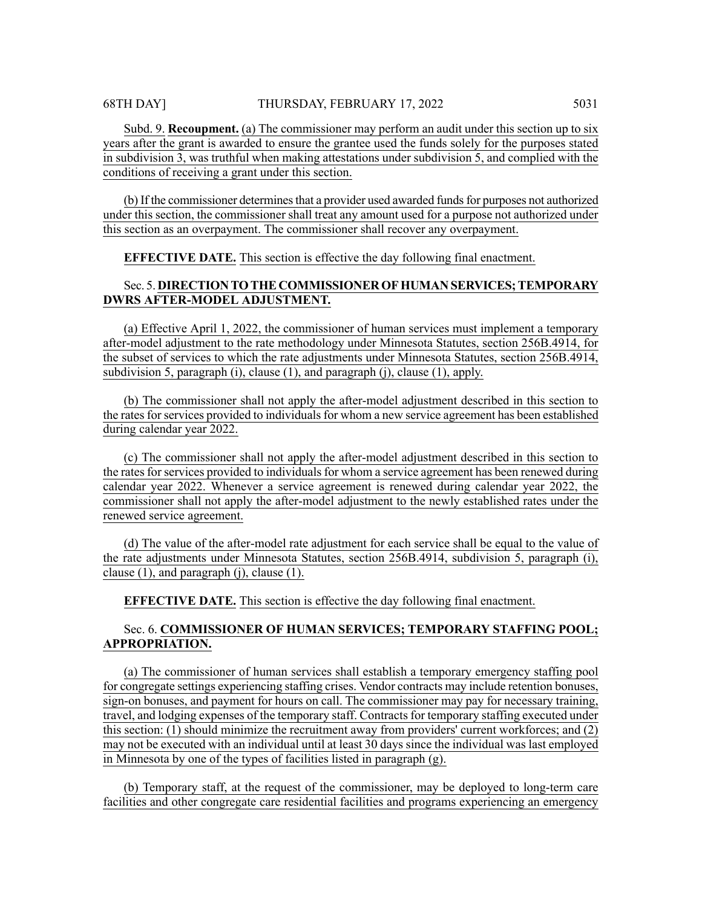Subd. 9. **Recoupment.** (a) The commissioner may perform an audit under this section up to six years after the grant is awarded to ensure the grantee used the funds solely for the purposes stated in subdivision 3, was truthful when making attestations under subdivision 5, and complied with the conditions of receiving a grant under this section.

(b) If the commissioner determines that a provider used awarded funds for purposes not authorized under this section, the commissioner shall treat any amount used for a purpose not authorized under this section as an overpayment. The commissioner shall recover any overpayment.

**EFFECTIVE DATE.** This section is effective the day following final enactment.

Sec. 5. **DIRECTION TO THE COMMISSIONER OF HUMAN SERVICES; TEMPORARY DWRS AFTER-MODEL ADJUSTMENT.**

(a) Effective April 1, 2022, the commissioner of human services must implement a temporary after-model adjustment to the rate methodology under Minnesota Statutes, section 256B.4914, for the subset of services to which the rate adjustments under Minnesota Statutes, section 256B.4914, subdivision 5, paragraph (i), clause (1), and paragraph (j), clause (1), apply.

(b) The commissioner shall not apply the after-model adjustment described in this section to the rates for services provided to individuals for whom a new service agreement has been established during calendar year 2022.

(c) The commissioner shall not apply the after-model adjustment described in this section to the rates for services provided to individuals for whom a service agreement has been renewed during calendar year 2022. Whenever a service agreement is renewed during calendar year 2022, the commissioner shall not apply the after-model adjustment to the newly established rates under the renewed service agreement.

(d) The value of the after-model rate adjustment for each service shall be equal to the value of the rate adjustments under Minnesota Statutes, section 256B.4914, subdivision 5, paragraph (i), clause (1), and paragraph (j), clause (1).

**EFFECTIVE DATE.** This section is effective the day following final enactment.

Sec. 6. **COMMISSIONER OF HUMAN SERVICES; TEMPORARY STAFFING POOL; APPROPRIATION.**

(a) The commissioner of human services shall establish a temporary emergency staffing pool for congregate settings experiencing staffing crises. Vendor contracts may include retention bonuses, sign-on bonuses, and payment for hours on call. The commissioner may pay for necessary training, travel, and lodging expenses of the temporary staff. Contracts for temporary staffing executed under this section: (1) should minimize the recruitment away from providers' current workforces; and (2) may not be executed with an individual until at least 30 days since the individual was last employed in Minnesota by one of the types of facilities listed in paragraph (g).

(b) Temporary staff, at the request of the commissioner, may be deployed to long-term care facilities and other congregate care residential facilities and programs experiencing an emergency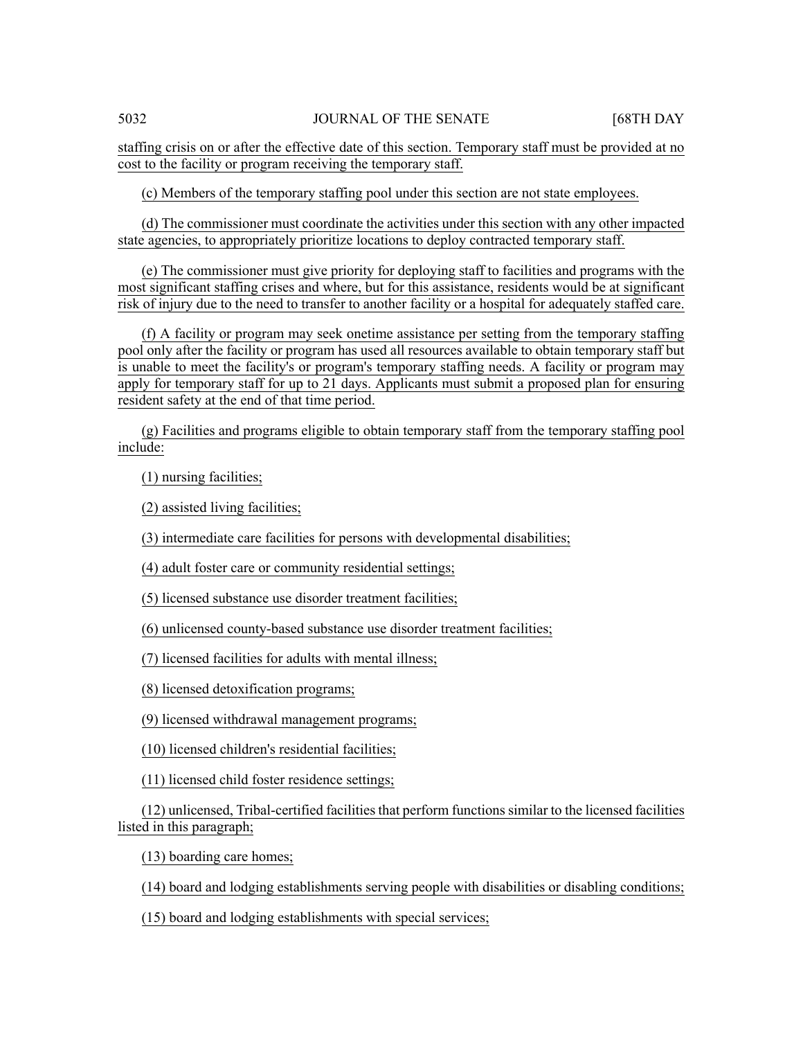staffing crisis on or after the effective date of this section. Temporary staff must be provided at no cost to the facility or program receiving the temporary staff.

(c) Members of the temporary staffing pool under this section are not state employees.

(d) The commissioner must coordinate the activities under this section with any other impacted state agencies, to appropriately prioritize locations to deploy contracted temporary staff.

(e) The commissioner must give priority for deploying staff to facilities and programs with the most significant staffing crises and where, but for this assistance, residents would be at significant risk of injury due to the need to transfer to another facility or a hospital for adequately staffed care.

(f) A facility or program may seek onetime assistance per setting from the temporary staffing pool only after the facility or program has used all resources available to obtain temporary staff but is unable to meet the facility's or program's temporary staffing needs. A facility or program may apply for temporary staff for up to 21 days. Applicants must submit a proposed plan for ensuring resident safety at the end of that time period.

(g) Facilities and programs eligible to obtain temporary staff from the temporary staffing pool include:

(1) nursing facilities;

(2) assisted living facilities;

(3) intermediate care facilities for persons with developmental disabilities;

(4) adult foster care or community residential settings;

(5) licensed substance use disorder treatment facilities;

(6) unlicensed county-based substance use disorder treatment facilities;

(7) licensed facilities for adults with mental illness;

(8) licensed detoxification programs;

(9) licensed withdrawal management programs;

(10) licensed children's residential facilities;

(11) licensed child foster residence settings;

(12) unlicensed, Tribal-certified facilities that perform functions similar to the licensed facilities listed in this paragraph;

(13) boarding care homes;

(14) board and lodging establishments serving people with disabilities or disabling conditions;

(15) board and lodging establishments with special services;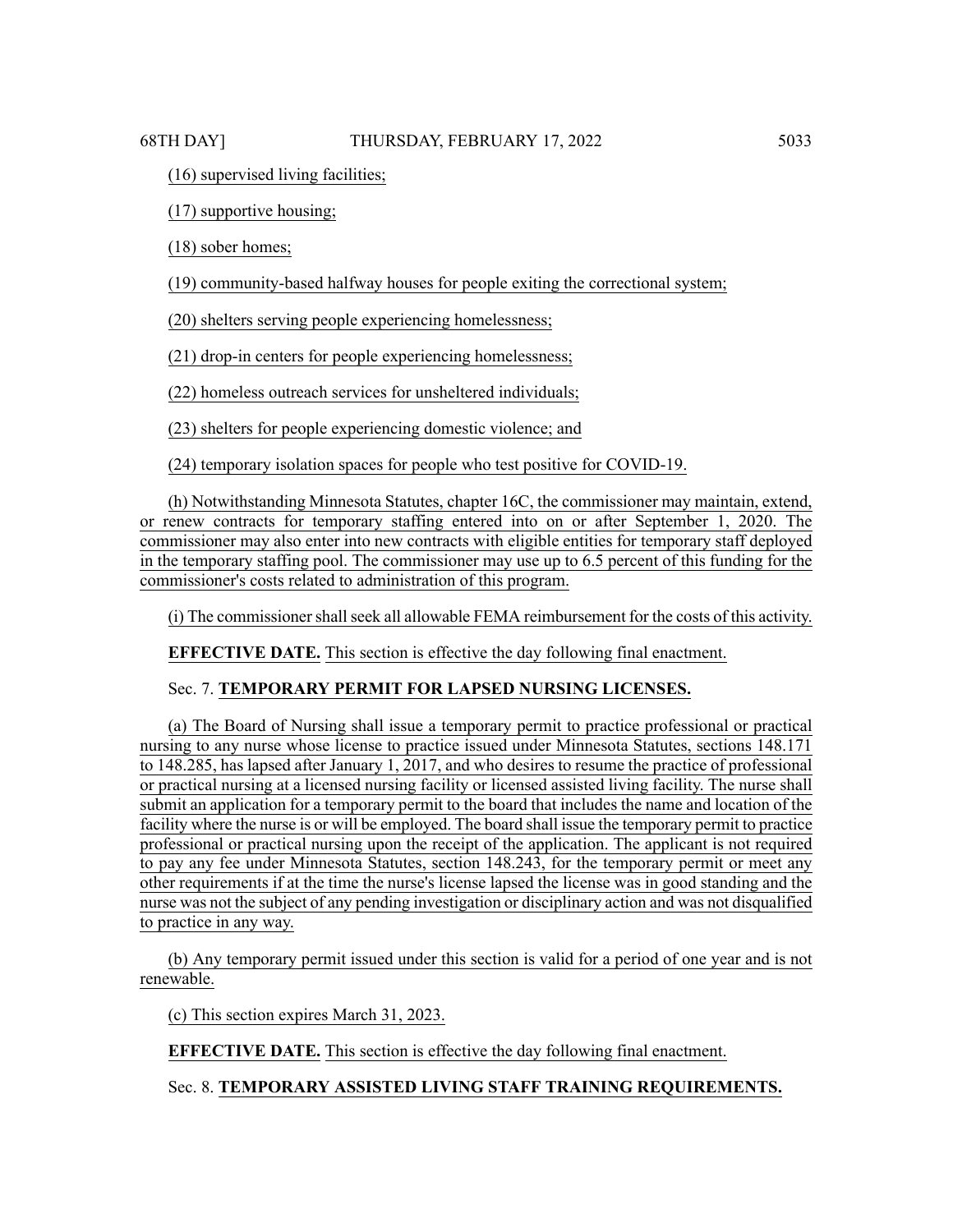(16) supervised living facilities;

(17) supportive housing;

(18) sober homes;

(19) community-based halfway houses for people exiting the correctional system;

(20) shelters serving people experiencing homelessness;

(21) drop-in centers for people experiencing homelessness;

(22) homeless outreach services for unsheltered individuals;

(23) shelters for people experiencing domestic violence; and

(24) temporary isolation spaces for people who test positive for COVID-19.

(h) Notwithstanding Minnesota Statutes, chapter 16C, the commissioner may maintain, extend, or renew contracts for temporary staffing entered into on or after September 1, 2020. The commissioner may also enter into new contracts with eligible entities for temporary staff deployed in the temporary staffing pool. The commissioner may use up to 6.5 percent of this funding for the commissioner's costs related to administration of this program.

(i) The commissioner shall seek all allowable FEMA reimbursement for the costs of this activity.

**EFFECTIVE DATE.** This section is effective the day following final enactment.

Sec. 7. **TEMPORARY PERMIT FOR LAPSED NURSING LICENSES.**

(a) The Board of Nursing shall issue a temporary permit to practice professional or practical nursing to any nurse whose license to practice issued under Minnesota Statutes, sections 148.171 to 148.285, has lapsed after January 1, 2017, and who desires to resume the practice of professional or practical nursing at a licensed nursing facility or licensed assisted living facility. The nurse shall submit an application for a temporary permit to the board that includes the name and location of the facility where the nurse is or will be employed. The board shall issue the temporary permit to practice professional or practical nursing upon the receipt of the application. The applicant is not required to pay any fee under Minnesota Statutes, section 148.243, for the temporary permit or meet any other requirements if at the time the nurse's license lapsed the license was in good standing and the nurse was not the subject of any pending investigation or disciplinary action and was not disqualified to practice in any way.

(b) Any temporary permit issued under this section is valid for a period of one year and is not renewable.

(c) This section expires March 31, 2023.

**EFFECTIVE DATE.** This section is effective the day following final enactment.

Sec. 8. **TEMPORARY ASSISTED LIVING STAFF TRAINING REQUIREMENTS.**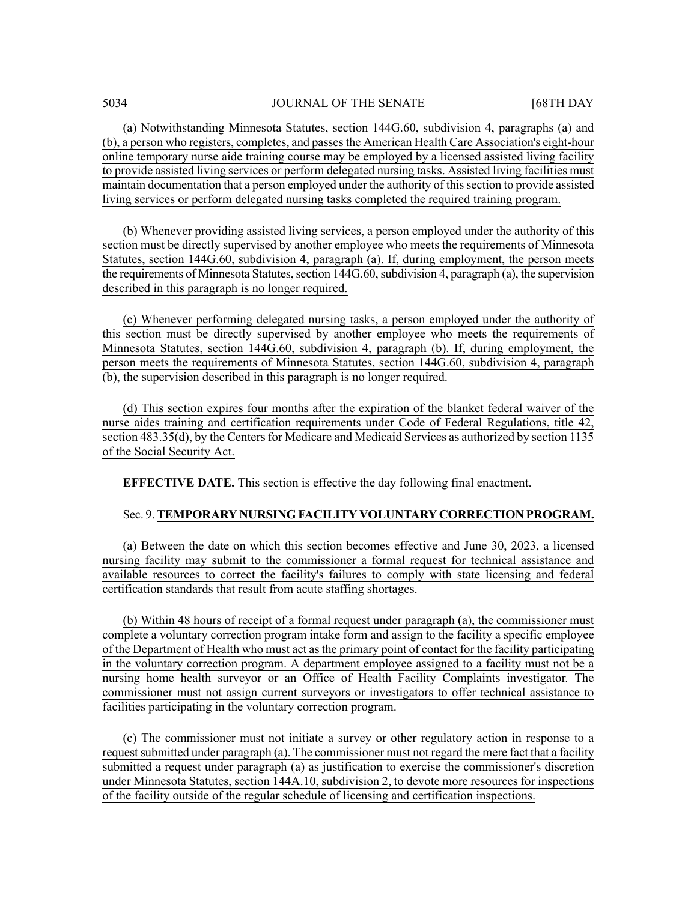(a) Notwithstanding Minnesota Statutes, section 144G.60, subdivision 4, paragraphs (a) and (b), a person who registers, completes, and passes the American Health Care Association's eight-hour online temporary nurse aide training course may be employed by a licensed assisted living facility to provide assisted living services or perform delegated nursing tasks. Assisted living facilities must maintain documentation that a person employed under the authority of this section to provide assisted living services or perform delegated nursing tasks completed the required training program.

(b) Whenever providing assisted living services, a person employed under the authority of this section must be directly supervised by another employee who meets the requirements of Minnesota Statutes, section 144G.60, subdivision 4, paragraph (a). If, during employment, the person meets the requirements of Minnesota Statutes, section 144G.60, subdivision 4, paragraph (a), the supervision described in this paragraph is no longer required.

(c) Whenever performing delegated nursing tasks, a person employed under the authority of this section must be directly supervised by another employee who meets the requirements of Minnesota Statutes, section 144G.60, subdivision 4, paragraph (b). If, during employment, the person meets the requirements of Minnesota Statutes, section 144G.60, subdivision 4, paragraph (b), the supervision described in this paragraph is no longer required.

(d) This section expires four months after the expiration of the blanket federal waiver of the nurse aides training and certification requirements under Code of Federal Regulations, title 42, section 483.35(d), by the Centers for Medicare and Medicaid Services as authorized by section 1135 of the Social Security Act.

**EFFECTIVE DATE.** This section is effective the day following final enactment.

Sec. 9. **TEMPORARY NURSING FACILITY VOLUNTARY CORRECTION PROGRAM.**

(a) Between the date on which this section becomes effective and June 30, 2023, a licensed nursing facility may submit to the commissioner a formal request for technical assistance and available resources to correct the facility's failures to comply with state licensing and federal certification standards that result from acute staffing shortages.

(b) Within 48 hours of receipt of a formal request under paragraph (a), the commissioner must complete a voluntary correction program intake form and assign to the facility a specific employee of the Department of Health who must act as the primary point of contact for the facility participating in the voluntary correction program. A department employee assigned to a facility must not be a nursing home health surveyor or an Office of Health Facility Complaints investigator. The commissioner must not assign current surveyors or investigators to offer technical assistance to facilities participating in the voluntary correction program.

(c) The commissioner must not initiate a survey or other regulatory action in response to a request submitted under paragraph (a). The commissioner must not regard the mere fact that a facility submitted a request under paragraph (a) as justification to exercise the commissioner's discretion under Minnesota Statutes, section 144A.10, subdivision 2, to devote more resources for inspections of the facility outside of the regular schedule of licensing and certification inspections.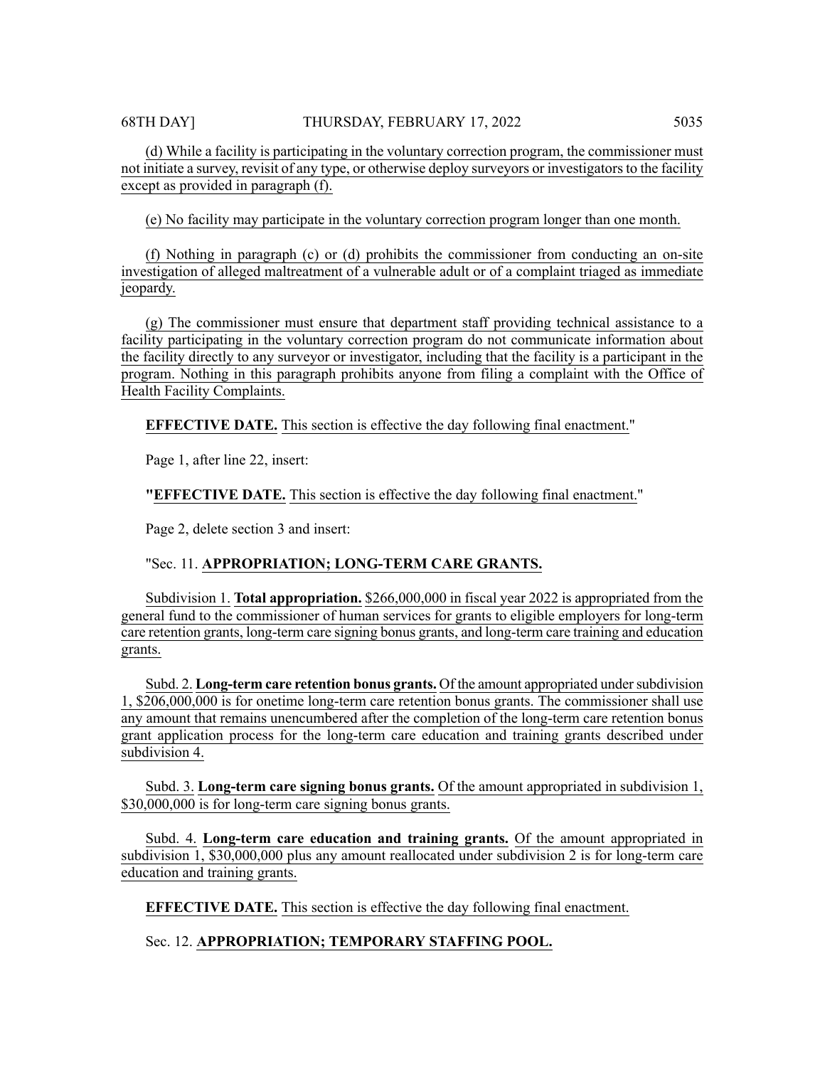(d) While a facility is participating in the voluntary correction program, the commissioner must not initiate a survey, revisit of any type, or otherwise deploy surveyors or investigators to the facility except as provided in paragraph (f).

(e) No facility may participate in the voluntary correction program longer than one month.

(f) Nothing in paragraph (c) or (d) prohibits the commissioner from conducting an on-site investigation of alleged maltreatment of a vulnerable adult or of a complaint triaged as immediate jeopardy.

(g) The commissioner must ensure that department staff providing technical assistance to a facility participating in the voluntary correction program do not communicate information about the facility directly to any surveyor or investigator, including that the facility is a participant in the program. Nothing in this paragraph prohibits anyone from filing a complaint with the Office of Health Facility Complaints.

**EFFECTIVE DATE.** This section is effective the day following final enactment."

Page 1, after line 22, insert:

"**EFFECTIVE DATE.** This section is effective the day following final enactment."

Page 2, delete section 3 and insert:

"Sec. 11. **APPROPRIATION; LONG-TERM CARE GRANTS.**

Subdivision 1. **Total appropriation.** $266,000,000 in fiscal year 2022 is appropriated from the general fund to the commissioner of human services for grants to eligible employers for long-term care retention grants, long-term care signing bonus grants, and long-term care training and education grants.

Subd. 2. **Long-term care retention bonus grants.** Of the amount appropriated under subdivision 1, $206,000,000 is for onetime long-term care retention bonus grants. The commissioner shall use any amount that remains unencumbered after the completion of the long-term care retention bonus grant application process for the long-term care education and training grants described under subdivision 4.

Subd. 3. **Long-term care signing bonus grants.** Of the amount appropriated in subdivision 1, $30,000,000 is for long-term care signing bonus grants.

Subd. 4. **Long-term care education and training grants.** Of the amount appropriated in subdivision 1, $30,000,000 plus any amount reallocated under subdivision 2 is for long-term care education and training grants.

**EFFECTIVE DATE.** This section is effective the day following final enactment.

Sec. 12. **APPROPRIATION; TEMPORARY STAFFING POOL.**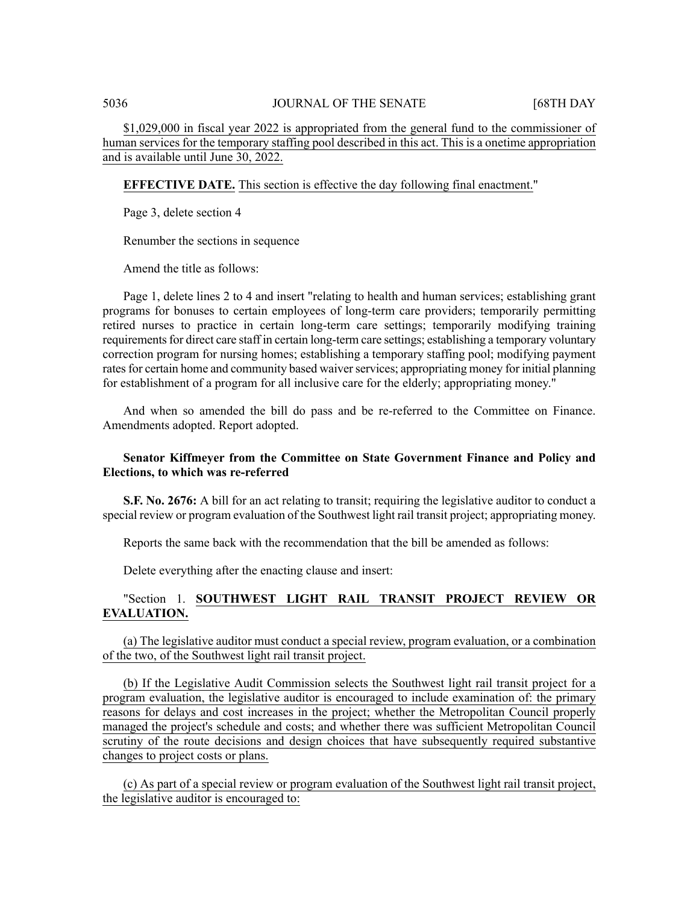$1,029,000 in fiscal year 2022 is appropriated from the general fund to the commissioner of human services for the temporary staffing pool described in this act. This is a onetime appropriation and is available until June 30, 2022.

**EFFECTIVE DATE.** This section is effective the day following final enactment."

Page 3, delete section 4

Renumber the sections in sequence

Amend the title as follows:

Page 1, delete lines 2 to 4 and insert "relating to health and human services; establishing grant programs for bonuses to certain employees of long-term care providers; temporarily permitting retired nurses to practice in certain long-term care settings; temporarily modifying training requirements for direct care staff in certain long-term care settings; establishing a temporary voluntary correction program for nursing homes; establishing a temporary staffing pool; modifying payment rates for certain home and community based waiver services; appropriating money for initial planning for establishment of a program for all inclusive care for the elderly; appropriating money."

And when so amended the bill do pass and be re-referred to the Committee on Finance. Amendments adopted. Report adopted.

**Senator Kiffmeyer from the Committee on State Government Finance and Policy and Elections, to which was re-referred**

**S.F. No. 2676:** A bill for an act relating to transit; requiring the legislative auditor to conduct a special review or program evaluation of the Southwest light rail transit project; appropriating money.

Reports the same back with the recommendation that the bill be amended as follows:

Delete everything after the enacting clause and insert:

"Section 1. **SOUTHWEST LIGHT RAIL TRANSIT PROJECT REVIEW OR EVALUATION.**

(a) The legislative auditor must conduct a special review, program evaluation, or a combination of the two, of the Southwest light rail transit project.

(b) If the Legislative Audit Commission selects the Southwest light rail transit project for a program evaluation, the legislative auditor is encouraged to include examination of: the primary reasons for delays and cost increases in the project; whether the Metropolitan Council properly managed the project's schedule and costs; and whether there was sufficient Metropolitan Council scrutiny of the route decisions and design choices that have subsequently required substantive changes to project costs or plans.

(c) As part of a special review or program evaluation of the Southwest light rail transit project, the legislative auditor is encouraged to: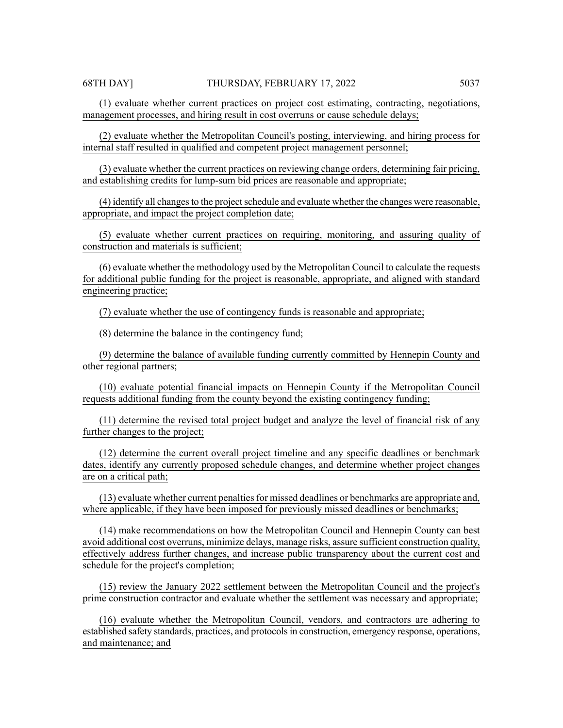(1) evaluate whether current practices on project cost estimating, contracting, negotiations, management processes, and hiring result in cost overruns or cause schedule delays;

(2) evaluate whether the Metropolitan Council's posting, interviewing, and hiring process for internal staff resulted in qualified and competent project management personnel;

(3) evaluate whether the current practices on reviewing change orders, determining fair pricing, and establishing credits for lump-sum bid prices are reasonable and appropriate;

(4) identify all changes to the project schedule and evaluate whether the changes were reasonable, appropriate, and impact the project completion date;

(5) evaluate whether current practices on requiring, monitoring, and assuring quality of construction and materials is sufficient;

(6) evaluate whether the methodology used by the Metropolitan Council to calculate the requests for additional public funding for the project is reasonable, appropriate, and aligned with standard engineering practice;

(7) evaluate whether the use of contingency funds is reasonable and appropriate;

(8) determine the balance in the contingency fund;

(9) determine the balance of available funding currently committed by Hennepin County and other regional partners;

(10) evaluate potential financial impacts on Hennepin County if the Metropolitan Council requests additional funding from the county beyond the existing contingency funding;

(11) determine the revised total project budget and analyze the level of financial risk of any further changes to the project;

(12) determine the current overall project timeline and any specific deadlines or benchmark dates, identify any currently proposed schedule changes, and determine whether project changes are on a critical path;

(13) evaluate whether current penalties for missed deadlines or benchmarks are appropriate and, where applicable, if they have been imposed for previously missed deadlines or benchmarks;

(14) make recommendations on how the Metropolitan Council and Hennepin County can best avoid additional cost overruns, minimize delays, manage risks, assure sufficient construction quality, effectively address further changes, and increase public transparency about the current cost and schedule for the project's completion;

(15) review the January 2022 settlement between the Metropolitan Council and the project's prime construction contractor and evaluate whether the settlement was necessary and appropriate;

(16) evaluate whether the Metropolitan Council, vendors, and contractors are adhering to established safety standards, practices, and protocols in construction, emergency response, operations, and maintenance; and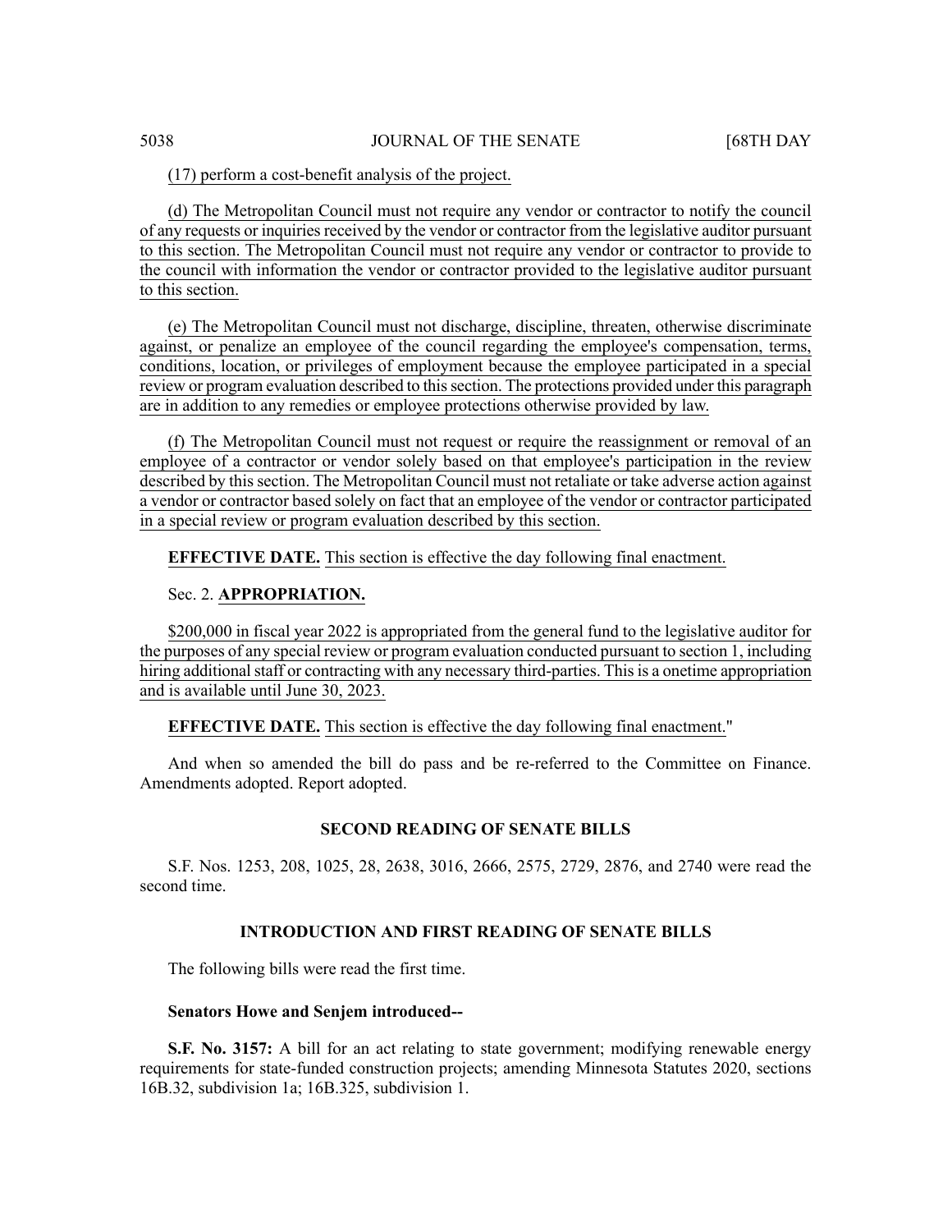(17) perform a cost-benefit analysis of the project.

(d) The Metropolitan Council must not require any vendor or contractor to notify the council of any requests or inquiries received by the vendor or contractor from the legislative auditor pursuant to this section. The Metropolitan Council must not require any vendor or contractor to provide to the council with information the vendor or contractor provided to the legislative auditor pursuant to this section.

(e) The Metropolitan Council must not discharge, discipline, threaten, otherwise discriminate against, or penalize an employee of the council regarding the employee's compensation, terms, conditions, location, or privileges of employment because the employee participated in a special review or program evaluation described to this section. The protections provided under this paragraph are in addition to any remedies or employee protections otherwise provided by law.

(f) The Metropolitan Council must not request or require the reassignment or removal of an employee of a contractor or vendor solely based on that employee's participation in the review described by this section. The Metropolitan Council must not retaliate or take adverse action against a vendor or contractor based solely on fact that an employee of the vendor or contractor participated in a special review or program evaluation described by this section.

**EFFECTIVE DATE.** This section is effective the day following final enactment.

Sec. 2. **APPROPRIATION.**

$200,000 in fiscal year 2022 is appropriated from the general fund to the legislative auditor for the purposes of any special review or program evaluation conducted pursuant to section 1, including hiring additional staff or contracting with any necessary third-parties. This is a onetime appropriation and is available until June 30, 2023.

**EFFECTIVE DATE.** This section is effective the day following final enactment."

And when so amended the bill do pass and be re-referred to the Committee on Finance. Amendments adopted. Report adopted.

## SECOND READING OF SENATE BILLS

S.F. Nos. 1253, 208, 1025, 28, 2638, 3016, 2666, 2575, 2729, 2876, and 2740 were read the second time.

## INTRODUCTION AND FIRST READING OF SENATE BILLS

The following bills were read the first time.

**Senators Howe and Senjem introduced--**

**S.F. No. 3157:** A bill for an act relating to state government; modifying renewable energy requirements for state-funded construction projects; amending Minnesota Statutes 2020, sections 16B.32, subdivision 1a; 16B.325, subdivision 1.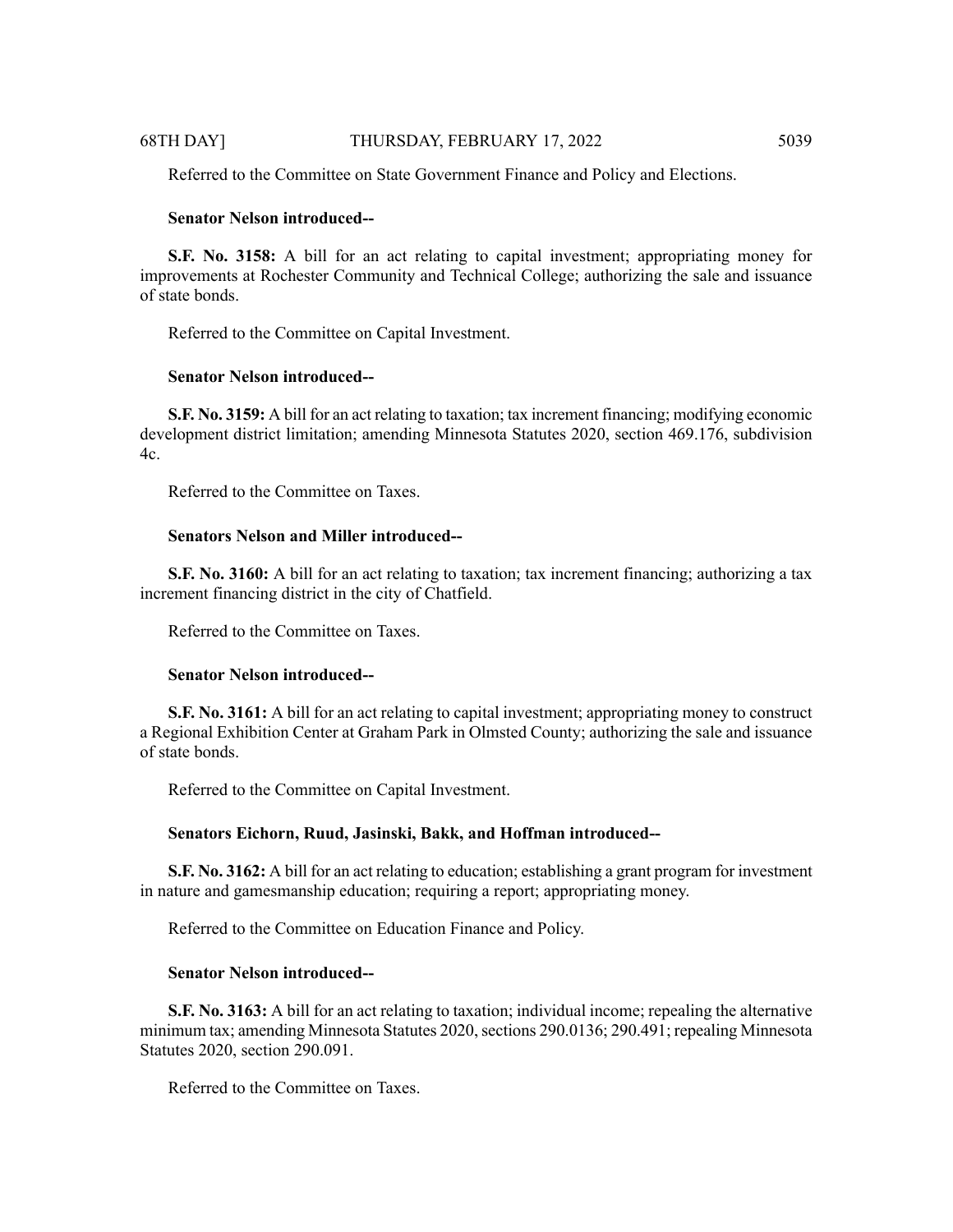Referred to the Committee on State Government Finance and Policy and Elections.

**Senator Nelson introduced--**

**S.F. No. 3158:** A bill for an act relating to capital investment; appropriating money for improvements at Rochester Community and Technical College; authorizing the sale and issuance of state bonds.

Referred to the Committee on Capital Investment.

**Senator Nelson introduced--**

**S.F. No. 3159:** A bill for an act relating to taxation; tax increment financing; modifying economic development district limitation; amending Minnesota Statutes 2020, section 469.176, subdivision 4c.

Referred to the Committee on Taxes.

**Senators Nelson and Miller introduced--**

**S.F. No. 3160:** A bill for an act relating to taxation; tax increment financing; authorizing a tax increment financing district in the city of Chatfield.

Referred to the Committee on Taxes.

**Senator Nelson introduced--**

**S.F. No. 3161:** A bill for an act relating to capital investment; appropriating money to construct a Regional Exhibition Center at Graham Park in Olmsted County; authorizing the sale and issuance of state bonds.

Referred to the Committee on Capital Investment.

**Senators Eichorn, Ruud, Jasinski, Bakk, and Hoffman introduced--**

**S.F. No. 3162:** A bill for an act relating to education; establishing a grant program for investment in nature and gamesmanship education; requiring a report; appropriating money.

Referred to the Committee on Education Finance and Policy.

**Senator Nelson introduced--**

**S.F. No. 3163:** A bill for an act relating to taxation; individual income; repealing the alternative minimum tax; amending Minnesota Statutes 2020, sections 290.0136; 290.491; repealing Minnesota Statutes 2020, section 290.091.

Referred to the Committee on Taxes.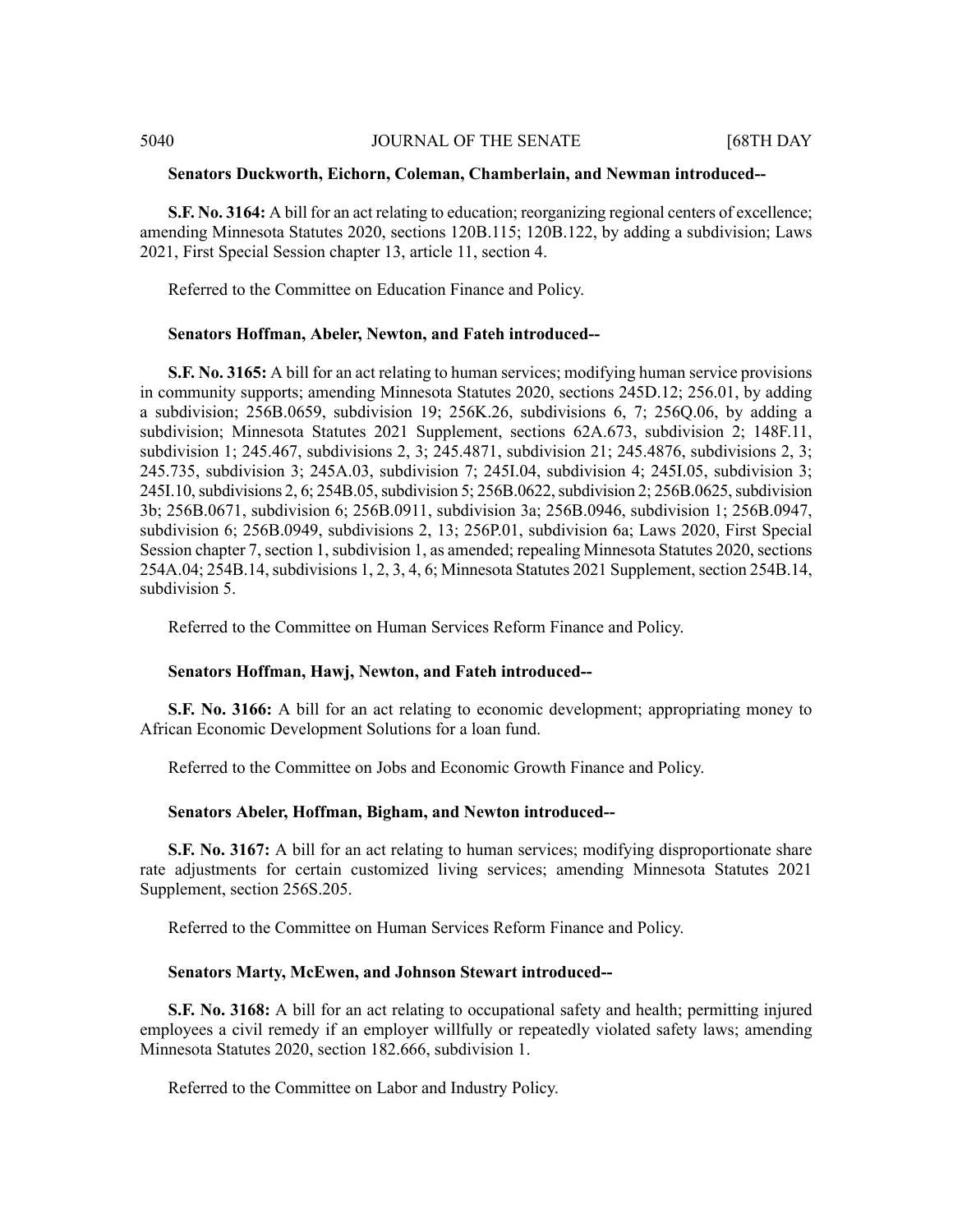**Senators Duckworth, Eichorn, Coleman, Chamberlain, and Newman introduced--**

**S.F. No. 3164:** A bill for an act relating to education; reorganizing regional centers of excellence; amending Minnesota Statutes 2020, sections 120B.115; 120B.122, by adding a subdivision; Laws 2021, First Special Session chapter 13, article 11, section 4.

Referred to the Committee on Education Finance and Policy.

**Senators Hoffman, Abeler, Newton, and Fateh introduced--**

**S.F. No. 3165:** A bill for an act relating to human services; modifying human service provisions in community supports; amending Minnesota Statutes 2020, sections 245D.12; 256.01, by adding a subdivision; 256B.0659, subdivision 19; 256K.26, subdivisions 6, 7; 256Q.06, by adding a subdivision; Minnesota Statutes 2021 Supplement, sections 62A.673, subdivision 2; 148F.11, subdivision 1; 245.467, subdivisions 2, 3; 245.4871, subdivision 21; 245.4876, subdivisions 2, 3; 245.735, subdivision 3; 245A.03, subdivision 7; 245I.04, subdivision 4; 245I.05, subdivision 3; 245I.10, subdivisions 2, 6; 254B.05, subdivision 5; 256B.0622, subdivision 2; 256B.0625, subdivision 3b; 256B.0671, subdivision 6; 256B.0911, subdivision 3a; 256B.0946, subdivision 1; 256B.0947, subdivision 6; 256B.0949, subdivisions 2, 13; 256P.01, subdivision 6a; Laws 2020, First Special Session chapter 7, section 1, subdivision 1, as amended; repealing Minnesota Statutes 2020, sections 254A.04; 254B.14, subdivisions 1, 2, 3, 4, 6; Minnesota Statutes 2021 Supplement, section 254B.14, subdivision 5.

Referred to the Committee on Human Services Reform Finance and Policy.

**Senators Hoffman, Hawj, Newton, and Fateh introduced--**

**S.F. No. 3166:** A bill for an act relating to economic development; appropriating money to African Economic Development Solutions for a loan fund.

Referred to the Committee on Jobs and Economic Growth Finance and Policy.

**Senators Abeler, Hoffman, Bigham, and Newton introduced--**

**S.F. No. 3167:** A bill for an act relating to human services; modifying disproportionate share rate adjustments for certain customized living services; amending Minnesota Statutes 2021 Supplement, section 256S.205.

Referred to the Committee on Human Services Reform Finance and Policy.

**Senators Marty, McEwen, and Johnson Stewart introduced--**

**S.F. No. 3168:** A bill for an act relating to occupational safety and health; permitting injured employees a civil remedy if an employer willfully or repeatedly violated safety laws; amending Minnesota Statutes 2020, section 182.666, subdivision 1.

Referred to the Committee on Labor and Industry Policy.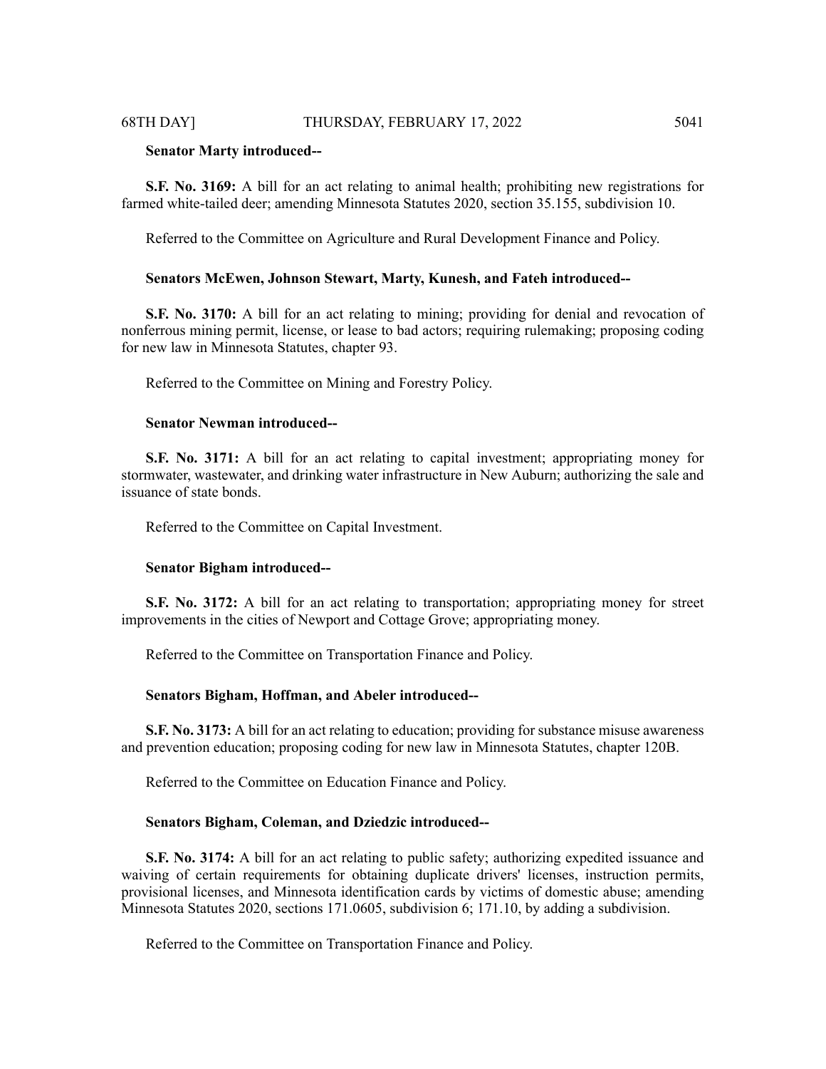**Senator Marty introduced--**

**S.F. No. 3169:** A bill for an act relating to animal health; prohibiting new registrations for farmed white-tailed deer; amending Minnesota Statutes 2020, section 35.155, subdivision 10.

Referred to the Committee on Agriculture and Rural Development Finance and Policy.

**Senators McEwen, Johnson Stewart, Marty, Kunesh, and Fateh introduced--**

**S.F. No. 3170:** A bill for an act relating to mining; providing for denial and revocation of nonferrous mining permit, license, or lease to bad actors; requiring rulemaking; proposing coding for new law in Minnesota Statutes, chapter 93.

Referred to the Committee on Mining and Forestry Policy.

**Senator Newman introduced--**

**S.F. No. 3171:** A bill for an act relating to capital investment; appropriating money for stormwater, wastewater, and drinking water infrastructure in New Auburn; authorizing the sale and issuance of state bonds.

Referred to the Committee on Capital Investment.

**Senator Bigham introduced--**

**S.F. No. 3172:** A bill for an act relating to transportation; appropriating money for street improvements in the cities of Newport and Cottage Grove; appropriating money.

Referred to the Committee on Transportation Finance and Policy.

**Senators Bigham, Hoffman, and Abeler introduced--**

**S.F. No. 3173:** A bill for an act relating to education; providing for substance misuse awareness and prevention education; proposing coding for new law in Minnesota Statutes, chapter 120B.

Referred to the Committee on Education Finance and Policy.

**Senators Bigham, Coleman, and Dziedzic introduced--**

**S.F. No. 3174:** A bill for an act relating to public safety; authorizing expedited issuance and waiving of certain requirements for obtaining duplicate drivers' licenses, instruction permits, provisional licenses, and Minnesota identification cards by victims of domestic abuse; amending Minnesota Statutes 2020, sections 171.0605, subdivision 6; 171.10, by adding a subdivision.

Referred to the Committee on Transportation Finance and Policy.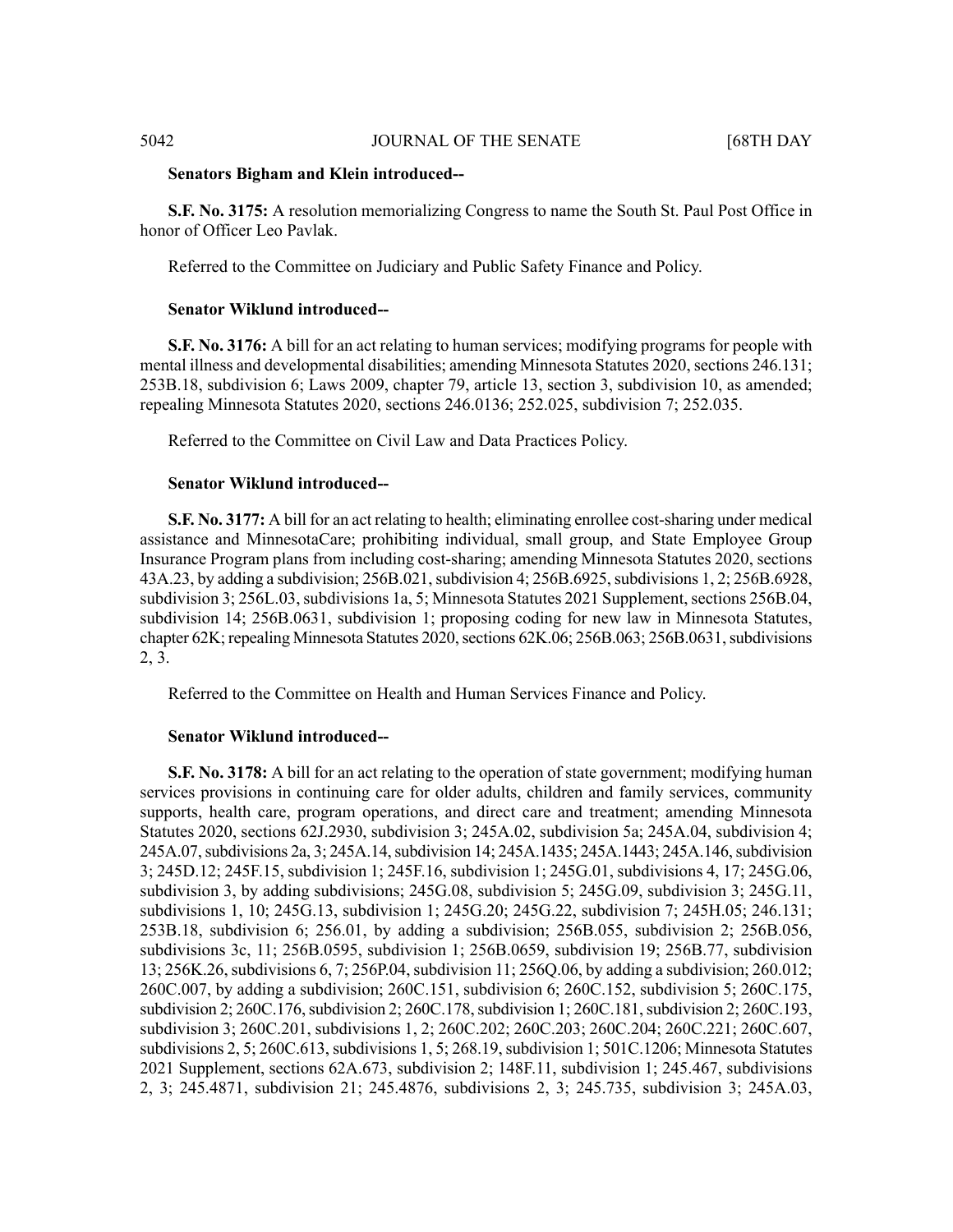**Senators Bigham and Klein introduced--**

**S.F. No. 3175:** A resolution memorializing Congress to name the South St. Paul Post Office in honor of Officer Leo Pavlak.

Referred to the Committee on Judiciary and Public Safety Finance and Policy.

**Senator Wiklund introduced--**

**S.F. No. 3176:** A bill for an act relating to human services; modifying programs for people with mental illness and developmental disabilities; amending Minnesota Statutes 2020, sections 246.131; 253B.18, subdivision 6; Laws 2009, chapter 79, article 13, section 3, subdivision 10, as amended; repealing Minnesota Statutes 2020, sections 246.0136; 252.025, subdivision 7; 252.035.

Referred to the Committee on Civil Law and Data Practices Policy.

**Senator Wiklund introduced--**

**S.F. No. 3177:** A bill for an act relating to health; eliminating enrollee cost-sharing under medical assistance and MinnesotaCare; prohibiting individual, small group, and State Employee Group Insurance Program plans from including cost-sharing; amending Minnesota Statutes 2020, sections 43A.23, by adding a subdivision; 256B.021, subdivision 4; 256B.6925, subdivisions 1, 2; 256B.6928, subdivision 3; 256L.03, subdivisions 1a, 5; Minnesota Statutes 2021 Supplement, sections 256B.04, subdivision 14; 256B.0631, subdivision 1; proposing coding for new law in Minnesota Statutes, chapter 62K; repealing Minnesota Statutes 2020, sections 62K.06; 256B.063; 256B.0631, subdivisions 2, 3.

Referred to the Committee on Health and Human Services Finance and Policy.

**Senator Wiklund introduced--**

**S.F. No. 3178:** A bill for an act relating to the operation of state government; modifying human services provisions in continuing care for older adults, children and family services, community supports, health care, program operations, and direct care and treatment; amending Minnesota Statutes 2020, sections 62J.2930, subdivision 3; 245A.02, subdivision 5a; 245A.04, subdivision 4; 245A.07, subdivisions 2a, 3; 245A.14, subdivision 14; 245A.1435; 245A.1443; 245A.146, subdivision 3; 245D.12; 245F.15, subdivision 1; 245F.16, subdivision 1; 245G.01, subdivisions 4, 17; 245G.06, subdivision 3, by adding subdivisions; 245G.08, subdivision 5; 245G.09, subdivision 3; 245G.11, subdivisions 1, 10; 245G.13, subdivision 1; 245G.20; 245G.22, subdivision 7; 245H.05; 246.131; 253B.18, subdivision 6; 256.01, by adding a subdivision; 256B.055, subdivision 2; 256B.056, subdivisions 3c, 11; 256B.0595, subdivision 1; 256B.0659, subdivision 19; 256B.77, subdivision 13; 256K.26, subdivisions 6, 7; 256P.04, subdivision 11; 256Q.06, by adding a subdivision; 260.012; 260C.007, by adding a subdivision; 260C.151, subdivision 6; 260C.152, subdivision 5; 260C.175, subdivision 2; 260C.176, subdivision 2; 260C.178, subdivision 1; 260C.181, subdivision 2; 260C.193, subdivision 3; 260C.201, subdivisions 1, 2; 260C.202; 260C.203; 260C.204; 260C.221; 260C.607, subdivisions 2, 5; 260C.613, subdivisions 1, 5; 268.19, subdivision 1; 501C.1206; Minnesota Statutes 2021 Supplement, sections 62A.673, subdivision 2; 148F.11, subdivision 1; 245.467, subdivisions 2, 3; 245.4871, subdivision 21; 245.4876, subdivisions 2, 3; 245.735, subdivision 3; 245A.03,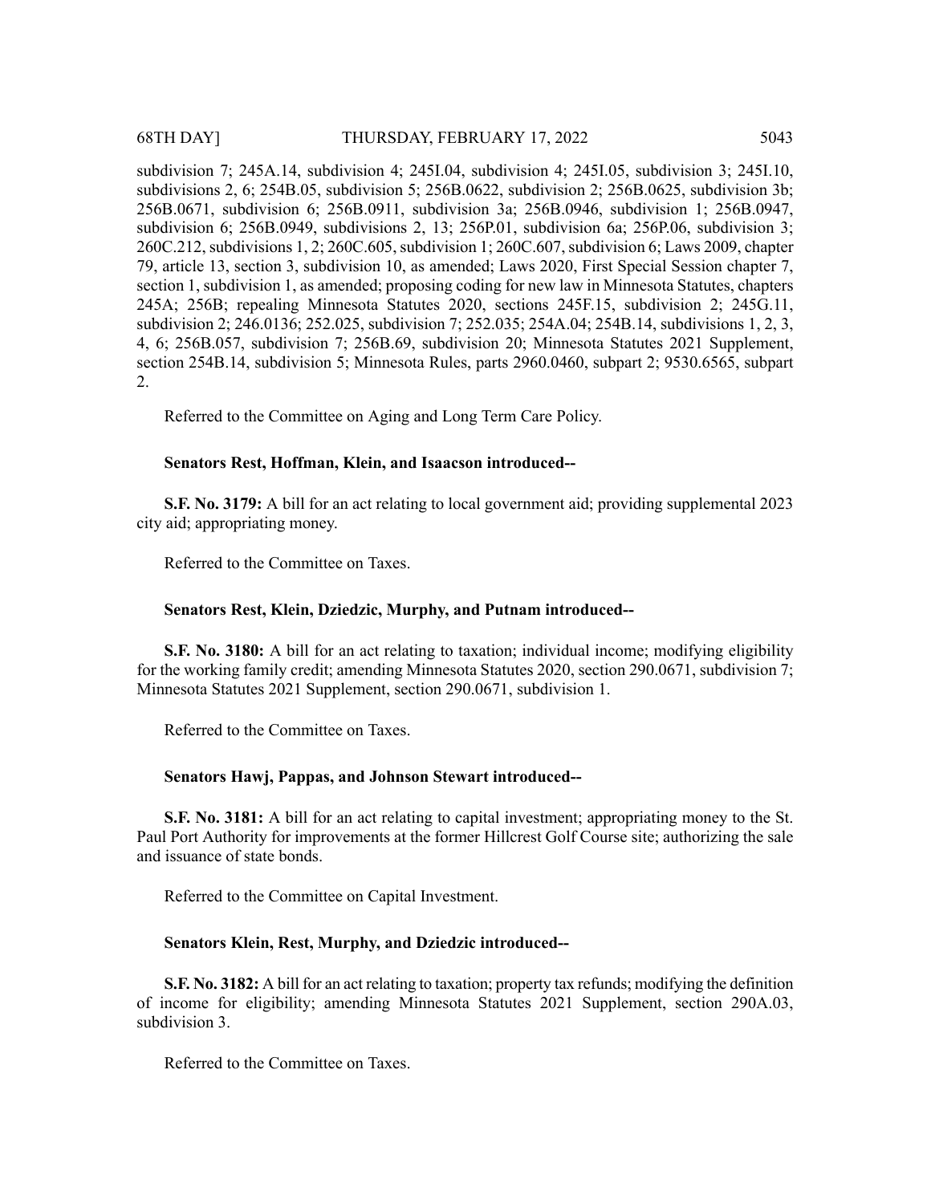subdivision 7; 245A.14, subdivision 4; 245I.04, subdivision 4; 245I.05, subdivision 3; 245I.10, subdivisions 2, 6; 254B.05, subdivision 5; 256B.0622, subdivision 2; 256B.0625, subdivision 3b; 256B.0671, subdivision 6; 256B.0911, subdivision 3a; 256B.0946, subdivision 1; 256B.0947, subdivision 6; 256B.0949, subdivisions 2, 13; 256P.01, subdivision 6a; 256P.06, subdivision 3; 260C.212, subdivisions 1, 2; 260C.605, subdivision 1; 260C.607, subdivision 6; Laws 2009, chapter 79, article 13, section 3, subdivision 10, as amended; Laws 2020, First Special Session chapter 7, section 1, subdivision 1, as amended; proposing coding for new law in Minnesota Statutes, chapters 245A; 256B; repealing Minnesota Statutes 2020, sections 245F.15, subdivision 2; 245G.11, subdivision 2; 246.0136; 252.025, subdivision 7; 252.035; 254A.04; 254B.14, subdivisions 1, 2, 3, 4, 6; 256B.057, subdivision 7; 256B.69, subdivision 20; Minnesota Statutes 2021 Supplement, section 254B.14, subdivision 5; Minnesota Rules, parts 2960.0460, subpart 2; 9530.6565, subpart 2.

Referred to the Committee on Aging and Long Term Care Policy.

**Senators Rest, Hoffman, Klein, and Isaacson introduced--**

**S.F. No. 3179:** A bill for an act relating to local government aid; providing supplemental 2023 city aid; appropriating money.

Referred to the Committee on Taxes.

**Senators Rest, Klein, Dziedzic, Murphy, and Putnam introduced--**

**S.F. No. 3180:** A bill for an act relating to taxation; individual income; modifying eligibility for the working family credit; amending Minnesota Statutes 2020, section 290.0671, subdivision 7; Minnesota Statutes 2021 Supplement, section 290.0671, subdivision 1.

Referred to the Committee on Taxes.

**Senators Hawj, Pappas, and Johnson Stewart introduced--**

**S.F. No. 3181:** A bill for an act relating to capital investment; appropriating money to the St. Paul Port Authority for improvements at the former Hillcrest Golf Course site; authorizing the sale and issuance of state bonds.

Referred to the Committee on Capital Investment.

**Senators Klein, Rest, Murphy, and Dziedzic introduced--**

**S.F. No. 3182:** A bill for an act relating to taxation; property tax refunds; modifying the definition of income for eligibility; amending Minnesota Statutes 2021 Supplement, section 290A.03, subdivision 3.

Referred to the Committee on Taxes.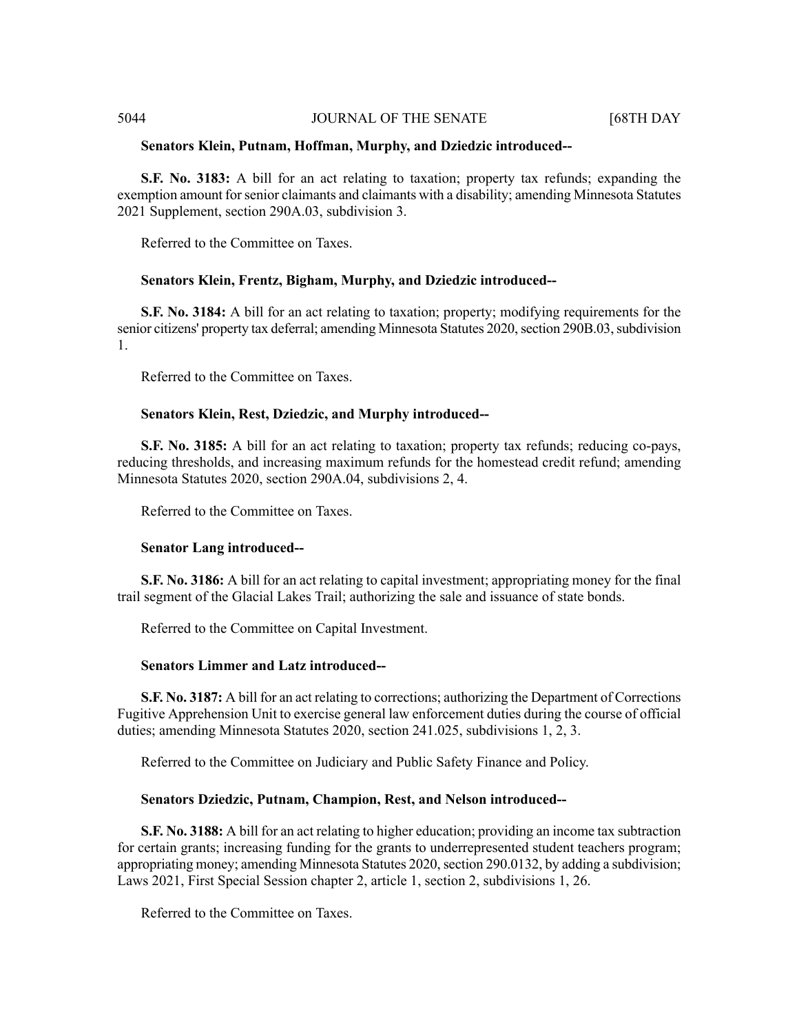**Senators Klein, Putnam, Hoffman, Murphy, and Dziedzic introduced--**

**S.F. No. 3183:** A bill for an act relating to taxation; property tax refunds; expanding the exemption amount for senior claimants and claimants with a disability; amending Minnesota Statutes 2021 Supplement, section 290A.03, subdivision 3.

Referred to the Committee on Taxes.

**Senators Klein, Frentz, Bigham, Murphy, and Dziedzic introduced--**

**S.F. No. 3184:** A bill for an act relating to taxation; property; modifying requirements for the senior citizens' property tax deferral; amending Minnesota Statutes 2020, section 290B.03, subdivision 1.

Referred to the Committee on Taxes.

**Senators Klein, Rest, Dziedzic, and Murphy introduced--**

**S.F. No. 3185:** A bill for an act relating to taxation; property tax refunds; reducing co-pays, reducing thresholds, and increasing maximum refunds for the homestead credit refund; amending Minnesota Statutes 2020, section 290A.04, subdivisions 2, 4.

Referred to the Committee on Taxes.

**Senator Lang introduced--**

**S.F. No. 3186:** A bill for an act relating to capital investment; appropriating money for the final trail segment of the Glacial Lakes Trail; authorizing the sale and issuance of state bonds.

Referred to the Committee on Capital Investment.

**Senators Limmer and Latz introduced--**

**S.F. No. 3187:** A bill for an act relating to corrections; authorizing the Department of Corrections Fugitive Apprehension Unit to exercise general law enforcement duties during the course of official duties; amending Minnesota Statutes 2020, section 241.025, subdivisions 1, 2, 3.

Referred to the Committee on Judiciary and Public Safety Finance and Policy.

**Senators Dziedzic, Putnam, Champion, Rest, and Nelson introduced--**

**S.F. No. 3188:** A bill for an act relating to higher education; providing an income tax subtraction for certain grants; increasing funding for the grants to underrepresented student teachers program; appropriating money; amending Minnesota Statutes 2020, section 290.0132, by adding a subdivision; Laws 2021, First Special Session chapter 2, article 1, section 2, subdivisions 1, 26.

Referred to the Committee on Taxes.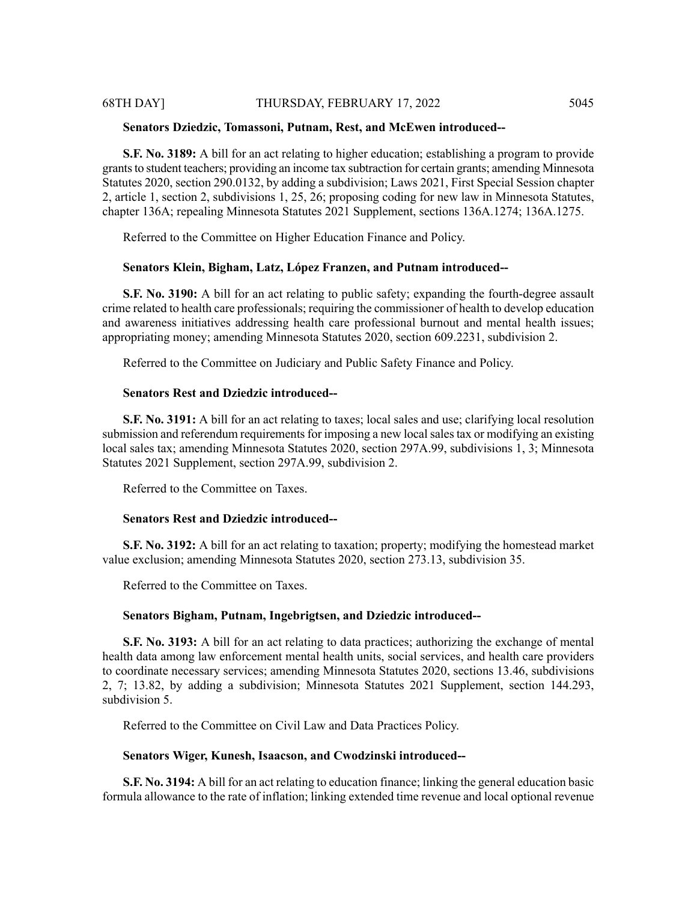**Senators Dziedzic, Tomassoni, Putnam, Rest, and McEwen introduced--**

**S.F. No. 3189:** A bill for an act relating to higher education; establishing a program to provide grants to student teachers; providing an income tax subtraction for certain grants; amending Minnesota Statutes 2020, section 290.0132, by adding a subdivision; Laws 2021, First Special Session chapter 2, article 1, section 2, subdivisions 1, 25, 26; proposing coding for new law in Minnesota Statutes, chapter 136A; repealing Minnesota Statutes 2021 Supplement, sections 136A.1274; 136A.1275.

Referred to the Committee on Higher Education Finance and Policy.

**Senators Klein, Bigham, Latz, López Franzen, and Putnam introduced--**

**S.F. No. 3190:** A bill for an act relating to public safety; expanding the fourth-degree assault crime related to health care professionals; requiring the commissioner of health to develop education and awareness initiatives addressing health care professional burnout and mental health issues; appropriating money; amending Minnesota Statutes 2020, section 609.2231, subdivision 2.

Referred to the Committee on Judiciary and Public Safety Finance and Policy.

**Senators Rest and Dziedzic introduced--**

**S.F. No. 3191:** A bill for an act relating to taxes; local sales and use; clarifying local resolution submission and referendum requirements for imposing a new local sales tax or modifying an existing local sales tax; amending Minnesota Statutes 2020, section 297A.99, subdivisions 1, 3; Minnesota Statutes 2021 Supplement, section 297A.99, subdivision 2.

Referred to the Committee on Taxes.

**Senators Rest and Dziedzic introduced--**

**S.F. No. 3192:** A bill for an act relating to taxation; property; modifying the homestead market value exclusion; amending Minnesota Statutes 2020, section 273.13, subdivision 35.

Referred to the Committee on Taxes.

**Senators Bigham, Putnam, Ingebrigtsen, and Dziedzic introduced--**

**S.F. No. 3193:** A bill for an act relating to data practices; authorizing the exchange of mental health data among law enforcement mental health units, social services, and health care providers to coordinate necessary services; amending Minnesota Statutes 2020, sections 13.46, subdivisions 2, 7; 13.82, by adding a subdivision; Minnesota Statutes 2021 Supplement, section 144.293, subdivision 5.

Referred to the Committee on Civil Law and Data Practices Policy.

**Senators Wiger, Kunesh, Isaacson, and Cwodzinski introduced--**

**S.F. No. 3194:** A bill for an act relating to education finance; linking the general education basic formula allowance to the rate of inflation; linking extended time revenue and local optional revenue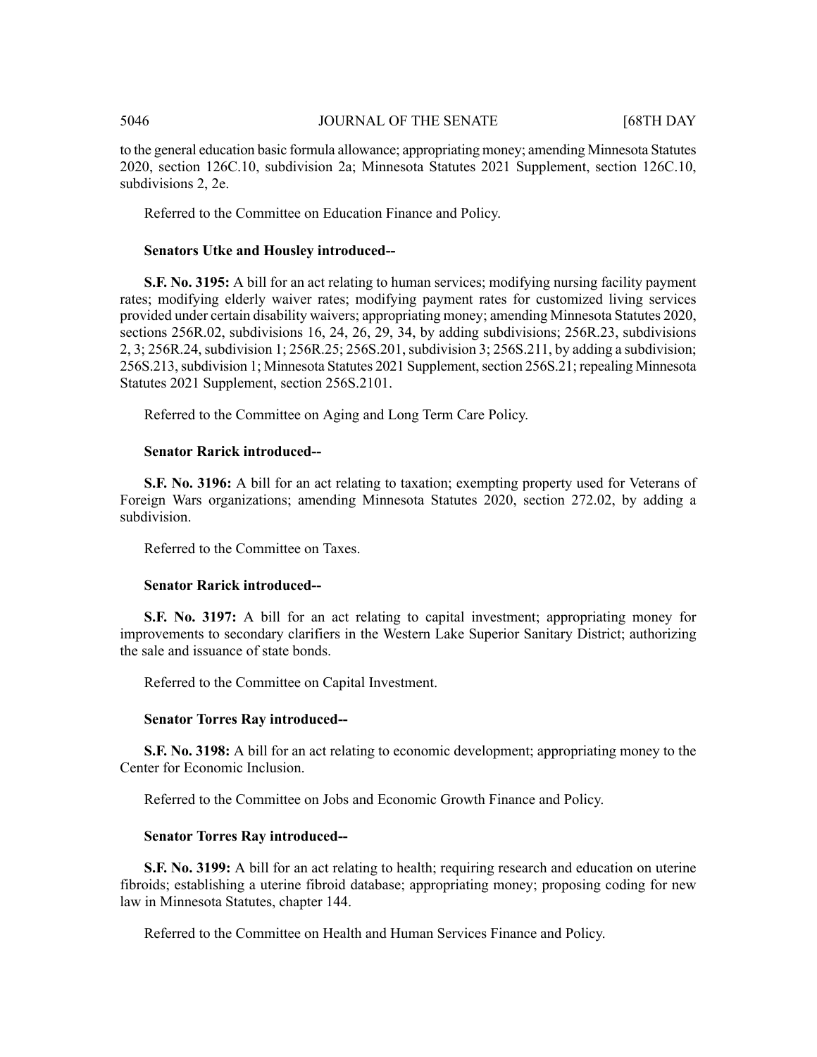to the general education basic formula allowance; appropriating money; amending Minnesota Statutes 2020, section 126C.10, subdivision 2a; Minnesota Statutes 2021 Supplement, section 126C.10, subdivisions 2, 2e.

Referred to the Committee on Education Finance and Policy.

**Senators Utke and Housley introduced--**

**S.F. No. 3195:** A bill for an act relating to human services; modifying nursing facility payment rates; modifying elderly waiver rates; modifying payment rates for customized living services provided under certain disability waivers; appropriating money; amending Minnesota Statutes 2020, sections 256R.02, subdivisions 16, 24, 26, 29, 34, by adding subdivisions; 256R.23, subdivisions 2, 3; 256R.24, subdivision 1; 256R.25; 256S.201, subdivision 3; 256S.211, by adding a subdivision; 256S.213, subdivision 1; Minnesota Statutes 2021 Supplement, section 256S.21; repealing Minnesota Statutes 2021 Supplement, section 256S.2101.

Referred to the Committee on Aging and Long Term Care Policy.

**Senator Rarick introduced--**

**S.F. No. 3196:** A bill for an act relating to taxation; exempting property used for Veterans of Foreign Wars organizations; amending Minnesota Statutes 2020, section 272.02, by adding a subdivision.

Referred to the Committee on Taxes.

**Senator Rarick introduced--**

**S.F. No. 3197:** A bill for an act relating to capital investment; appropriating money for improvements to secondary clarifiers in the Western Lake Superior Sanitary District; authorizing the sale and issuance of state bonds.

Referred to the Committee on Capital Investment.

**Senator Torres Ray introduced--**

**S.F. No. 3198:** A bill for an act relating to economic development; appropriating money to the Center for Economic Inclusion.

Referred to the Committee on Jobs and Economic Growth Finance and Policy.

**Senator Torres Ray introduced--**

**S.F. No. 3199:** A bill for an act relating to health; requiring research and education on uterine fibroids; establishing a uterine fibroid database; appropriating money; proposing coding for new law in Minnesota Statutes, chapter 144.

Referred to the Committee on Health and Human Services Finance and Policy.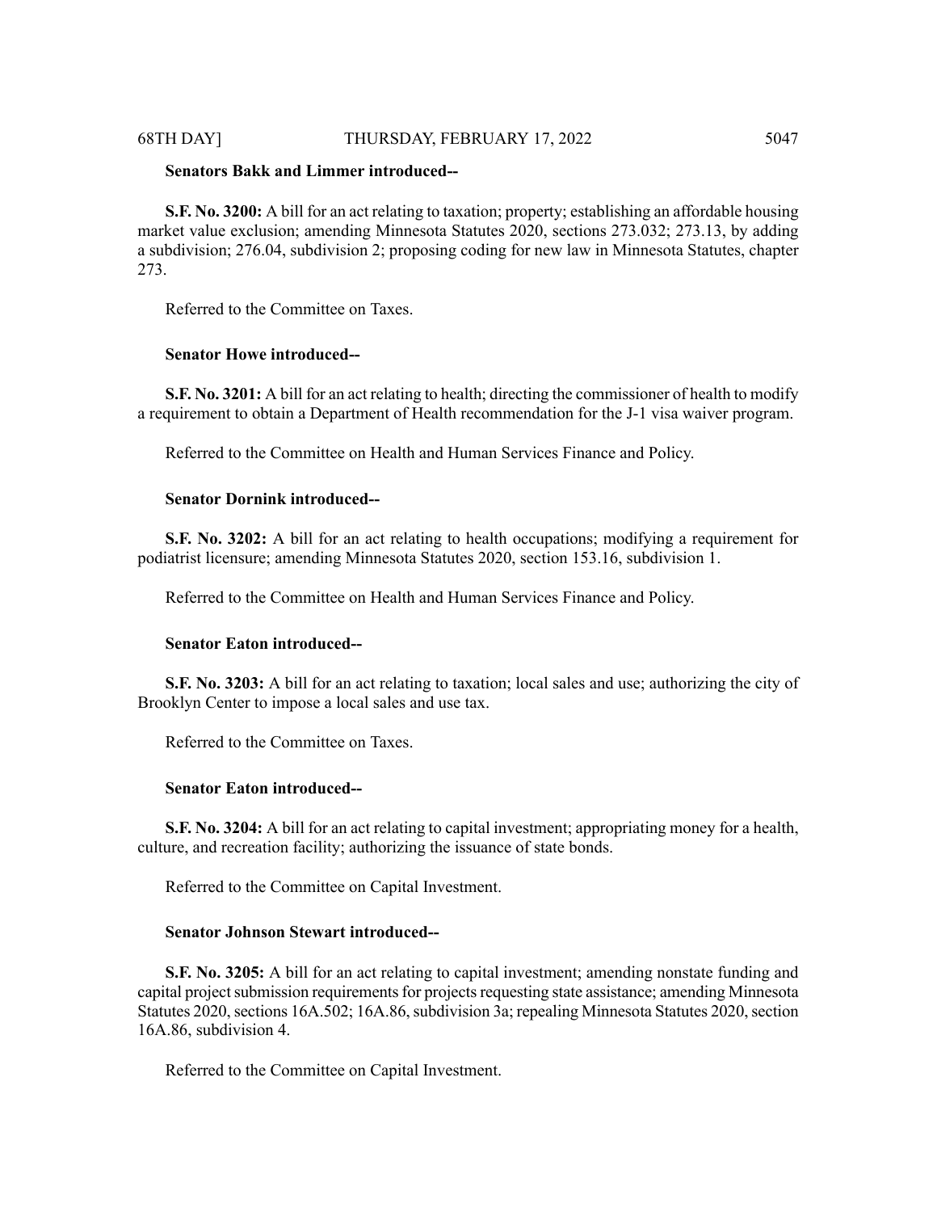**Senators Bakk and Limmer introduced--**

**S.F. No. 3200:** A bill for an act relating to taxation; property; establishing an affordable housing market value exclusion; amending Minnesota Statutes 2020, sections 273.032; 273.13, by adding a subdivision; 276.04, subdivision 2; proposing coding for new law in Minnesota Statutes, chapter 273.

Referred to the Committee on Taxes.

**Senator Howe introduced--**

**S.F. No. 3201:** A bill for an act relating to health; directing the commissioner of health to modify a requirement to obtain a Department of Health recommendation for the J-1 visa waiver program.

Referred to the Committee on Health and Human Services Finance and Policy.

**Senator Dornink introduced--**

**S.F. No. 3202:** A bill for an act relating to health occupations; modifying a requirement for podiatrist licensure; amending Minnesota Statutes 2020, section 153.16, subdivision 1.

Referred to the Committee on Health and Human Services Finance and Policy.

**Senator Eaton introduced--**

**S.F. No. 3203:** A bill for an act relating to taxation; local sales and use; authorizing the city of Brooklyn Center to impose a local sales and use tax.

Referred to the Committee on Taxes.

**Senator Eaton introduced--**

**S.F. No. 3204:** A bill for an act relating to capital investment; appropriating money for a health, culture, and recreation facility; authorizing the issuance of state bonds.

Referred to the Committee on Capital Investment.

**Senator Johnson Stewart introduced--**

**S.F. No. 3205:** A bill for an act relating to capital investment; amending nonstate funding and capital project submission requirements for projects requesting state assistance; amending Minnesota Statutes 2020, sections 16A.502; 16A.86, subdivision 3a; repealing Minnesota Statutes 2020, section 16A.86, subdivision 4.

Referred to the Committee on Capital Investment.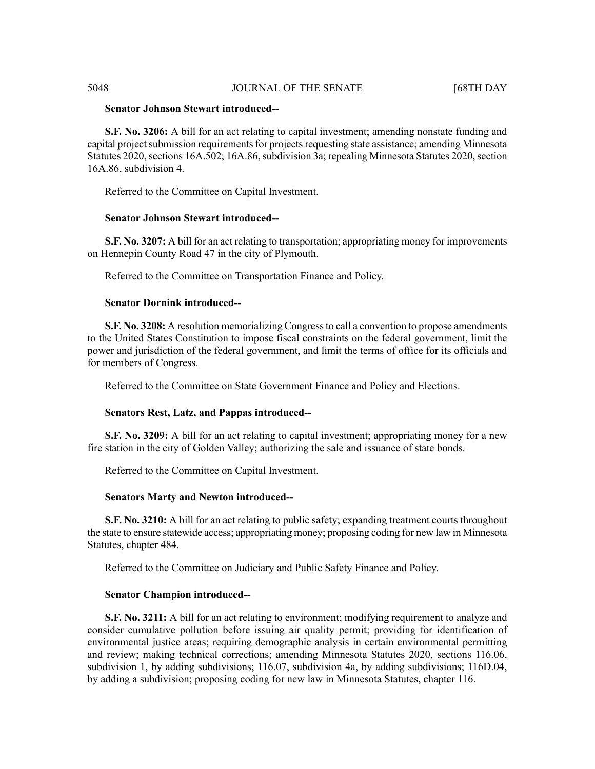**Senator Johnson Stewart introduced--**

**S.F. No. 3206:** A bill for an act relating to capital investment; amending nonstate funding and capital project submission requirements for projects requesting state assistance; amending Minnesota Statutes 2020, sections 16A.502; 16A.86, subdivision 3a; repealing Minnesota Statutes 2020, section 16A.86, subdivision 4.

Referred to the Committee on Capital Investment.

**Senator Johnson Stewart introduced--**

**S.F. No. 3207:** A bill for an act relating to transportation; appropriating money for improvements on Hennepin County Road 47 in the city of Plymouth.

Referred to the Committee on Transportation Finance and Policy.

**Senator Dornink introduced--**

**S.F. No. 3208:** A resolution memorializing Congress to call a convention to propose amendments to the United States Constitution to impose fiscal constraints on the federal government, limit the power and jurisdiction of the federal government, and limit the terms of office for its officials and for members of Congress.

Referred to the Committee on State Government Finance and Policy and Elections.

**Senators Rest, Latz, and Pappas introduced--**

**S.F. No. 3209:** A bill for an act relating to capital investment; appropriating money for a new fire station in the city of Golden Valley; authorizing the sale and issuance of state bonds.

Referred to the Committee on Capital Investment.

**Senators Marty and Newton introduced--**

**S.F. No. 3210:** A bill for an act relating to public safety; expanding treatment courts throughout the state to ensure statewide access; appropriating money; proposing coding for new law in Minnesota Statutes, chapter 484.

Referred to the Committee on Judiciary and Public Safety Finance and Policy.

**Senator Champion introduced--**

**S.F. No. 3211:** A bill for an act relating to environment; modifying requirement to analyze and consider cumulative pollution before issuing air quality permit; providing for identification of environmental justice areas; requiring demographic analysis in certain environmental permitting and review; making technical corrections; amending Minnesota Statutes 2020, sections 116.06, subdivision 1, by adding subdivisions; 116.07, subdivision 4a, by adding subdivisions; 116D.04, by adding a subdivision; proposing coding for new law in Minnesota Statutes, chapter 116.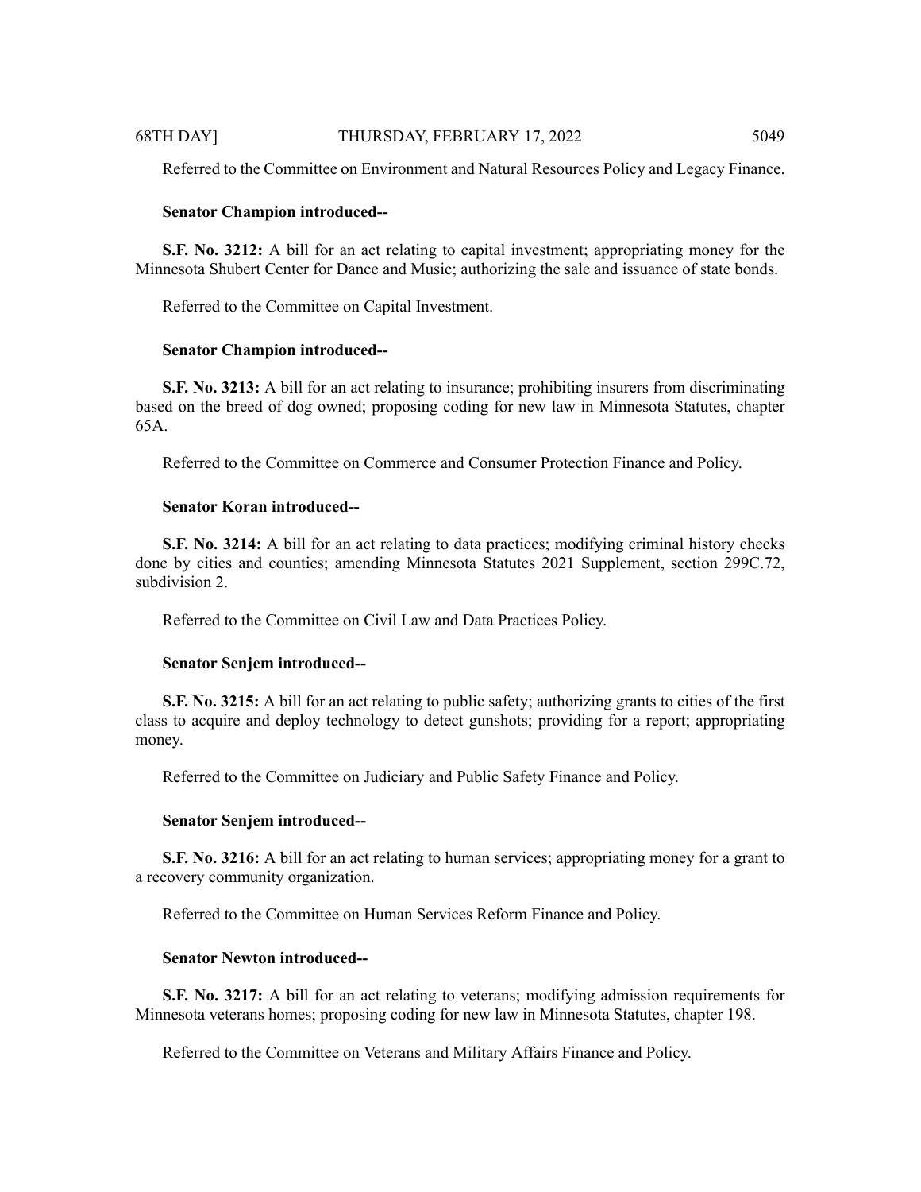Referred to the Committee on Environment and Natural Resources Policy and Legacy Finance.

**Senator Champion introduced--**

**S.F. No. 3212:** A bill for an act relating to capital investment; appropriating money for the Minnesota Shubert Center for Dance and Music; authorizing the sale and issuance of state bonds.

Referred to the Committee on Capital Investment.

**Senator Champion introduced--**

**S.F. No. 3213:** A bill for an act relating to insurance; prohibiting insurers from discriminating based on the breed of dog owned; proposing coding for new law in Minnesota Statutes, chapter 65A.

Referred to the Committee on Commerce and Consumer Protection Finance and Policy.

**Senator Koran introduced--**

**S.F. No. 3214:** A bill for an act relating to data practices; modifying criminal history checks done by cities and counties; amending Minnesota Statutes 2021 Supplement, section 299C.72, subdivision 2.

Referred to the Committee on Civil Law and Data Practices Policy.

**Senator Senjem introduced--**

**S.F. No. 3215:** A bill for an act relating to public safety; authorizing grants to cities of the first class to acquire and deploy technology to detect gunshots; providing for a report; appropriating money.

Referred to the Committee on Judiciary and Public Safety Finance and Policy.

**Senator Senjem introduced--**

**S.F. No. 3216:** A bill for an act relating to human services; appropriating money for a grant to a recovery community organization.

Referred to the Committee on Human Services Reform Finance and Policy.

**Senator Newton introduced--**

**S.F. No. 3217:** A bill for an act relating to veterans; modifying admission requirements for Minnesota veterans homes; proposing coding for new law in Minnesota Statutes, chapter 198.

Referred to the Committee on Veterans and Military Affairs Finance and Policy.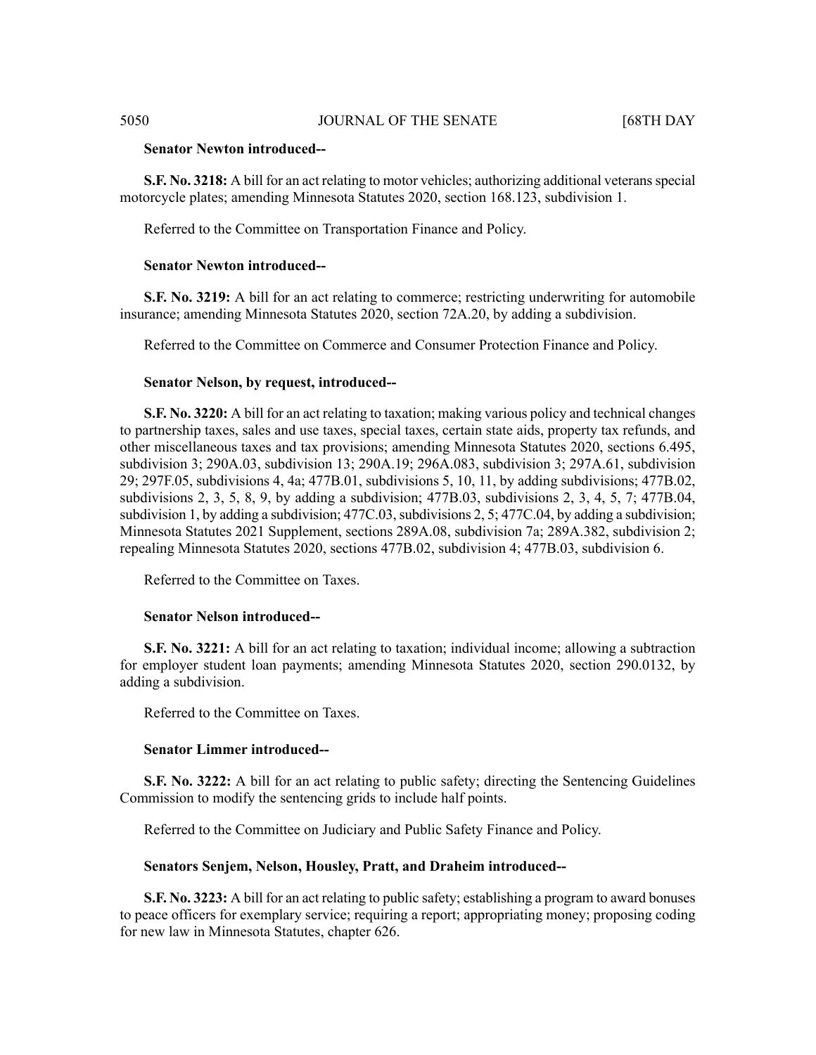**Senator Newton introduced--**

**S.F. No. 3218:** A bill for an act relating to motor vehicles; authorizing additional veterans special motorcycle plates; amending Minnesota Statutes 2020, section 168.123, subdivision 1.

Referred to the Committee on Transportation Finance and Policy.

**Senator Newton introduced--**

**S.F. No. 3219:** A bill for an act relating to commerce; restricting underwriting for automobile insurance; amending Minnesota Statutes 2020, section 72A.20, by adding a subdivision.

Referred to the Committee on Commerce and Consumer Protection Finance and Policy.

**Senator Nelson, by request, introduced--**

**S.F. No. 3220:** A bill for an act relating to taxation; making various policy and technical changes to partnership taxes, sales and use taxes, special taxes, certain state aids, property tax refunds, and other miscellaneous taxes and tax provisions; amending Minnesota Statutes 2020, sections 6.495, subdivision 3; 290A.03, subdivision 13; 290A.19; 296A.083, subdivision 3; 297A.61, subdivision 29; 297F.05, subdivisions 4, 4a; 477B.01, subdivisions 5, 10, 11, by adding subdivisions; 477B.02, subdivisions 2, 3, 5, 8, 9, by adding a subdivision; 477B.03, subdivisions 2, 3, 4, 5, 7; 477B.04, subdivision 1, by adding a subdivision; 477C.03, subdivisions 2, 5; 477C.04, by adding a subdivision; Minnesota Statutes 2021 Supplement, sections 289A.08, subdivision 7a; 289A.382, subdivision 2; repealing Minnesota Statutes 2020, sections 477B.02, subdivision 4; 477B.03, subdivision 6.

Referred to the Committee on Taxes.

**Senator Nelson introduced--**

**S.F. No. 3221:** A bill for an act relating to taxation; individual income; allowing a subtraction for employer student loan payments; amending Minnesota Statutes 2020, section 290.0132, by adding a subdivision.

Referred to the Committee on Taxes.

**Senator Limmer introduced--**

**S.F. No. 3222:** A bill for an act relating to public safety; directing the Sentencing Guidelines Commission to modify the sentencing grids to include half points.

Referred to the Committee on Judiciary and Public Safety Finance and Policy.

**Senators Senjem, Nelson, Housley, Pratt, and Draheim introduced--**

**S.F. No. 3223:** A bill for an act relating to public safety; establishing a program to award bonuses to peace officers for exemplary service; requiring a report; appropriating money; proposing coding for new law in Minnesota Statutes, chapter 626.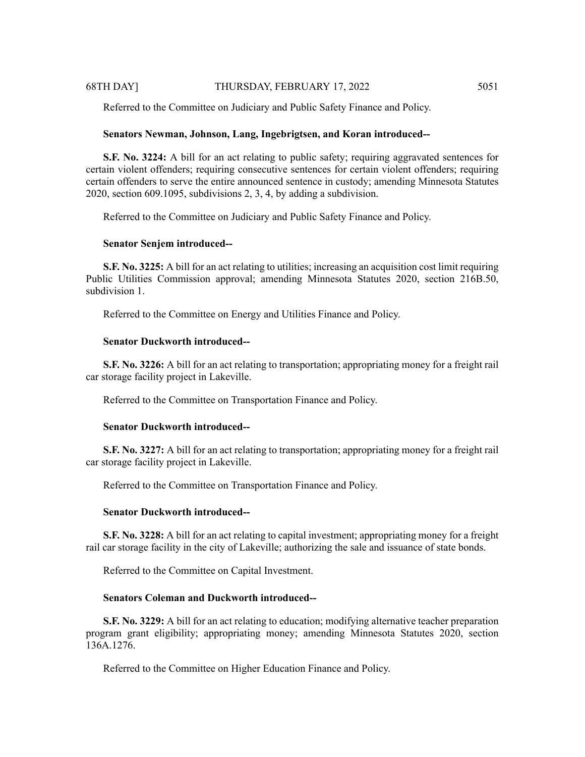Referred to the Committee on Judiciary and Public Safety Finance and Policy.

**Senators Newman, Johnson, Lang, Ingebrigtsen, and Koran introduced--**

**S.F. No. 3224:** A bill for an act relating to public safety; requiring aggravated sentences for certain violent offenders; requiring consecutive sentences for certain violent offenders; requiring certain offenders to serve the entire announced sentence in custody; amending Minnesota Statutes 2020, section 609.1095, subdivisions 2, 3, 4, by adding a subdivision.

Referred to the Committee on Judiciary and Public Safety Finance and Policy.

**Senator Senjem introduced--**

**S.F. No. 3225:** A bill for an act relating to utilities; increasing an acquisition cost limit requiring Public Utilities Commission approval; amending Minnesota Statutes 2020, section 216B.50, subdivision 1.

Referred to the Committee on Energy and Utilities Finance and Policy.

**Senator Duckworth introduced--**

**S.F. No. 3226:** A bill for an act relating to transportation; appropriating money for a freight rail car storage facility project in Lakeville.

Referred to the Committee on Transportation Finance and Policy.

**Senator Duckworth introduced--**

**S.F. No. 3227:** A bill for an act relating to transportation; appropriating money for a freight rail car storage facility project in Lakeville.

Referred to the Committee on Transportation Finance and Policy.

**Senator Duckworth introduced--**

**S.F. No. 3228:** A bill for an act relating to capital investment; appropriating money for a freight rail car storage facility in the city of Lakeville; authorizing the sale and issuance of state bonds.

Referred to the Committee on Capital Investment.

**Senators Coleman and Duckworth introduced--**

**S.F. No. 3229:** A bill for an act relating to education; modifying alternative teacher preparation program grant eligibility; appropriating money; amending Minnesota Statutes 2020, section 136A.1276.

Referred to the Committee on Higher Education Finance and Policy.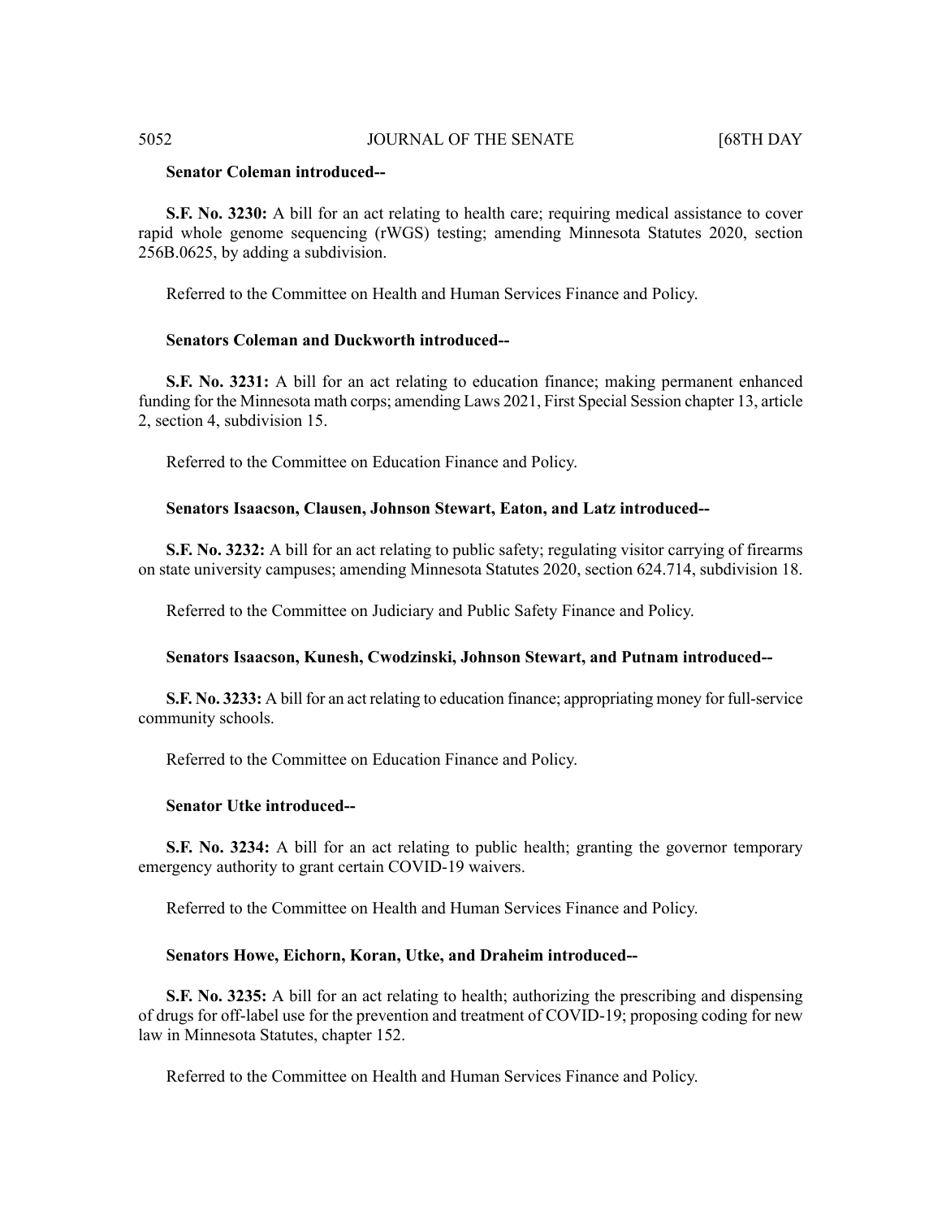**Senator Coleman introduced--**

**S.F. No. 3230:** A bill for an act relating to health care; requiring medical assistance to cover rapid whole genome sequencing (rWGS) testing; amending Minnesota Statutes 2020, section 256B.0625, by adding a subdivision.

Referred to the Committee on Health and Human Services Finance and Policy.

**Senators Coleman and Duckworth introduced--**

**S.F. No. 3231:** A bill for an act relating to education finance; making permanent enhanced funding for the Minnesota math corps; amending Laws 2021, First Special Session chapter 13, article 2, section 4, subdivision 15.

Referred to the Committee on Education Finance and Policy.

**Senators Isaacson, Clausen, Johnson Stewart, Eaton, and Latz introduced--**

**S.F. No. 3232:** A bill for an act relating to public safety; regulating visitor carrying of firearms on state university campuses; amending Minnesota Statutes 2020, section 624.714, subdivision 18.

Referred to the Committee on Judiciary and Public Safety Finance and Policy.

**Senators Isaacson, Kunesh, Cwodzinski, Johnson Stewart, and Putnam introduced--**

**S.F. No. 3233:** A bill for an act relating to education finance; appropriating money for full-service community schools.

Referred to the Committee on Education Finance and Policy.

**Senator Utke introduced--**

**S.F. No. 3234:** A bill for an act relating to public health; granting the governor temporary emergency authority to grant certain COVID-19 waivers.

Referred to the Committee on Health and Human Services Finance and Policy.

**Senators Howe, Eichorn, Koran, Utke, and Draheim introduced--**

**S.F. No. 3235:** A bill for an act relating to health; authorizing the prescribing and dispensing of drugs for off-label use for the prevention and treatment of COVID-19; proposing coding for new law in Minnesota Statutes, chapter 152.

Referred to the Committee on Health and Human Services Finance and Policy.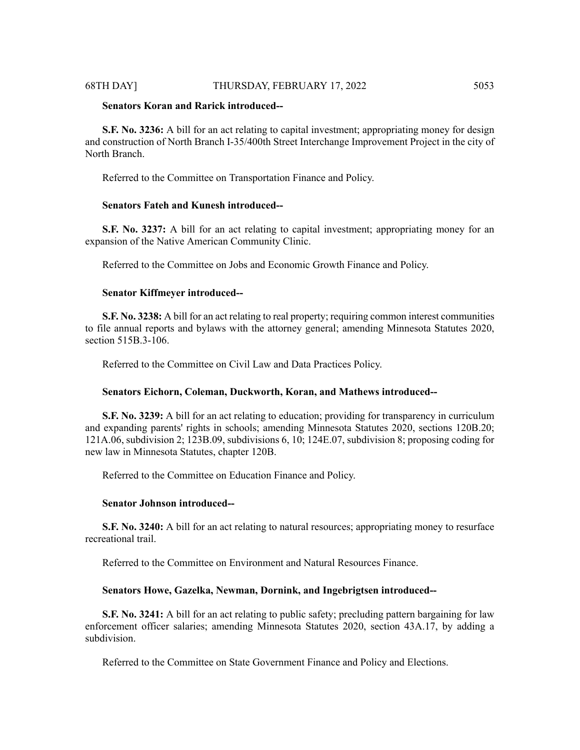**Senators Koran and Rarick introduced--**

**S.F. No. 3236:** A bill for an act relating to capital investment; appropriating money for design and construction of North Branch I-35/400th Street Interchange Improvement Project in the city of North Branch.

Referred to the Committee on Transportation Finance and Policy.

**Senators Fateh and Kunesh introduced--**

**S.F. No. 3237:** A bill for an act relating to capital investment; appropriating money for an expansion of the Native American Community Clinic.

Referred to the Committee on Jobs and Economic Growth Finance and Policy.

**Senator Kiffmeyer introduced--**

**S.F. No. 3238:** A bill for an act relating to real property; requiring common interest communities to file annual reports and bylaws with the attorney general; amending Minnesota Statutes 2020, section 515B.3-106.

Referred to the Committee on Civil Law and Data Practices Policy.

**Senators Eichorn, Coleman, Duckworth, Koran, and Mathews introduced--**

**S.F. No. 3239:** A bill for an act relating to education; providing for transparency in curriculum and expanding parents' rights in schools; amending Minnesota Statutes 2020, sections 120B.20; 121A.06, subdivision 2; 123B.09, subdivisions 6, 10; 124E.07, subdivision 8; proposing coding for new law in Minnesota Statutes, chapter 120B.

Referred to the Committee on Education Finance and Policy.

**Senator Johnson introduced--**

**S.F. No. 3240:** A bill for an act relating to natural resources; appropriating money to resurface recreational trail.

Referred to the Committee on Environment and Natural Resources Finance.

**Senators Howe, Gazelka, Newman, Dornink, and Ingebrigtsen introduced--**

**S.F. No. 3241:** A bill for an act relating to public safety; precluding pattern bargaining for law enforcement officer salaries; amending Minnesota Statutes 2020, section 43A.17, by adding a subdivision.

Referred to the Committee on State Government Finance and Policy and Elections.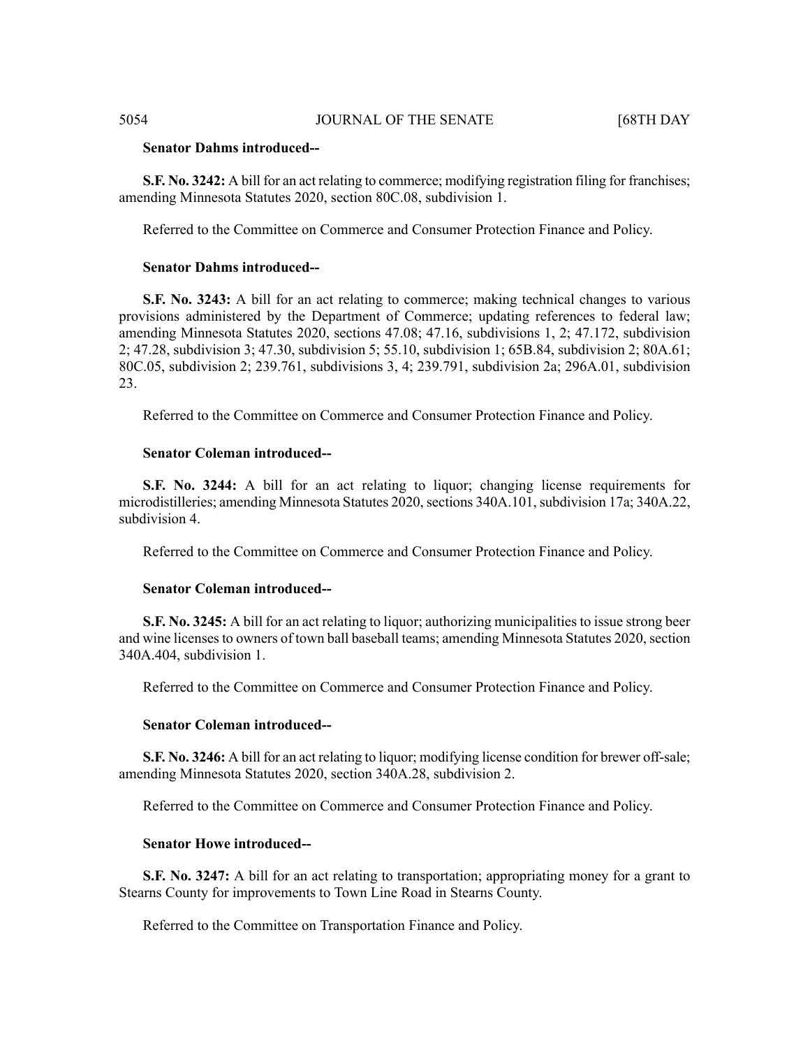**Senator Dahms introduced--**

**S.F. No. 3242:** A bill for an act relating to commerce; modifying registration filing for franchises; amending Minnesota Statutes 2020, section 80C.08, subdivision 1.

Referred to the Committee on Commerce and Consumer Protection Finance and Policy.

**Senator Dahms introduced--**

**S.F. No. 3243:** A bill for an act relating to commerce; making technical changes to various provisions administered by the Department of Commerce; updating references to federal law; amending Minnesota Statutes 2020, sections 47.08; 47.16, subdivisions 1, 2; 47.172, subdivision 2; 47.28, subdivision 3; 47.30, subdivision 5; 55.10, subdivision 1; 65B.84, subdivision 2; 80A.61; 80C.05, subdivision 2; 239.761, subdivisions 3, 4; 239.791, subdivision 2a; 296A.01, subdivision 23.

Referred to the Committee on Commerce and Consumer Protection Finance and Policy.

**Senator Coleman introduced--**

**S.F. No. 3244:** A bill for an act relating to liquor; changing license requirements for microdistilleries; amending Minnesota Statutes 2020, sections 340A.101, subdivision 17a; 340A.22, subdivision 4.

Referred to the Committee on Commerce and Consumer Protection Finance and Policy.

**Senator Coleman introduced--**

**S.F. No. 3245:** A bill for an act relating to liquor; authorizing municipalities to issue strong beer and wine licenses to owners of town ball baseball teams; amending Minnesota Statutes 2020, section 340A.404, subdivision 1.

Referred to the Committee on Commerce and Consumer Protection Finance and Policy.

**Senator Coleman introduced--**

**S.F. No. 3246:** A bill for an act relating to liquor; modifying license condition for brewer off-sale; amending Minnesota Statutes 2020, section 340A.28, subdivision 2.

Referred to the Committee on Commerce and Consumer Protection Finance and Policy.

**Senator Howe introduced--**

**S.F. No. 3247:** A bill for an act relating to transportation; appropriating money for a grant to Stearns County for improvements to Town Line Road in Stearns County.

Referred to the Committee on Transportation Finance and Policy.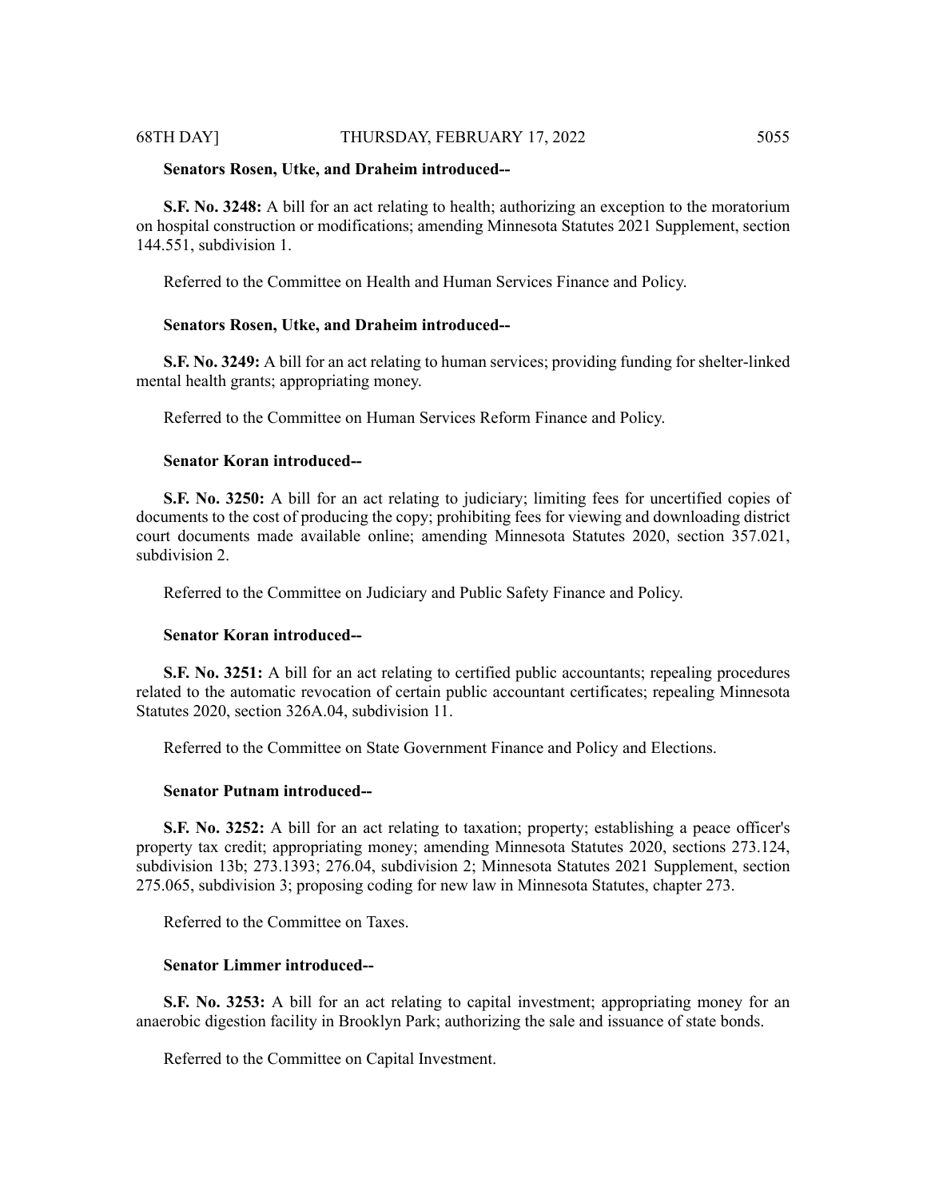**Senators Rosen, Utke, and Draheim introduced--**

**S.F. No. 3248:** A bill for an act relating to health; authorizing an exception to the moratorium on hospital construction or modifications; amending Minnesota Statutes 2021 Supplement, section 144.551, subdivision 1.

Referred to the Committee on Health and Human Services Finance and Policy.

**Senators Rosen, Utke, and Draheim introduced--**

**S.F. No. 3249:** A bill for an act relating to human services; providing funding for shelter-linked mental health grants; appropriating money.

Referred to the Committee on Human Services Reform Finance and Policy.

**Senator Koran introduced--**

**S.F. No. 3250:** A bill for an act relating to judiciary; limiting fees for uncertified copies of documents to the cost of producing the copy; prohibiting fees for viewing and downloading district court documents made available online; amending Minnesota Statutes 2020, section 357.021, subdivision 2.

Referred to the Committee on Judiciary and Public Safety Finance and Policy.

**Senator Koran introduced--**

**S.F. No. 3251:** A bill for an act relating to certified public accountants; repealing procedures related to the automatic revocation of certain public accountant certificates; repealing Minnesota Statutes 2020, section 326A.04, subdivision 11.

Referred to the Committee on State Government Finance and Policy and Elections.

**Senator Putnam introduced--**

**S.F. No. 3252:** A bill for an act relating to taxation; property; establishing a peace officer's property tax credit; appropriating money; amending Minnesota Statutes 2020, sections 273.124, subdivision 13b; 273.1393; 276.04, subdivision 2; Minnesota Statutes 2021 Supplement, section 275.065, subdivision 3; proposing coding for new law in Minnesota Statutes, chapter 273.

Referred to the Committee on Taxes.

**Senator Limmer introduced--**

**S.F. No. 3253:** A bill for an act relating to capital investment; appropriating money for an anaerobic digestion facility in Brooklyn Park; authorizing the sale and issuance of state bonds.

Referred to the Committee on Capital Investment.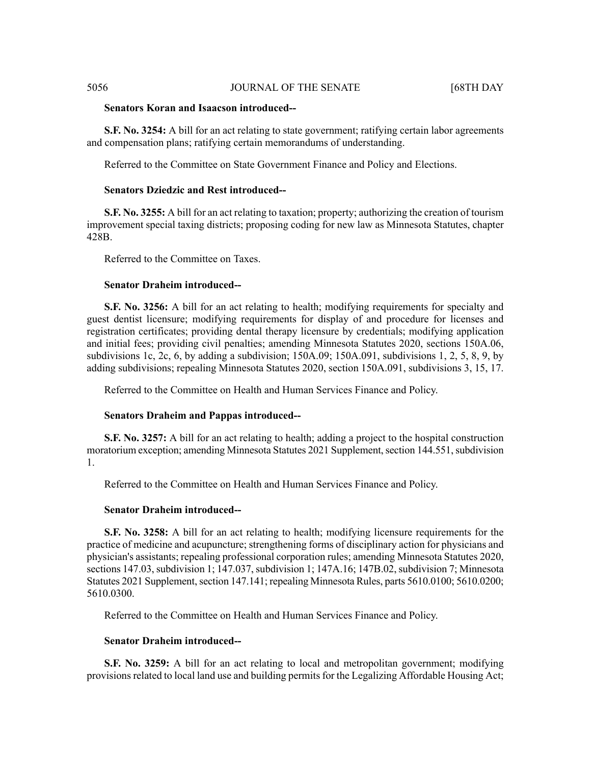**Senators Koran and Isaacson introduced--**

**S.F. No. 3254:** A bill for an act relating to state government; ratifying certain labor agreements and compensation plans; ratifying certain memorandums of understanding.

Referred to the Committee on State Government Finance and Policy and Elections.

**Senators Dziedzic and Rest introduced--**

**S.F. No. 3255:** A bill for an act relating to taxation; property; authorizing the creation of tourism improvement special taxing districts; proposing coding for new law as Minnesota Statutes, chapter 428B.

Referred to the Committee on Taxes.

**Senator Draheim introduced--**

**S.F. No. 3256:** A bill for an act relating to health; modifying requirements for specialty and guest dentist licensure; modifying requirements for display of and procedure for licenses and registration certificates; providing dental therapy licensure by credentials; modifying application and initial fees; providing civil penalties; amending Minnesota Statutes 2020, sections 150A.06, subdivisions 1c, 2c, 6, by adding a subdivision; 150A.09; 150A.091, subdivisions 1, 2, 5, 8, 9, by adding subdivisions; repealing Minnesota Statutes 2020, section 150A.091, subdivisions 3, 15, 17.

Referred to the Committee on Health and Human Services Finance and Policy.

**Senators Draheim and Pappas introduced--**

**S.F. No. 3257:** A bill for an act relating to health; adding a project to the hospital construction moratorium exception; amending Minnesota Statutes 2021 Supplement, section 144.551, subdivision 1.

Referred to the Committee on Health and Human Services Finance and Policy.

**Senator Draheim introduced--**

**S.F. No. 3258:** A bill for an act relating to health; modifying licensure requirements for the practice of medicine and acupuncture; strengthening forms of disciplinary action for physicians and physician's assistants; repealing professional corporation rules; amending Minnesota Statutes 2020, sections 147.03, subdivision 1; 147.037, subdivision 1; 147A.16; 147B.02, subdivision 7; Minnesota Statutes 2021 Supplement, section 147.141; repealing Minnesota Rules, parts 5610.0100; 5610.0200; 5610.0300.

Referred to the Committee on Health and Human Services Finance and Policy.

**Senator Draheim introduced--**

**S.F. No. 3259:** A bill for an act relating to local and metropolitan government; modifying provisions related to local land use and building permits for the Legalizing Affordable Housing Act;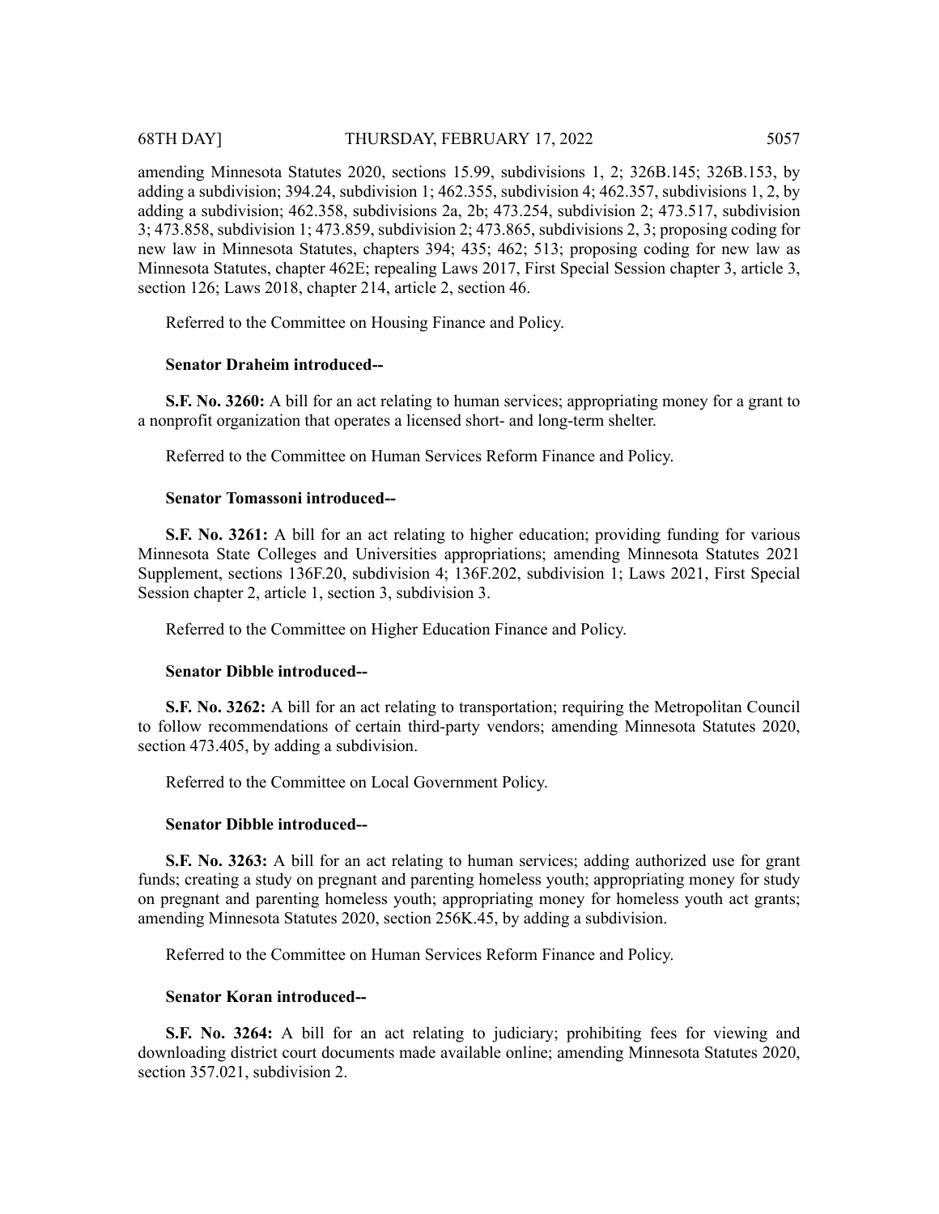amending Minnesota Statutes 2020, sections 15.99, subdivisions 1, 2; 326B.145; 326B.153, by adding a subdivision; 394.24, subdivision 1; 462.355, subdivision 4; 462.357, subdivisions 1, 2, by adding a subdivision; 462.358, subdivisions 2a, 2b; 473.254, subdivision 2; 473.517, subdivision 3; 473.858, subdivision 1; 473.859, subdivision 2; 473.865, subdivisions 2, 3; proposing coding for new law in Minnesota Statutes, chapters 394; 435; 462; 513; proposing coding for new law as Minnesota Statutes, chapter 462E; repealing Laws 2017, First Special Session chapter 3, article 3, section 126; Laws 2018, chapter 214, article 2, section 46.

Referred to the Committee on Housing Finance and Policy.

**Senator Draheim introduced--**

**S.F. No. 3260:** A bill for an act relating to human services; appropriating money for a grant to a nonprofit organization that operates a licensed short- and long-term shelter.

Referred to the Committee on Human Services Reform Finance and Policy.

**Senator Tomassoni introduced--**

**S.F. No. 3261:** A bill for an act relating to higher education; providing funding for various Minnesota State Colleges and Universities appropriations; amending Minnesota Statutes 2021 Supplement, sections 136F.20, subdivision 4; 136F.202, subdivision 1; Laws 2021, First Special Session chapter 2, article 1, section 3, subdivision 3.

Referred to the Committee on Higher Education Finance and Policy.

**Senator Dibble introduced--**

**S.F. No. 3262:** A bill for an act relating to transportation; requiring the Metropolitan Council to follow recommendations of certain third-party vendors; amending Minnesota Statutes 2020, section 473.405, by adding a subdivision.

Referred to the Committee on Local Government Policy.

**Senator Dibble introduced--**

**S.F. No. 3263:** A bill for an act relating to human services; adding authorized use for grant funds; creating a study on pregnant and parenting homeless youth; appropriating money for study on pregnant and parenting homeless youth; appropriating money for homeless youth act grants; amending Minnesota Statutes 2020, section 256K.45, by adding a subdivision.

Referred to the Committee on Human Services Reform Finance and Policy.

**Senator Koran introduced--**

**S.F. No. 3264:** A bill for an act relating to judiciary; prohibiting fees for viewing and downloading district court documents made available online; amending Minnesota Statutes 2020, section 357.021, subdivision 2.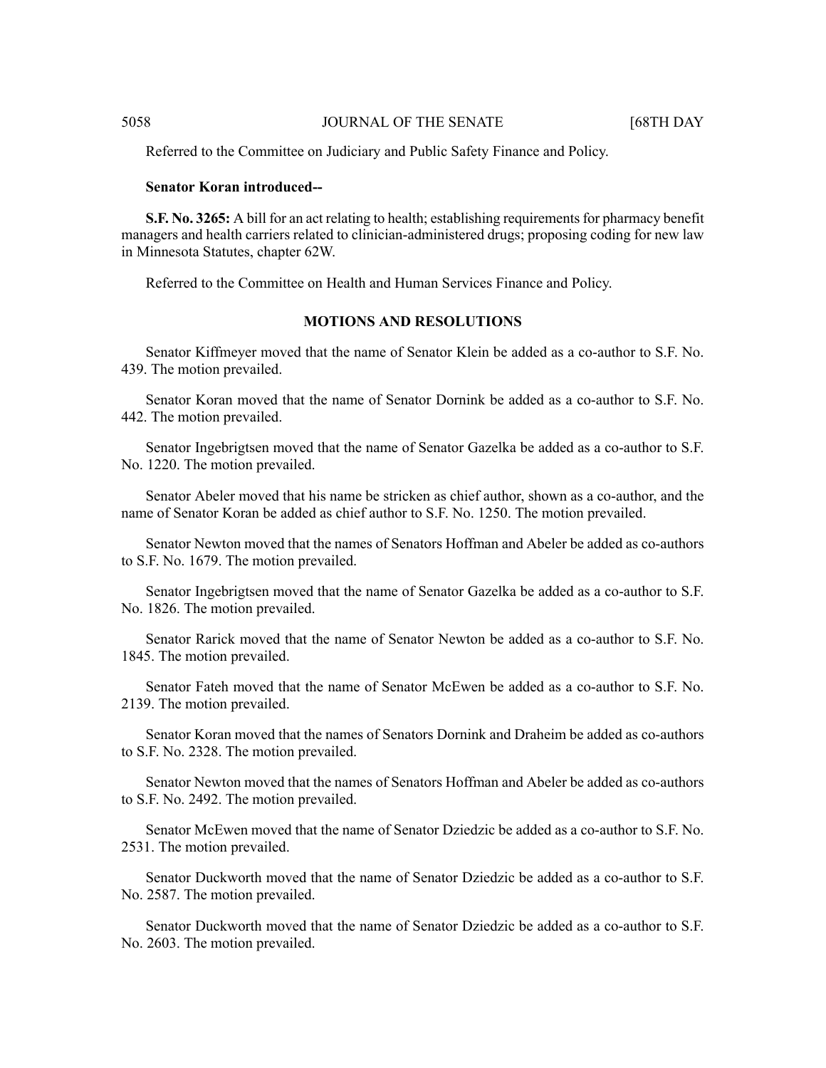Referred to the Committee on Judiciary and Public Safety Finance and Policy.

**Senator Koran introduced--**

**S.F. No. 3265:** A bill for an act relating to health; establishing requirements for pharmacy benefit managers and health carriers related to clinician-administered drugs; proposing coding for new law in Minnesota Statutes, chapter 62W.

Referred to the Committee on Health and Human Services Finance and Policy.

## MOTIONS AND RESOLUTIONS

Senator Kiffmeyer moved that the name of Senator Klein be added as a co-author to S.F. No. 439. The motion prevailed.

Senator Koran moved that the name of Senator Dornink be added as a co-author to S.F. No. 442. The motion prevailed.

Senator Ingebrigtsen moved that the name of Senator Gazelka be added as a co-author to S.F. No. 1220. The motion prevailed.

Senator Abeler moved that his name be stricken as chief author, shown as a co-author, and the name of Senator Koran be added as chief author to S.F. No. 1250. The motion prevailed.

Senator Newton moved that the names of Senators Hoffman and Abeler be added as co-authors to S.F. No. 1679. The motion prevailed.

Senator Ingebrigtsen moved that the name of Senator Gazelka be added as a co-author to S.F. No. 1826. The motion prevailed.

Senator Rarick moved that the name of Senator Newton be added as a co-author to S.F. No. 1845. The motion prevailed.

Senator Fateh moved that the name of Senator McEwen be added as a co-author to S.F. No. 2139. The motion prevailed.

Senator Koran moved that the names of Senators Dornink and Draheim be added as co-authors to S.F. No. 2328. The motion prevailed.

Senator Newton moved that the names of Senators Hoffman and Abeler be added as co-authors to S.F. No. 2492. The motion prevailed.

Senator McEwen moved that the name of Senator Dziedzic be added as a co-author to S.F. No. 2531. The motion prevailed.

Senator Duckworth moved that the name of Senator Dziedzic be added as a co-author to S.F. No. 2587. The motion prevailed.

Senator Duckworth moved that the name of Senator Dziedzic be added as a co-author to S.F. No. 2603. The motion prevailed.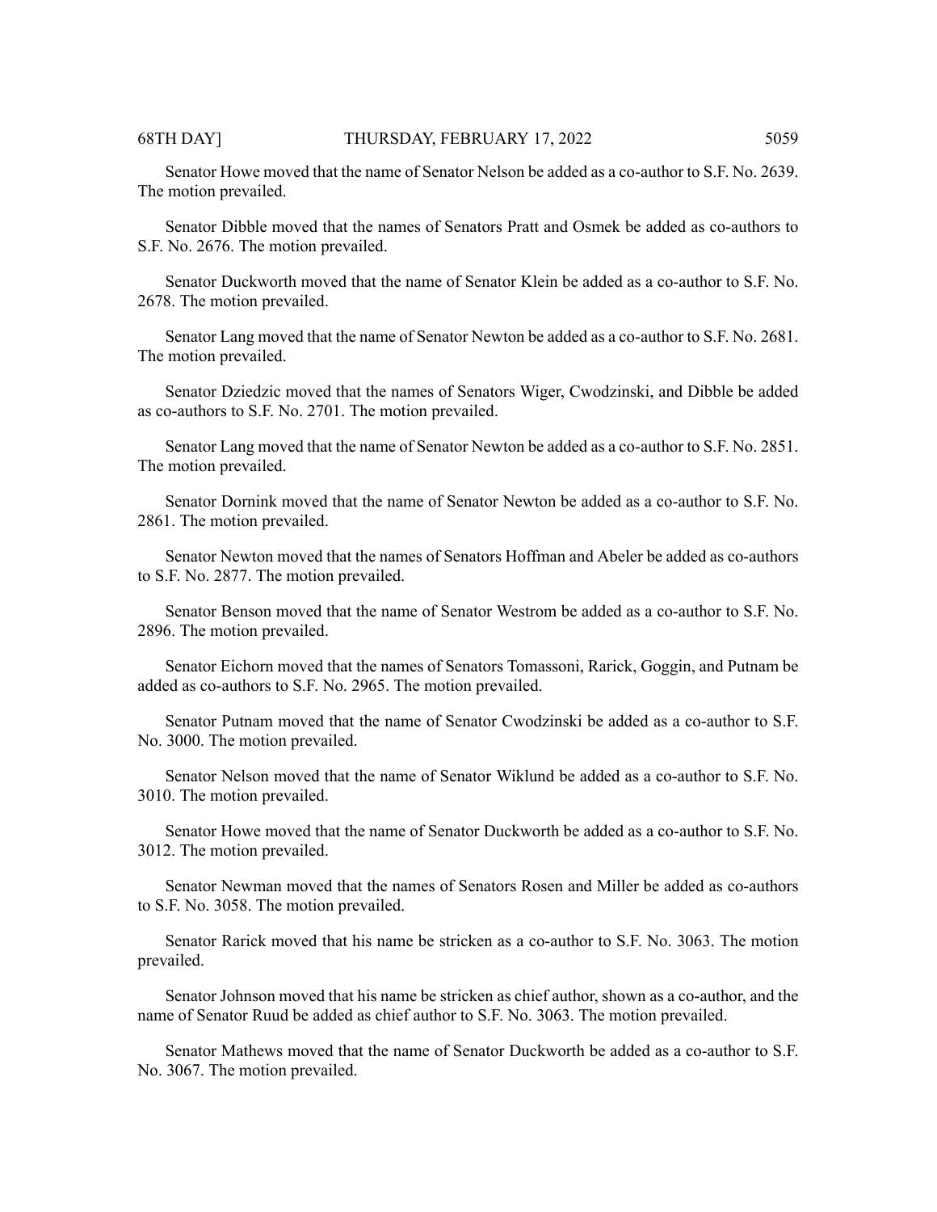Senator Howe moved that the name of Senator Nelson be added as a co-author to S.F. No. 2639. The motion prevailed.

Senator Dibble moved that the names of Senators Pratt and Osmek be added as co-authors to S.F. No. 2676. The motion prevailed.

Senator Duckworth moved that the name of Senator Klein be added as a co-author to S.F. No. 2678. The motion prevailed.

Senator Lang moved that the name of Senator Newton be added as a co-author to S.F. No. 2681. The motion prevailed.

Senator Dziedzic moved that the names of Senators Wiger, Cwodzinski, and Dibble be added as co-authors to S.F. No. 2701. The motion prevailed.

Senator Lang moved that the name of Senator Newton be added as a co-author to S.F. No. 2851. The motion prevailed.

Senator Dornink moved that the name of Senator Newton be added as a co-author to S.F. No. 2861. The motion prevailed.

Senator Newton moved that the names of Senators Hoffman and Abeler be added as co-authors to S.F. No. 2877. The motion prevailed.

Senator Benson moved that the name of Senator Westrom be added as a co-author to S.F. No. 2896. The motion prevailed.

Senator Eichorn moved that the names of Senators Tomassoni, Rarick, Goggin, and Putnam be added as co-authors to S.F. No. 2965. The motion prevailed.

Senator Putnam moved that the name of Senator Cwodzinski be added as a co-author to S.F. No. 3000. The motion prevailed.

Senator Nelson moved that the name of Senator Wiklund be added as a co-author to S.F. No. 3010. The motion prevailed.

Senator Howe moved that the name of Senator Duckworth be added as a co-author to S.F. No. 3012. The motion prevailed.

Senator Newman moved that the names of Senators Rosen and Miller be added as co-authors to S.F. No. 3058. The motion prevailed.

Senator Rarick moved that his name be stricken as a co-author to S.F. No. 3063. The motion prevailed.

Senator Johnson moved that his name be stricken as chief author, shown as a co-author, and the name of Senator Ruud be added as chief author to S.F. No. 3063. The motion prevailed.

Senator Mathews moved that the name of Senator Duckworth be added as a co-author to S.F. No. 3067. The motion prevailed.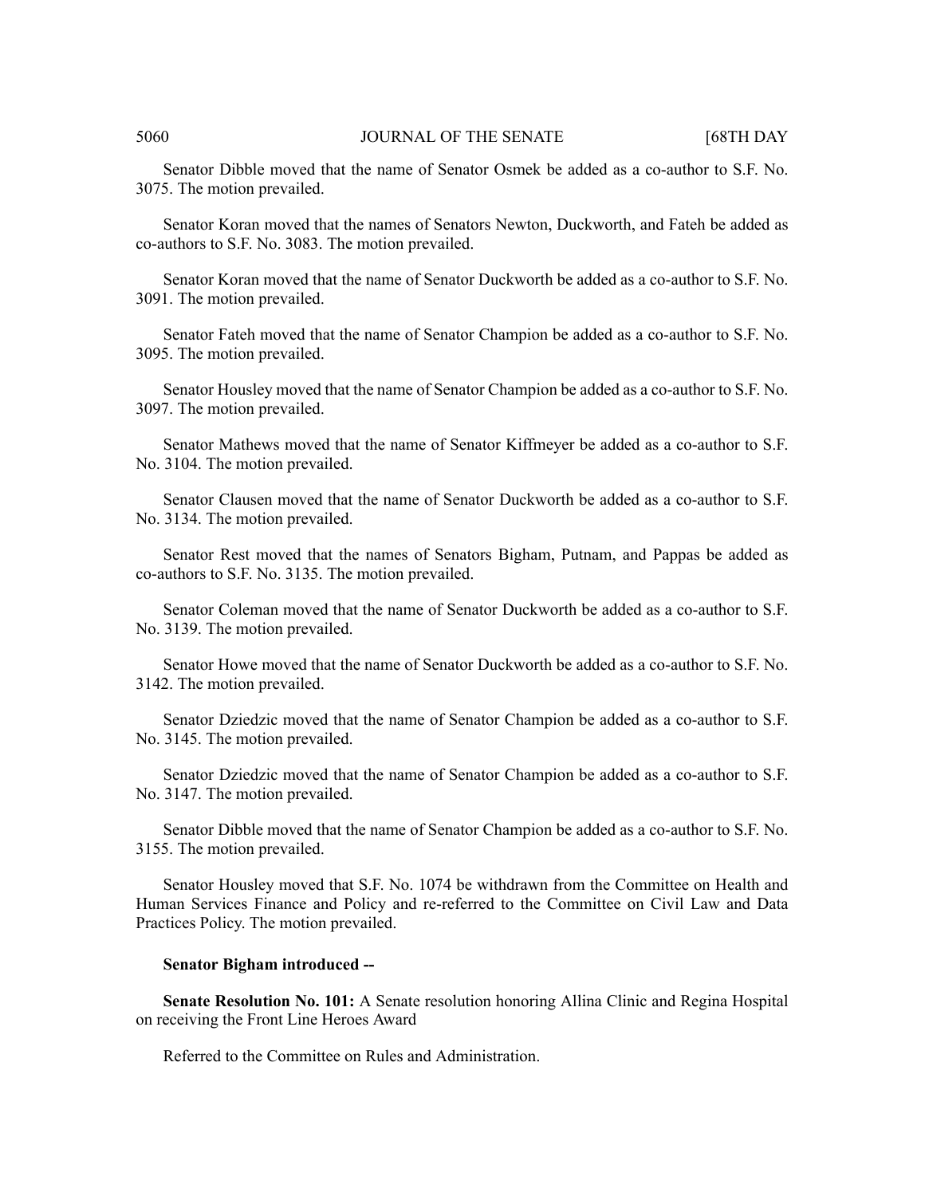Senator Dibble moved that the name of Senator Osmek be added as a co-author to S.F. No. 3075. The motion prevailed.

Senator Koran moved that the names of Senators Newton, Duckworth, and Fateh be added as co-authors to S.F. No. 3083. The motion prevailed.

Senator Koran moved that the name of Senator Duckworth be added as a co-author to S.F. No. 3091. The motion prevailed.

Senator Fateh moved that the name of Senator Champion be added as a co-author to S.F. No. 3095. The motion prevailed.

Senator Housley moved that the name of Senator Champion be added as a co-author to S.F. No. 3097. The motion prevailed.

Senator Mathews moved that the name of Senator Kiffmeyer be added as a co-author to S.F. No. 3104. The motion prevailed.

Senator Clausen moved that the name of Senator Duckworth be added as a co-author to S.F. No. 3134. The motion prevailed.

Senator Rest moved that the names of Senators Bigham, Putnam, and Pappas be added as co-authors to S.F. No. 3135. The motion prevailed.

Senator Coleman moved that the name of Senator Duckworth be added as a co-author to S.F. No. 3139. The motion prevailed.

Senator Howe moved that the name of Senator Duckworth be added as a co-author to S.F. No. 3142. The motion prevailed.

Senator Dziedzic moved that the name of Senator Champion be added as a co-author to S.F. No. 3145. The motion prevailed.

Senator Dziedzic moved that the name of Senator Champion be added as a co-author to S.F. No. 3147. The motion prevailed.

Senator Dibble moved that the name of Senator Champion be added as a co-author to S.F. No. 3155. The motion prevailed.

Senator Housley moved that S.F. No. 1074 be withdrawn from the Committee on Health and Human Services Finance and Policy and re-referred to the Committee on Civil Law and Data Practices Policy. The motion prevailed.

**Senator Bigham introduced --**

**Senate Resolution No. 101:** A Senate resolution honoring Allina Clinic and Regina Hospital on receiving the Front Line Heroes Award

Referred to the Committee on Rules and Administration.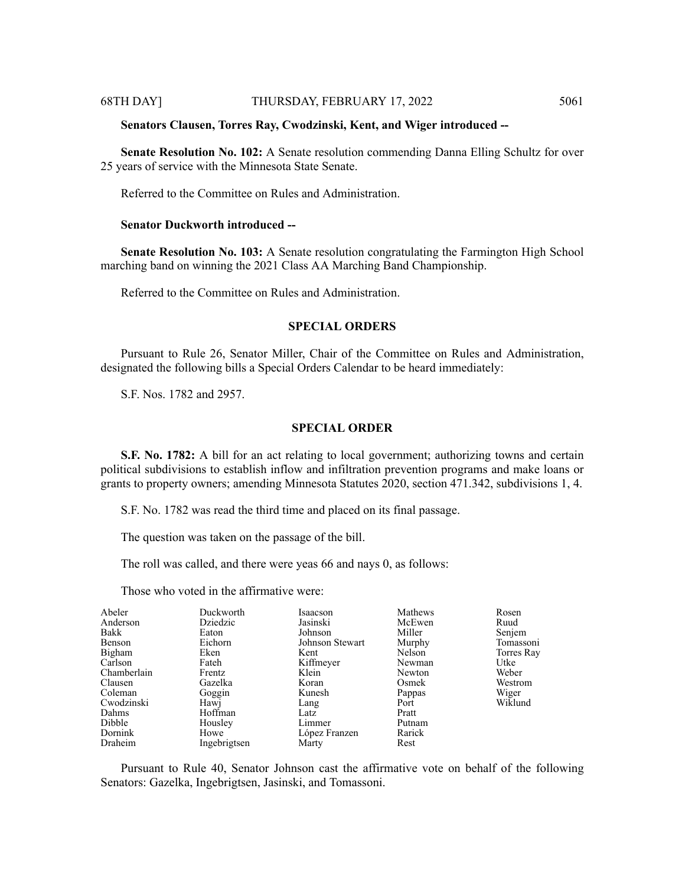**Senators Clausen, Torres Ray, Cwodzinski, Kent, and Wiger introduced --**

**Senate Resolution No. 102:** A Senate resolution commending Danna Elling Schultz for over 25 years of service with the Minnesota State Senate.

Referred to the Committee on Rules and Administration.

**Senator Duckworth introduced --**

**Senate Resolution No. 103:** A Senate resolution congratulating the Farmington High School marching band on winning the 2021 Class AA Marching Band Championship.

Referred to the Committee on Rules and Administration.

## SPECIAL ORDERS

Pursuant to Rule 26, Senator Miller, Chair of the Committee on Rules and Administration, designated the following bills a Special Orders Calendar to be heard immediately:

S.F. Nos. 1782 and 2957.

## SPECIAL ORDER

**S.F. No. 1782:** A bill for an act relating to local government; authorizing towns and certain political subdivisions to establish inflow and infiltration prevention programs and make loans or grants to property owners; amending Minnesota Statutes 2020, section 471.342, subdivisions 1, 4.

S.F. No. 1782 was read the third time and placed on its final passage.

The question was taken on the passage of the bill.

The roll was called, and there were yeas 66 and nays 0, as follows:

Those who voted in the affirmative were:

| | | | | |
|---|---|---|---|---|
| Abeler | Duckworth | Isaacson | Mathews | Rosen |
| Anderson | Dziedzic | Jasinski | McEwen | Ruud |
| Bakk | Eaton | Johnson | Miller | Senjem |
| Benson | Eichorn | Johnson Stewart | Murphy | Tomassoni |
| Bigham | Eken | Kent | Nelson | Torres Ray |
| Carlson | Fateh | Kiffmeyer | Newman | Utke |
| Chamberlain | Frentz | Klein | Newton | Weber |
| Clausen | Gazelka | Koran | Osmek | Westrom |
| Coleman | Goggin | Kunesh | Pappas | Wiger |
| Cwodzinski | Hawj | Lang | Port | Wiklund |
| Dahms | Hoffman | Latz | Pratt | |
| Dibble | Housley | Limmer | Putnam | |
| Dornink | Howe | López Franzen | Rarick | |
| Draheim | Ingebrigtsen | Marty | Rest | |

Pursuant to Rule 40, Senator Johnson cast the affirmative vote on behalf of the following Senators: Gazelka, Ingebrigtsen, Jasinski, and Tomassoni.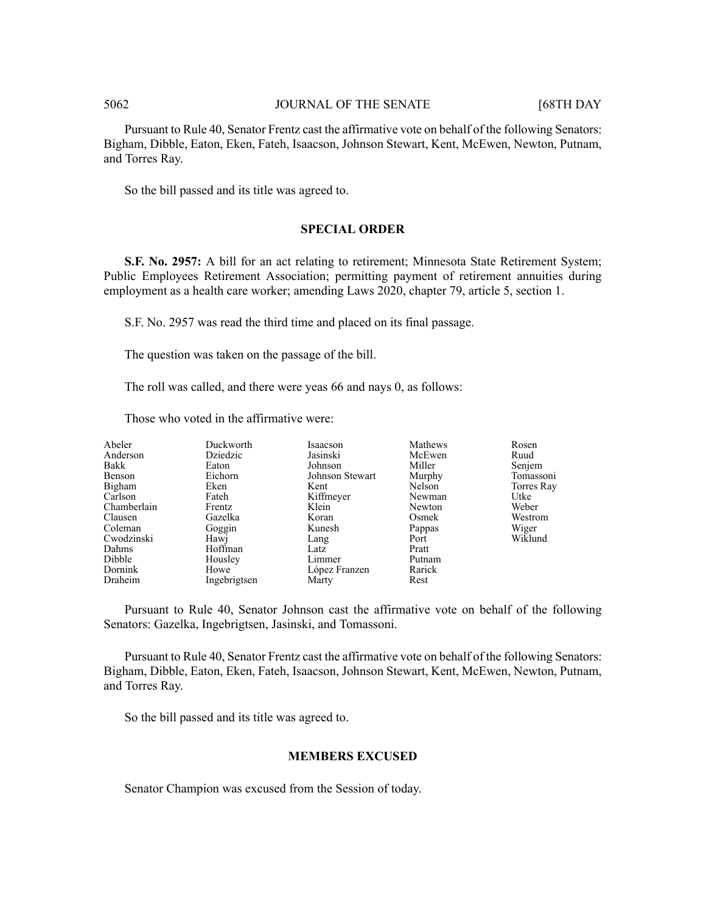Pursuant to Rule 40, Senator Frentz cast the affirmative vote on behalf of the following Senators: Bigham, Dibble, Eaton, Eken, Fateh, Isaacson, Johnson Stewart, Kent, McEwen, Newton, Putnam, and Torres Ray.

So the bill passed and its title was agreed to.

## SPECIAL ORDER

**S.F. No. 2957:** A bill for an act relating to retirement; Minnesota State Retirement System; Public Employees Retirement Association; permitting payment of retirement annuities during employment as a health care worker; amending Laws 2020, chapter 79, article 5, section 1.

S.F. No. 2957 was read the third time and placed on its final passage.

The question was taken on the passage of the bill.

The roll was called, and there were yeas 66 and nays 0, as follows:

Those who voted in the affirmative were:

| | | | | |
|---|---|---|---|---|
| Abeler | Duckworth | Isaacson | Mathews | Rosen |
| Anderson | Dziedzic | Jasinski | McEwen | Ruud |
| Bakk | Eaton | Johnson | Miller | Senjem |
| Benson | Eichorn | Johnson Stewart | Murphy | Tomassoni |
| Bigham | Eken | Kent | Nelson | Torres Ray |
| Carlson | Fateh | Kiffmeyer | Newman | Utke |
| Chamberlain | Frentz | Klein | Newton | Weber |
| Clausen | Gazelka | Koran | Osmek | Westrom |
| Coleman | Goggin | Kunesh | Pappas | Wiger |
| Cwodzinski | Hawj | Lang | Port | Wiklund |
| Dahms | Hoffman | Latz | Pratt | |
| Dibble | Housley | Limmer | Putnam | |
| Dornink | Howe | López Franzen | Rarick | |
| Draheim | Ingebrigtsen | Marty | Rest | |

Pursuant to Rule 40, Senator Johnson cast the affirmative vote on behalf of the following Senators: Gazelka, Ingebrigtsen, Jasinski, and Tomassoni.

Pursuant to Rule 40, Senator Frentz cast the affirmative vote on behalf of the following Senators: Bigham, Dibble, Eaton, Eken, Fateh, Isaacson, Johnson Stewart, Kent, McEwen, Newton, Putnam, and Torres Ray.

So the bill passed and its title was agreed to.

## MEMBERS EXCUSED

Senator Champion was excused from the Session of today.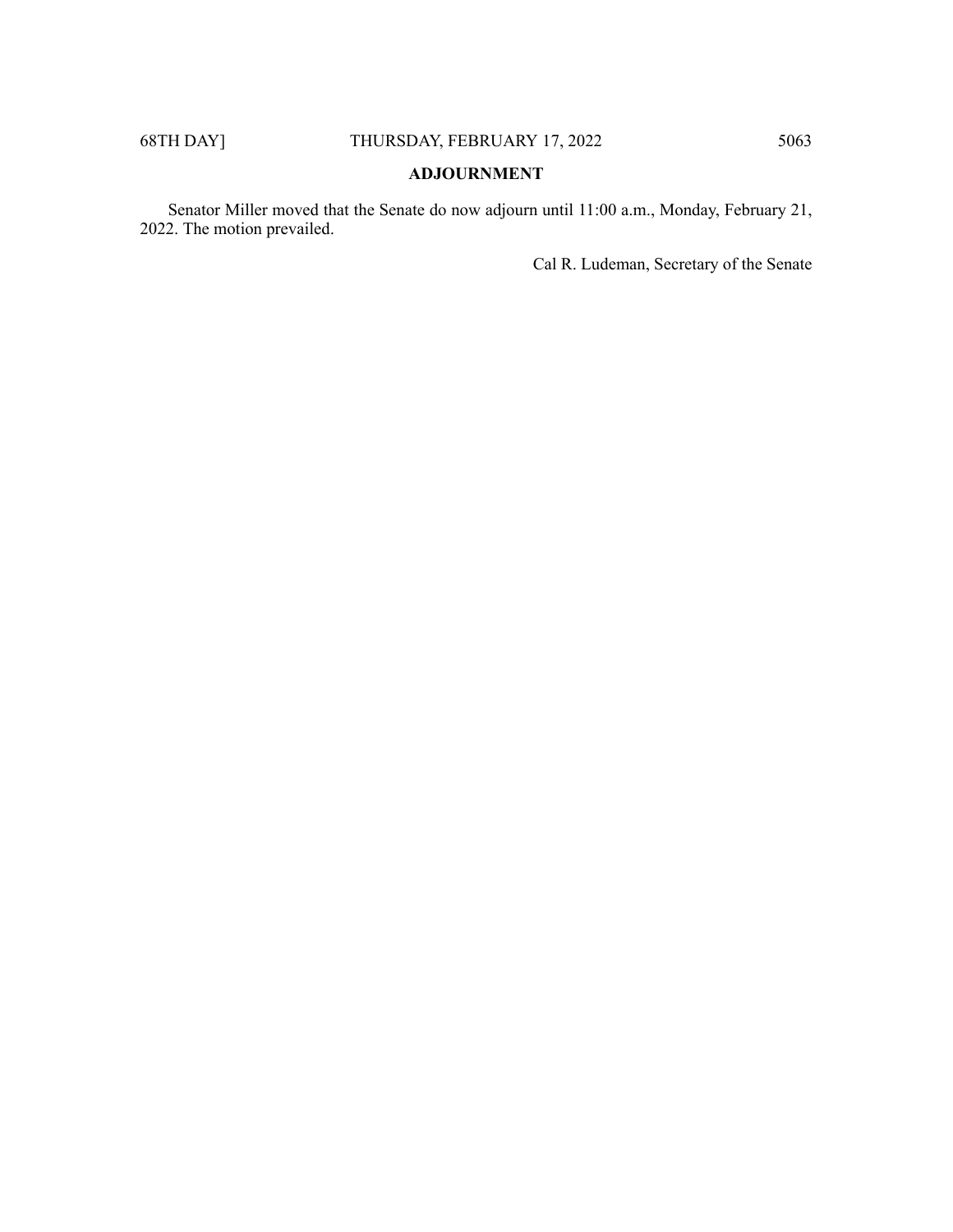## ADJOURNMENT

Senator Miller moved that the Senate do now adjourn until 11:00 a.m., Monday, February 21, 2022. The motion prevailed.

Cal R. Ludeman, Secretary of the Senate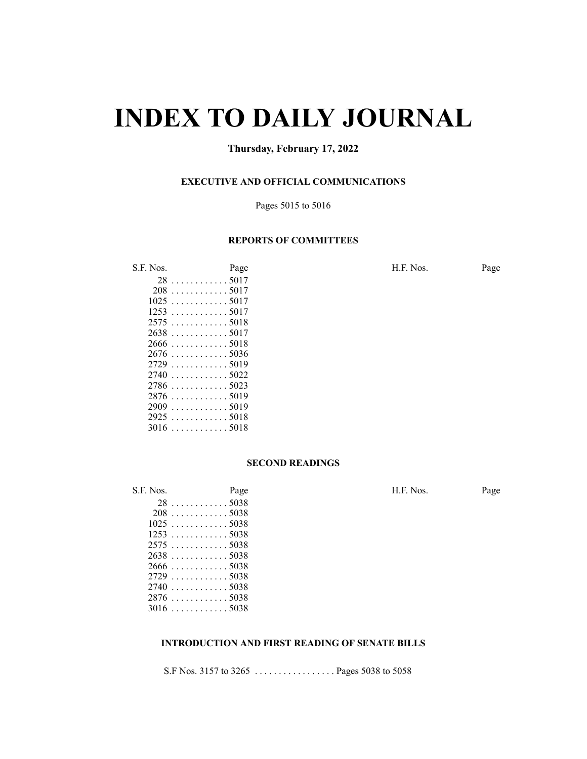# INDEX TO DAILY JOURNAL

**Thursday, February 17, 2022**

### EXECUTIVE AND OFFICIAL COMMUNICATIONS

Pages 5015 to 5016

### REPORTS OF COMMITTEES

| S.F. Nos. | Page | H.F. Nos. | Page |
|---|---|---|---|
| 28 | 5017 | | |
| 208 | 5017 | | |
| 1025 | 5017 | | |
| 1253 | 5017 | | |
| 2575 | 5018 | | |
| 2638 | 5017 | | |
| 2666 | 5018 | | |
| 2676 | 5036 | | |
| 2729 | 5019 | | |
| 2740 | 5022 | | |
| 2786 | 5023 | | |
| 2876 | 5019 | | |
| 2909 | 5019 | | |
| 2925 | 5018 | | |
| 3016 | 5018 | | |

### SECOND READINGS

| S.F. Nos. | Page | H.F. Nos. | Page |
|---|---|---|---|
| 28 | 5038 | | |
| 208 | 5038 | | |
| 1025 | 5038 | | |
| 1253 | 5038 | | |
| 2575 | 5038 | | |
| 2638 | 5038 | | |
| 2666 | 5038 | | |
| 2729 | 5038 | | |
| 2740 | 5038 | | |
| 2876 | 5038 | | |
| 3016 | 5038 | | |

### INTRODUCTION AND FIRST READING OF SENATE BILLS

S.F Nos. 3157 to 3265 . . . . . . . . . . . . . . . . . Pages 5038 to 5058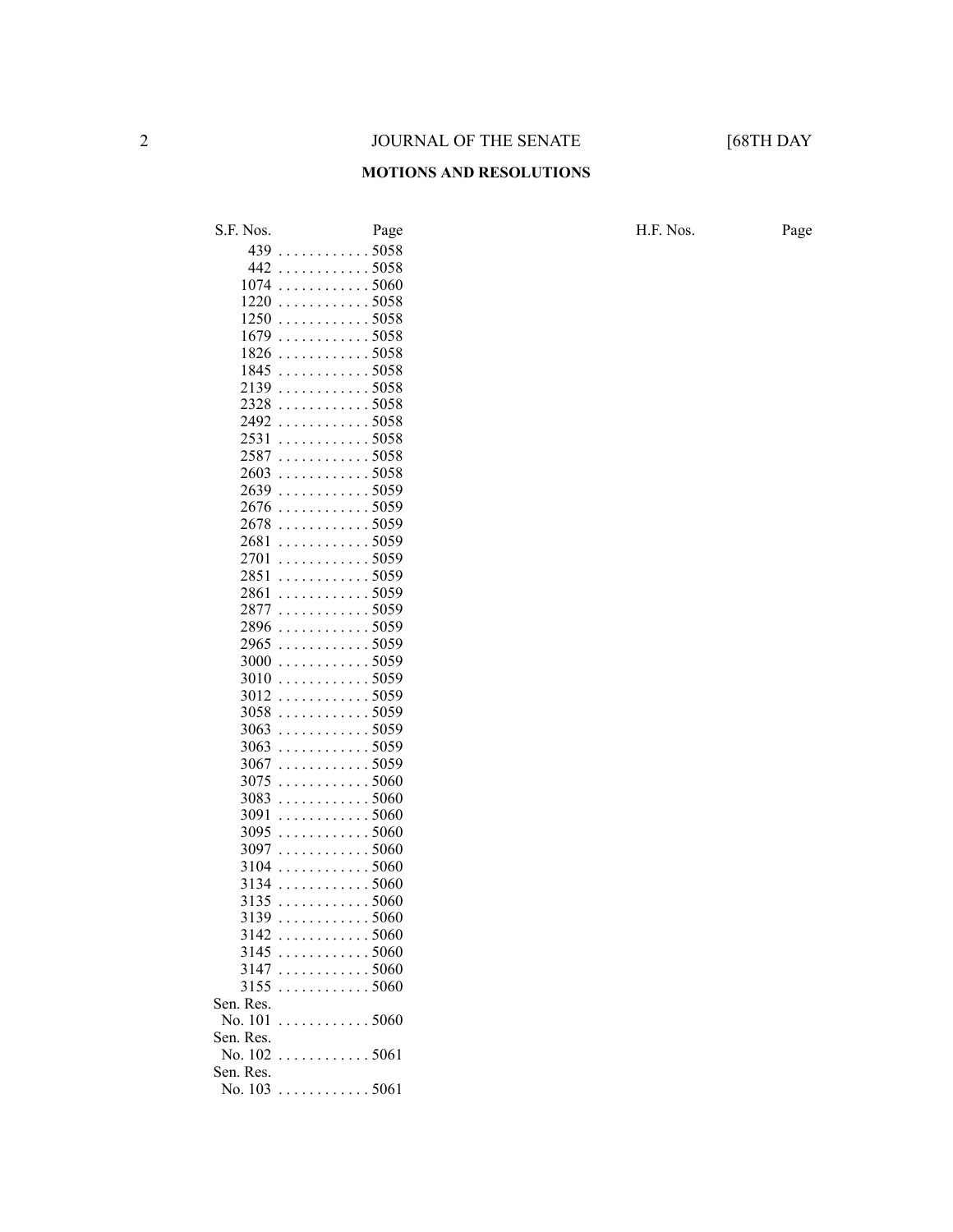## MOTIONS AND RESOLUTIONS

| S.F. Nos. | Page | H.F. Nos. | Page |
|---|---|---|---|
| 439 | 5058 | | |
| 442 | 5058 | | |
| 1074 | 5060 | | |
| 1220 | 5058 | | |
| 1250 | 5058 | | |
| 1679 | 5058 | | |
| 1826 | 5058 | | |
| 1845 | 5058 | | |
| 2139 | 5058 | | |
| 2328 | 5058 | | |
| 2492 | 5058 | | |
| 2531 | 5058 | | |
| 2587 | 5058 | | |
| 2603 | 5058 | | |
| 2639 | 5059 | | |
| 2676 | 5059 | | |
| 2678 | 5059 | | |
| 2681 | 5059 | | |
| 2701 | 5059 | | |
| 2851 | 5059 | | |
| 2861 | 5059 | | |
| 2877 | 5059 | | |
| 2896 | 5059 | | |
| 2965 | 5059 | | |
| 3000 | 5059 | | |
| 3010 | 5059 | | |
| 3012 | 5059 | | |
| 3058 | 5059 | | |
| 3063 | 5059 | | |
| 3063 | 5059 | | |
| 3067 | 5059 | | |
| 3075 | 5060 | | |
| 3083 | 5060 | | |
| 3091 | 5060 | | |
| 3095 | 5060 | | |
| 3097 | 5060 | | |
| 3104 | 5060 | | |
| 3134 | 5060 | | |
| 3135 | 5060 | | |
| 3139 | 5060 | | |
| 3142 | 5060 | | |
| 3145 | 5060 | | |
| 3147 | 5060 | | |
| 3155 | 5060 | | |
| Sen. Res. No. 101 | 5060 | | |
| Sen. Res. No. 102 | 5061 | | |
| Sen. Res. No. 103 | 5061 | | |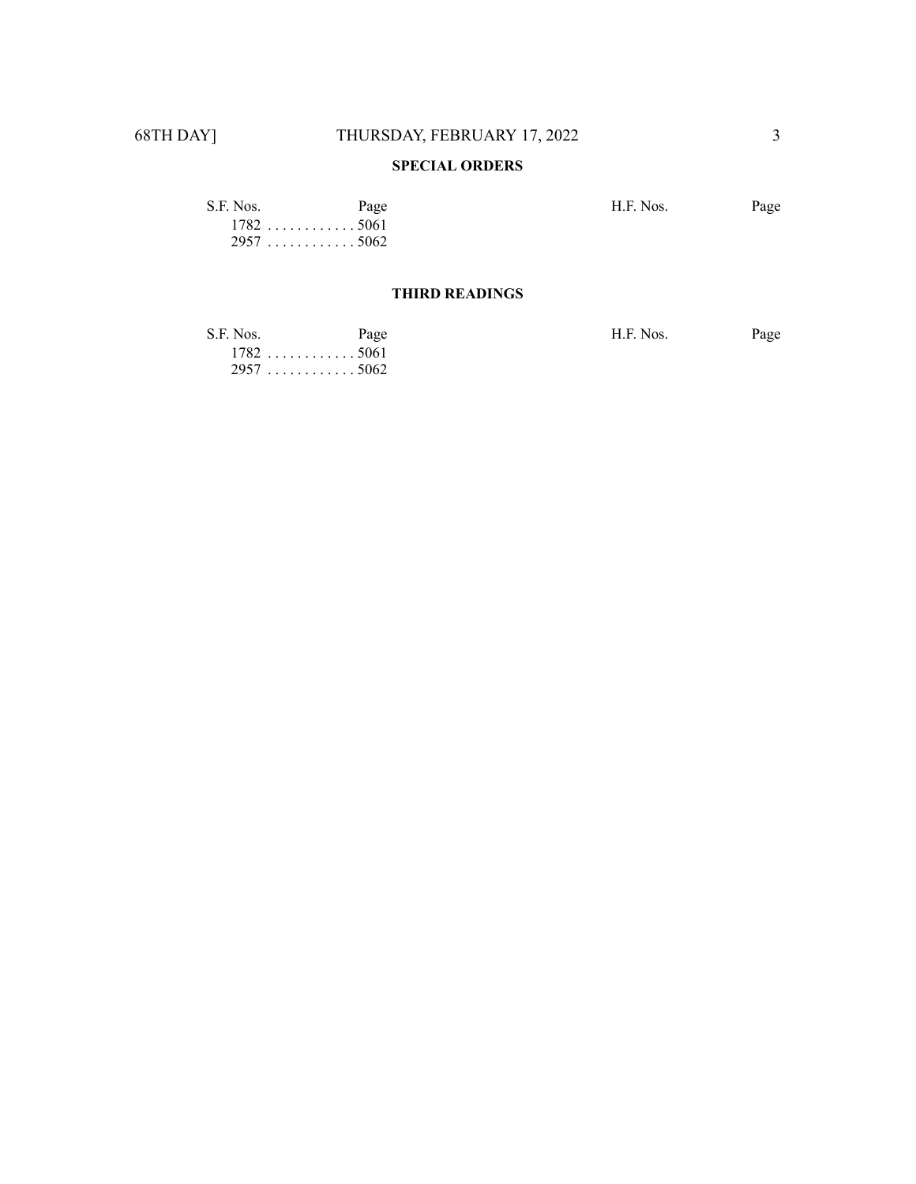## SPECIAL ORDERS

| S.F. Nos. | Page | H.F. Nos. | Page |
|---|---|---|---|
| 1782 | 5061 | | |
| 2957 | 5062 | | |

## THIRD READINGS

| S.F. Nos. | Page | H.F. Nos. | Page |
|---|---|---|---|
| 1782 | 5061 | | |
| 2957 | 5062 | | |